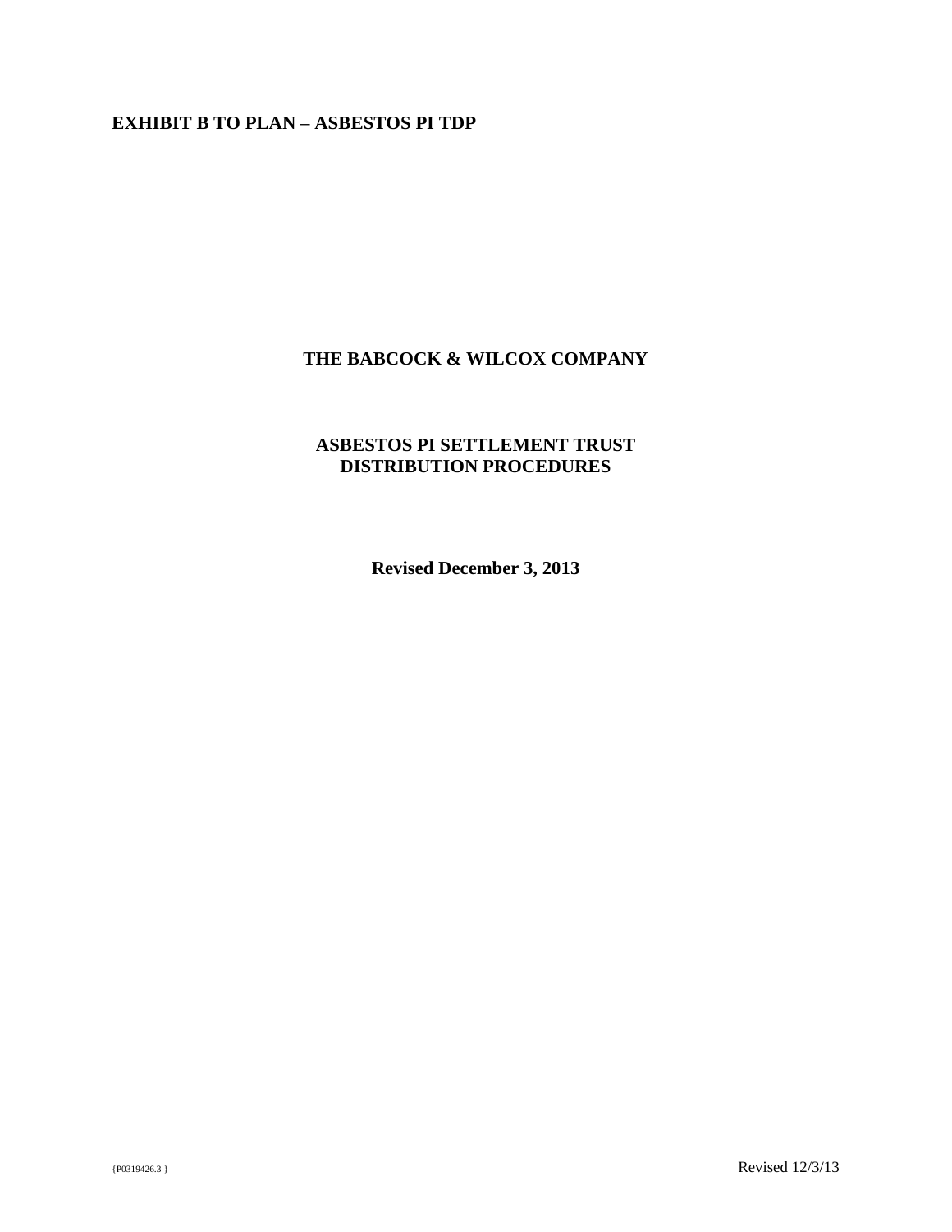**EXHIBIT B TO PLAN – ASBESTOS PI TDP**

# THE BABCOCK & WILCOX COMPANY

## ASBESTOS PI SETTLEMENT TRUST DISTRIBUTION PROCEDURES

**Revised December 3, 2013**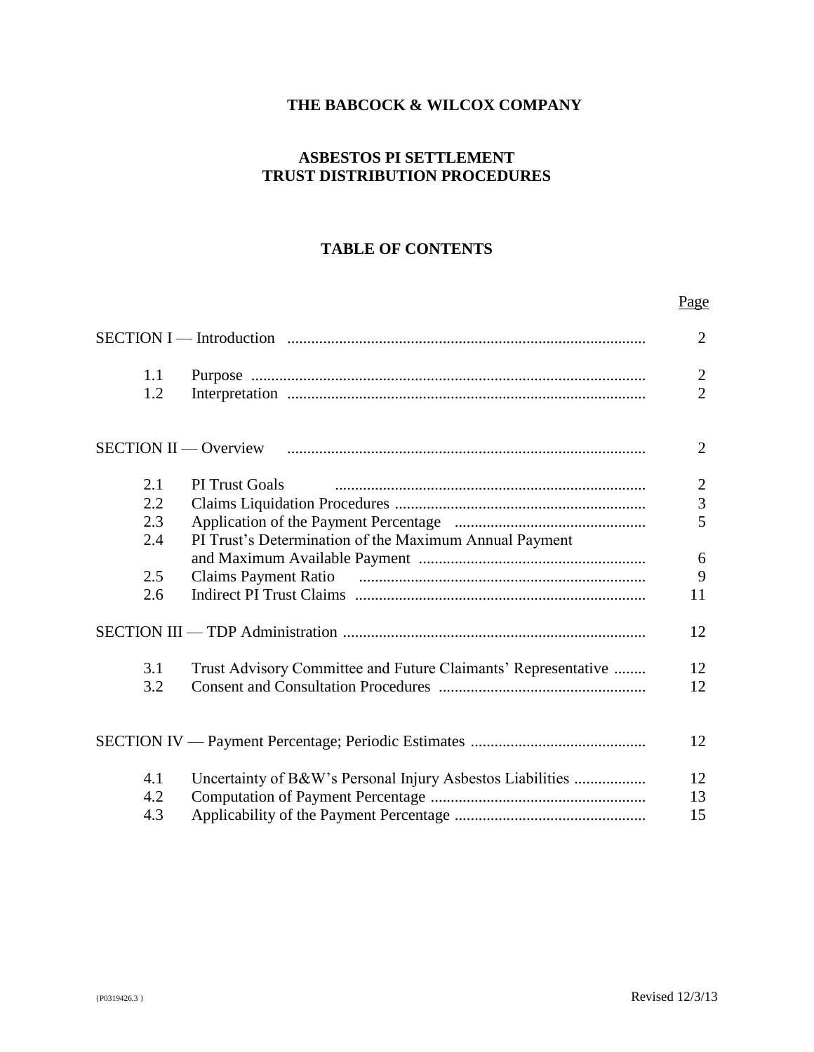# THE BABCOCK & WILCOX COMPANY

## ASBESTOS PI SETTLEMENT TRUST DISTRIBUTION PROCEDURES

### TABLE OF CONTENTS

| | | Page |
|---|---|---|
| SECTION I — Introduction | | 2 |
| 1.1 | Purpose | 2 |
| 1.2 | Interpretation | 2 |
| SECTION II — Overview | | 2 |
| 2.1 | PI Trust Goals | 2 |
| 2.2 | Claims Liquidation Procedures | 3 |
| 2.3 | Application of the Payment Percentage | 5 |
| 2.4 | PI Trust's Determination of the Maximum Annual Payment and Maximum Available Payment | 6 |
| 2.5 | Claims Payment Ratio | 9 |
| 2.6 | Indirect PI Trust Claims | 11 |
| SECTION III — TDP Administration | | 12 |
| 3.1 | Trust Advisory Committee and Future Claimants' Representative | 12 |
| 3.2 | Consent and Consultation Procedures | 12 |
| SECTION IV — Payment Percentage; Periodic Estimates | | 12 |
| 4.1 | Uncertainty of B&W's Personal Injury Asbestos Liabilities | 12 |
| 4.2 | Computation of Payment Percentage | 13 |
| 4.3 | Applicability of the Payment Percentage | 15 |

{P0319426.3 } Revised 12/3/13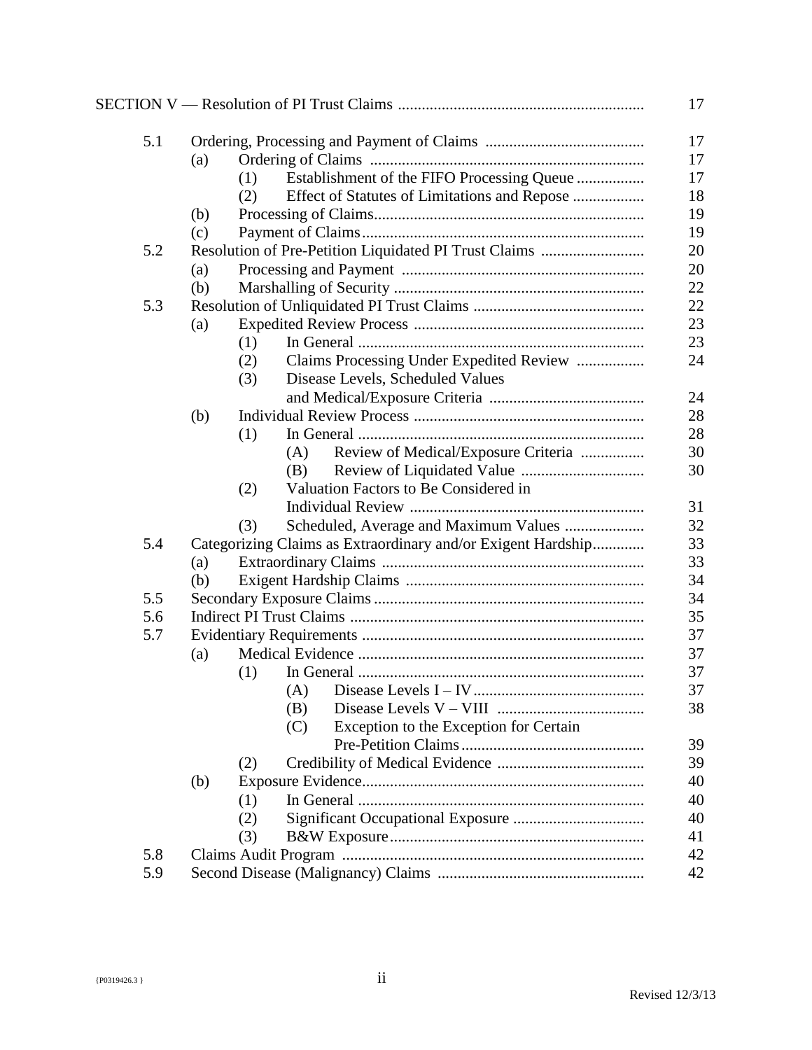| | | | | | Page |
|---|---|---|---|---|---|
| SECTION V — Resolution of PI Trust Claims | | | | | 17 |
| 5.1 | Ordering, Processing and Payment of Claims | | | | 17 |
| | (a) | Ordering of Claims | | | 17 |
| | | (1) | Establishment of the FIFO Processing Queue | | 17 |
| | | (2) | Effect of Statutes of Limitations and Repose | | 18 |
| | (b) | Processing of Claims | | | 19 |
| | (c) | Payment of Claims | | | 19 |
| 5.2 | Resolution of Pre-Petition Liquidated PI Trust Claims | | | | 20 |
| | (a) | Processing and Payment | | | 20 |
| | (b) | Marshalling of Security | | | 22 |
| 5.3 | Resolution of Unliquidated PI Trust Claims | | | | 22 |
| | (a) | Expedited Review Process | | | 23 |
| | | (1) | In General | | 23 |
| | | (2) | Claims Processing Under Expedited Review | | 24 |
| | | (3) | Disease Levels, Scheduled Values and Medical/Exposure Criteria | | 24 |
| | (b) | Individual Review Process | | | 28 |
| | | (1) | In General | | 28 |
| | | | (A) | Review of Medical/Exposure Criteria | 30 |
| | | | (B) | Review of Liquidated Value | 30 |
| | | (2) | Valuation Factors to Be Considered in Individual Review | | 31 |
| | | (3) | Scheduled, Average and Maximum Values | | 32 |
| 5.4 | Categorizing Claims as Extraordinary and/or Exigent Hardship | | | | 33 |
| | (a) | Extraordinary Claims | | | 33 |
| | (b) | Exigent Hardship Claims | | | 34 |
| 5.5 | Secondary Exposure Claims | | | | 34 |
| 5.6 | Indirect PI Trust Claims | | | | 35 |
| 5.7 | Evidentiary Requirements | | | | 37 |
| | (a) | Medical Evidence | | | 37 |
| | | (1) | In General | | 37 |
| | | | (A) | Disease Levels I – IV | 37 |
| | | | (B) | Disease Levels V – VIII | 38 |
| | | | (C) | Exception to the Exception for Certain Pre-Petition Claims | 39 |
| | | (2) | Credibility of Medical Evidence | | 39 |
| | (b) | Exposure Evidence | | | 40 |
| | | (1) | In General | | 40 |
| | | (2) | Significant Occupational Exposure | | 40 |
| | | (3) | B&W Exposure | | 41 |
| 5.8 | Claims Audit Program | | | | 42 |
| 5.9 | Second Disease (Malignancy) Claims | | | | 42 |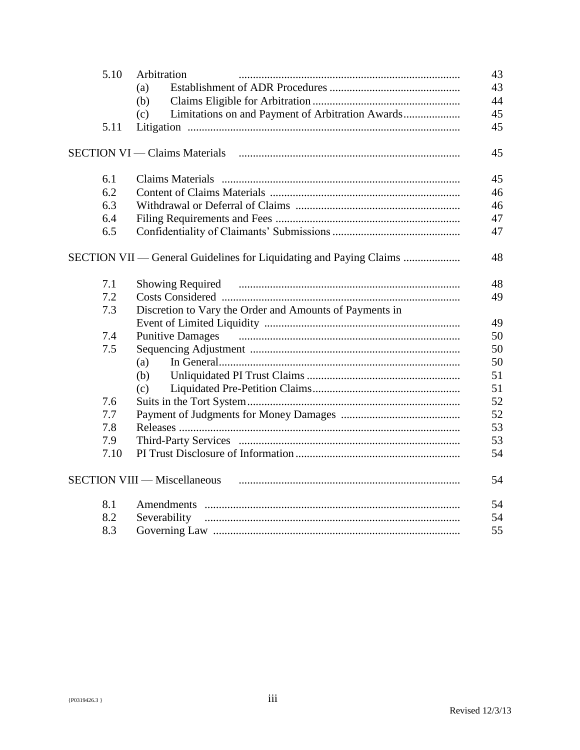| | | | |
|---|---|---|---|
| 5.10 | Arbitration | | 43 |
| | (a) | Establishment of ADR Procedures | 43 |
| | (b) | Claims Eligible for Arbitration | 44 |
| | (c) | Limitations on and Payment of Arbitration Awards | 45 |
| 5.11 | Litigation | | 45 |
| **SECTION VI — Claims Materials** | | | 45 |
| 6.1 | Claims Materials | | 45 |
| 6.2 | Content of Claims Materials | | 46 |
| 6.3 | Withdrawal or Deferral of Claims | | 46 |
| 6.4 | Filing Requirements and Fees | | 47 |
| 6.5 | Confidentiality of Claimants' Submissions | | 47 |
| **SECTION VII — General Guidelines for Liquidating and Paying Claims** | | | 48 |
| 7.1 | Showing Required | | 48 |
| 7.2 | Costs Considered | | 49 |
| 7.3 | Discretion to Vary the Order and Amounts of Payments in Event of Limited Liquidity | | 49 |
| 7.4 | Punitive Damages | | 50 |
| 7.5 | Sequencing Adjustment | | 50 |
| | (a) | In General | 50 |
| | (b) | Unliquidated PI Trust Claims | 51 |
| | (c) | Liquidated Pre-Petition Claims | 51 |
| 7.6 | Suits in the Tort System | | 52 |
| 7.7 | Payment of Judgments for Money Damages | | 52 |
| 7.8 | Releases | | 53 |
| 7.9 | Third-Party Services | | 53 |
| 7.10 | PI Trust Disclosure of Information | | 54 |
| **SECTION VIII — Miscellaneous** | | | 54 |
| 8.1 | Amendments | | 54 |
| 8.2 | Severability | | 54 |
| 8.3 | Governing Law | | 55 |

{P0319426.3 }

Revised 12/3/13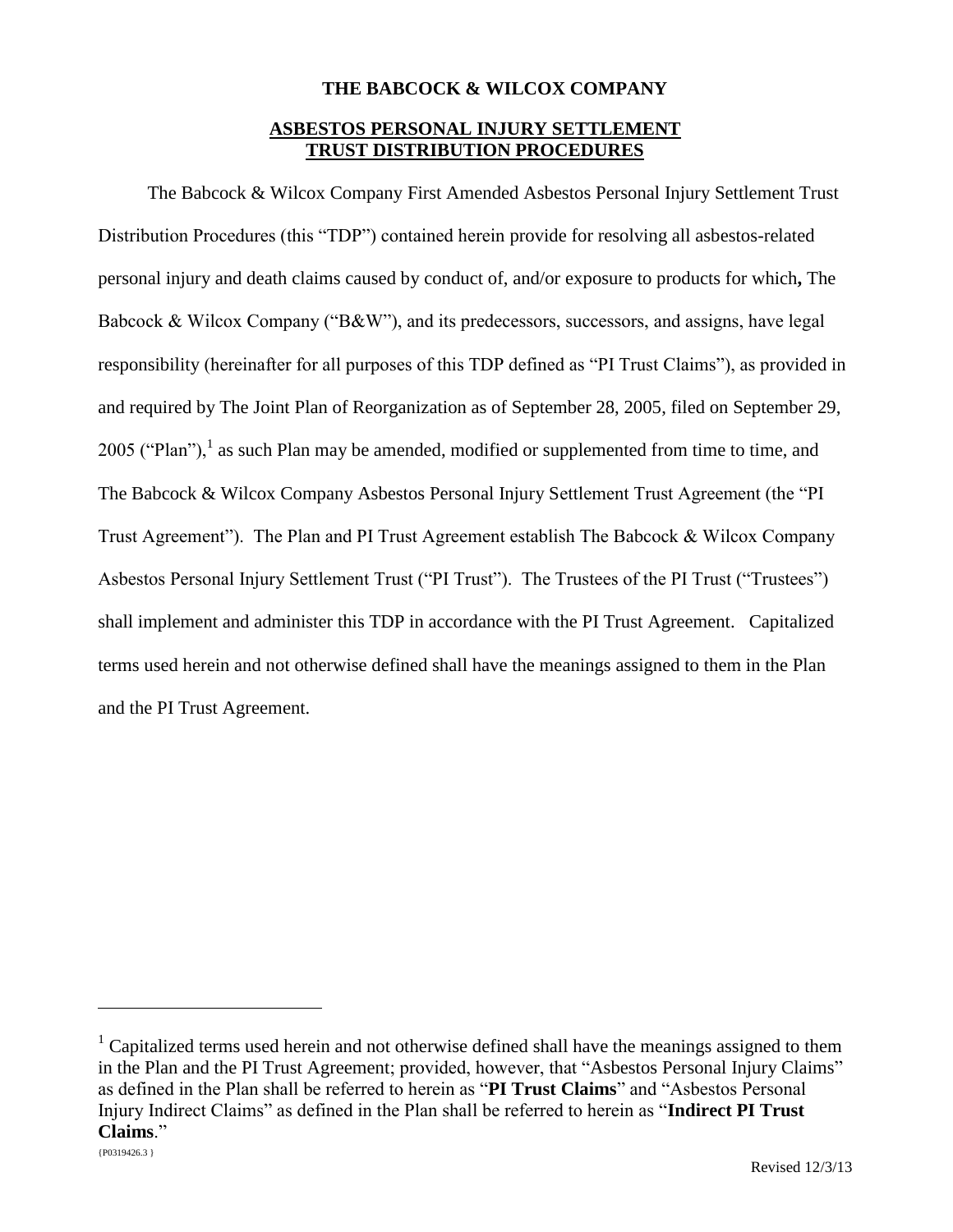**THE BABCOCK & WILCOX COMPANY**

**ASBESTOS PERSONAL INJURY SETTLEMENT TRUST DISTRIBUTION PROCEDURES**

The Babcock & Wilcox Company First Amended Asbestos Personal Injury Settlement Trust Distribution Procedures (this "TDP") contained herein provide for resolving all asbestos-related personal injury and death claims caused by conduct of, and/or exposure to products for which**,** The Babcock & Wilcox Company ("B&W"), and its predecessors, successors, and assigns, have legal responsibility (hereinafter for all purposes of this TDP defined as "PI Trust Claims"), as provided in and required by The Joint Plan of Reorganization as of September 28, 2005, filed on September 29, 2005 ("Plan"),[1] as such Plan may be amended, modified or supplemented from time to time, and The Babcock & Wilcox Company Asbestos Personal Injury Settlement Trust Agreement (the "PI Trust Agreement"). The Plan and PI Trust Agreement establish The Babcock & Wilcox Company Asbestos Personal Injury Settlement Trust ("PI Trust"). The Trustees of the PI Trust ("Trustees") shall implement and administer this TDP in accordance with the PI Trust Agreement. Capitalized terms used herein and not otherwise defined shall have the meanings assigned to them in the Plan and the PI Trust Agreement.

[1] Capitalized terms used herein and not otherwise defined shall have the meanings assigned to them in the Plan and the PI Trust Agreement; provided, however, that "Asbestos Personal Injury Claims" as defined in the Plan shall be referred to herein as "**PI Trust Claims**" and "Asbestos Personal Injury Indirect Claims" as defined in the Plan shall be referred to herein as "**Indirect PI Trust Claims**."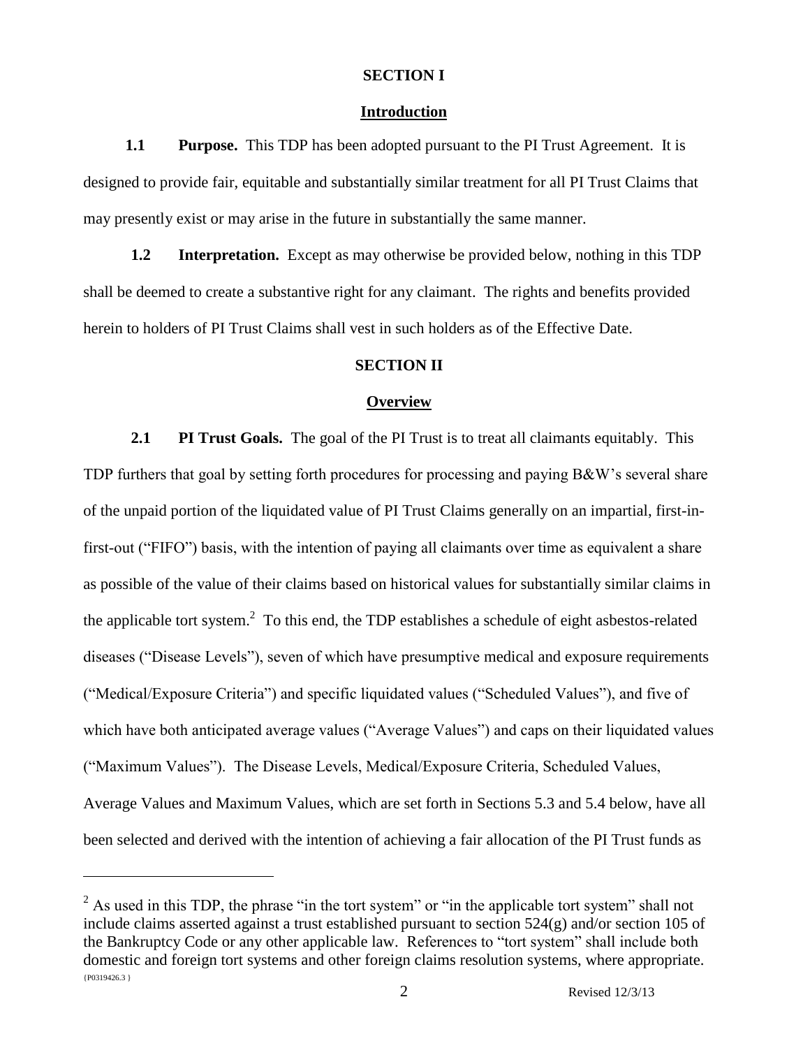## SECTION I

### Introduction

**1.1 Purpose.** This TDP has been adopted pursuant to the PI Trust Agreement. It is designed to provide fair, equitable and substantially similar treatment for all PI Trust Claims that may presently exist or may arise in the future in substantially the same manner.

**1.2 Interpretation.** Except as may otherwise be provided below, nothing in this TDP shall be deemed to create a substantive right for any claimant. The rights and benefits provided herein to holders of PI Trust Claims shall vest in such holders as of the Effective Date.

## SECTION II

### Overview

**2.1 PI Trust Goals.** The goal of the PI Trust is to treat all claimants equitably. This TDP furthers that goal by setting forth procedures for processing and paying B&W's several share of the unpaid portion of the liquidated value of PI Trust Claims generally on an impartial, first-in-first-out ("FIFO") basis, with the intention of paying all claimants over time as equivalent a share as possible of the value of their claims based on historical values for substantially similar claims in the applicable tort system.[2] To this end, the TDP establishes a schedule of eight asbestos-related diseases ("Disease Levels"), seven of which have presumptive medical and exposure requirements ("Medical/Exposure Criteria") and specific liquidated values ("Scheduled Values"), and five of which have both anticipated average values ("Average Values") and caps on their liquidated values ("Maximum Values"). The Disease Levels, Medical/Exposure Criteria, Scheduled Values, Average Values and Maximum Values, which are set forth in Sections 5.3 and 5.4 below, have all been selected and derived with the intention of achieving a fair allocation of the PI Trust funds as

---

[2] As used in this TDP, the phrase "in the tort system" or "in the applicable tort system" shall not include claims asserted against a trust established pursuant to section 524(g) and/or section 105 of the Bankruptcy Code or any other applicable law. References to "tort system" shall include both domestic and foreign tort systems and other foreign claims resolution systems, where appropriate.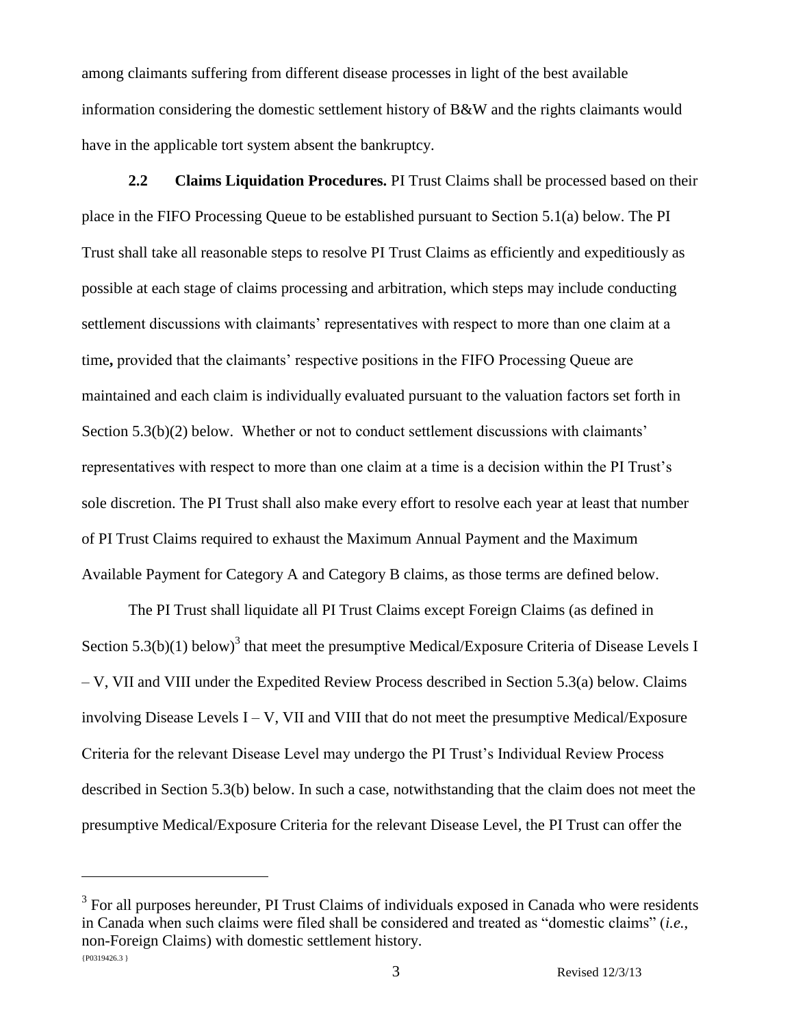among claimants suffering from different disease processes in light of the best available information considering the domestic settlement history of B&W and the rights claimants would have in the applicable tort system absent the bankruptcy.

**2.2 Claims Liquidation Procedures.** PI Trust Claims shall be processed based on their place in the FIFO Processing Queue to be established pursuant to Section 5.1(a) below. The PI Trust shall take all reasonable steps to resolve PI Trust Claims as efficiently and expeditiously as possible at each stage of claims processing and arbitration, which steps may include conducting settlement discussions with claimants' representatives with respect to more than one claim at a time**,** provided that the claimants' respective positions in the FIFO Processing Queue are maintained and each claim is individually evaluated pursuant to the valuation factors set forth in Section 5.3(b)(2) below. Whether or not to conduct settlement discussions with claimants' representatives with respect to more than one claim at a time is a decision within the PI Trust's sole discretion. The PI Trust shall also make every effort to resolve each year at least that number of PI Trust Claims required to exhaust the Maximum Annual Payment and the Maximum Available Payment for Category A and Category B claims, as those terms are defined below.

The PI Trust shall liquidate all PI Trust Claims except Foreign Claims (as defined in Section 5.3(b)(1) below)[3] that meet the presumptive Medical/Exposure Criteria of Disease Levels I – V, VII and VIII under the Expedited Review Process described in Section 5.3(a) below. Claims involving Disease Levels I – V, VII and VIII that do not meet the presumptive Medical/Exposure Criteria for the relevant Disease Level may undergo the PI Trust's Individual Review Process described in Section 5.3(b) below. In such a case, notwithstanding that the claim does not meet the presumptive Medical/Exposure Criteria for the relevant Disease Level, the PI Trust can offer the

[3] For all purposes hereunder, PI Trust Claims of individuals exposed in Canada who were residents in Canada when such claims were filed shall be considered and treated as "domestic claims" (*i.e.*, non-Foreign Claims) with domestic settlement history.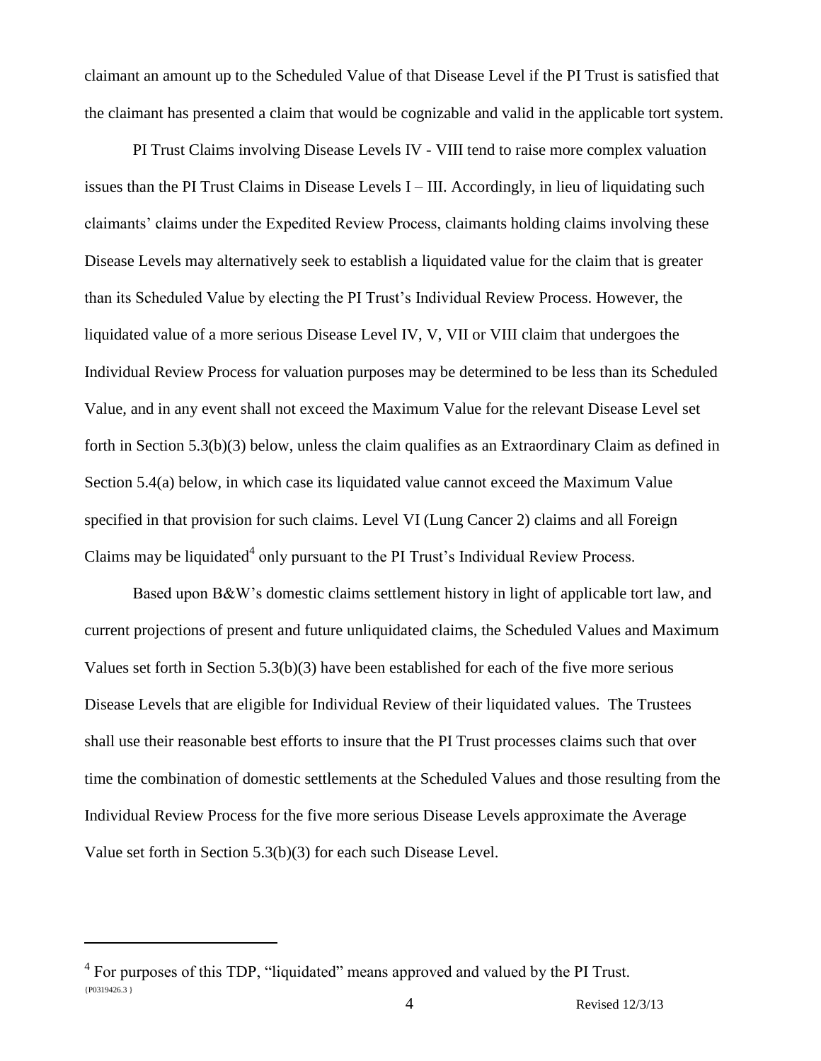claimant an amount up to the Scheduled Value of that Disease Level if the PI Trust is satisfied that the claimant has presented a claim that would be cognizable and valid in the applicable tort system.

PI Trust Claims involving Disease Levels IV - VIII tend to raise more complex valuation issues than the PI Trust Claims in Disease Levels I – III. Accordingly, in lieu of liquidating such claimants' claims under the Expedited Review Process, claimants holding claims involving these Disease Levels may alternatively seek to establish a liquidated value for the claim that is greater than its Scheduled Value by electing the PI Trust's Individual Review Process. However, the liquidated value of a more serious Disease Level IV, V, VII or VIII claim that undergoes the Individual Review Process for valuation purposes may be determined to be less than its Scheduled Value, and in any event shall not exceed the Maximum Value for the relevant Disease Level set forth in Section 5.3(b)(3) below, unless the claim qualifies as an Extraordinary Claim as defined in Section 5.4(a) below, in which case its liquidated value cannot exceed the Maximum Value specified in that provision for such claims. Level VI (Lung Cancer 2) claims and all Foreign Claims may be liquidated[4] only pursuant to the PI Trust's Individual Review Process.

Based upon B&W's domestic claims settlement history in light of applicable tort law, and current projections of present and future unliquidated claims, the Scheduled Values and Maximum Values set forth in Section 5.3(b)(3) have been established for each of the five more serious Disease Levels that are eligible for Individual Review of their liquidated values. The Trustees shall use their reasonable best efforts to insure that the PI Trust processes claims such that over time the combination of domestic settlements at the Scheduled Values and those resulting from the Individual Review Process for the five more serious Disease Levels approximate the Average Value set forth in Section 5.3(b)(3) for each such Disease Level.

[4] For purposes of this TDP, "liquidated" means approved and valued by the PI Trust.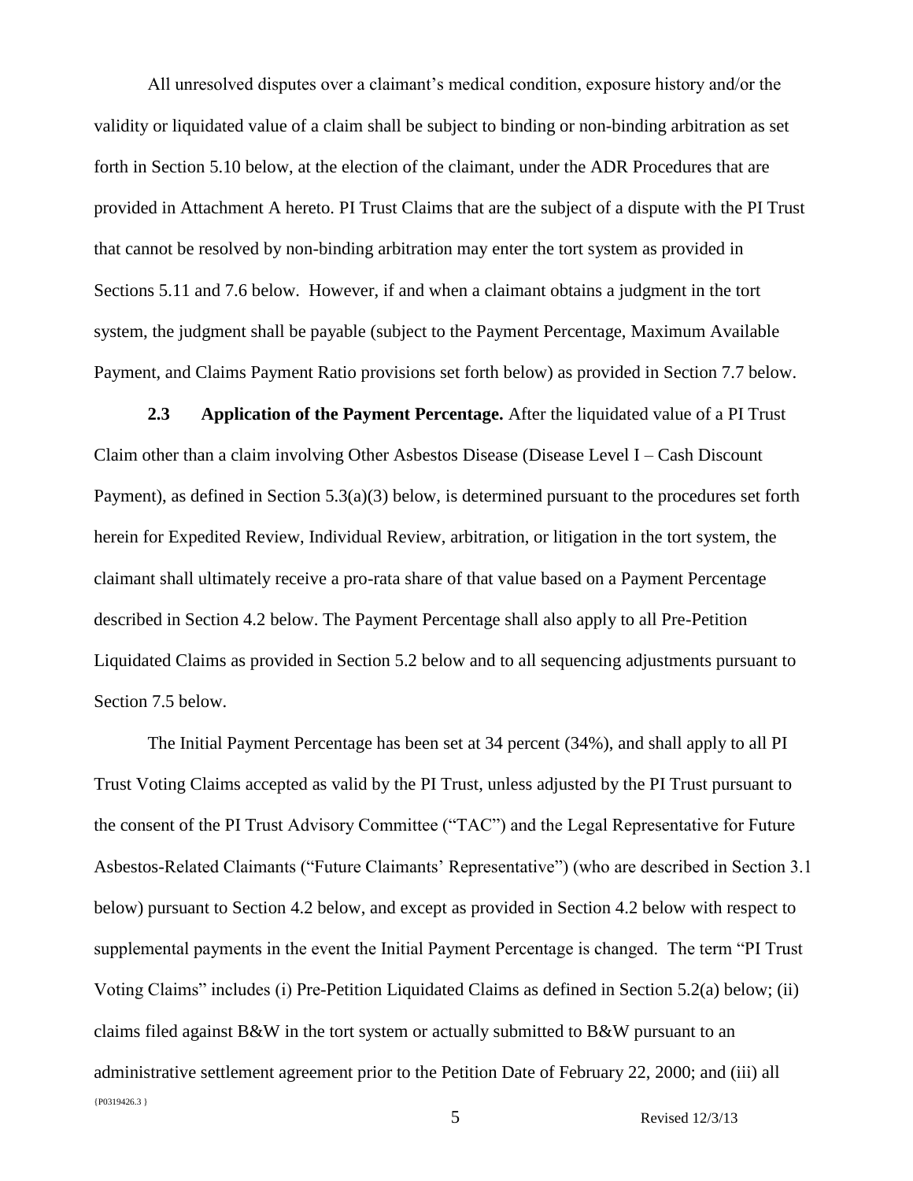All unresolved disputes over a claimant's medical condition, exposure history and/or the validity or liquidated value of a claim shall be subject to binding or non-binding arbitration as set forth in Section 5.10 below, at the election of the claimant, under the ADR Procedures that are provided in Attachment A hereto. PI Trust Claims that are the subject of a dispute with the PI Trust that cannot be resolved by non-binding arbitration may enter the tort system as provided in Sections 5.11 and 7.6 below. However, if and when a claimant obtains a judgment in the tort system, the judgment shall be payable (subject to the Payment Percentage, Maximum Available Payment, and Claims Payment Ratio provisions set forth below) as provided in Section 7.7 below.

**2.3 Application of the Payment Percentage.** After the liquidated value of a PI Trust Claim other than a claim involving Other Asbestos Disease (Disease Level I – Cash Discount Payment), as defined in Section 5.3(a)(3) below, is determined pursuant to the procedures set forth herein for Expedited Review, Individual Review, arbitration, or litigation in the tort system, the claimant shall ultimately receive a pro-rata share of that value based on a Payment Percentage described in Section 4.2 below. The Payment Percentage shall also apply to all Pre-Petition Liquidated Claims as provided in Section 5.2 below and to all sequencing adjustments pursuant to Section 7.5 below.

The Initial Payment Percentage has been set at 34 percent (34%), and shall apply to all PI Trust Voting Claims accepted as valid by the PI Trust, unless adjusted by the PI Trust pursuant to the consent of the PI Trust Advisory Committee ("TAC") and the Legal Representative for Future Asbestos-Related Claimants ("Future Claimants' Representative") (who are described in Section 3.1 below) pursuant to Section 4.2 below, and except as provided in Section 4.2 below with respect to supplemental payments in the event the Initial Payment Percentage is changed. The term "PI Trust Voting Claims" includes (i) Pre-Petition Liquidated Claims as defined in Section 5.2(a) below; (ii) claims filed against B&W in the tort system or actually submitted to B&W pursuant to an administrative settlement agreement prior to the Petition Date of February 22, 2000; and (iii) all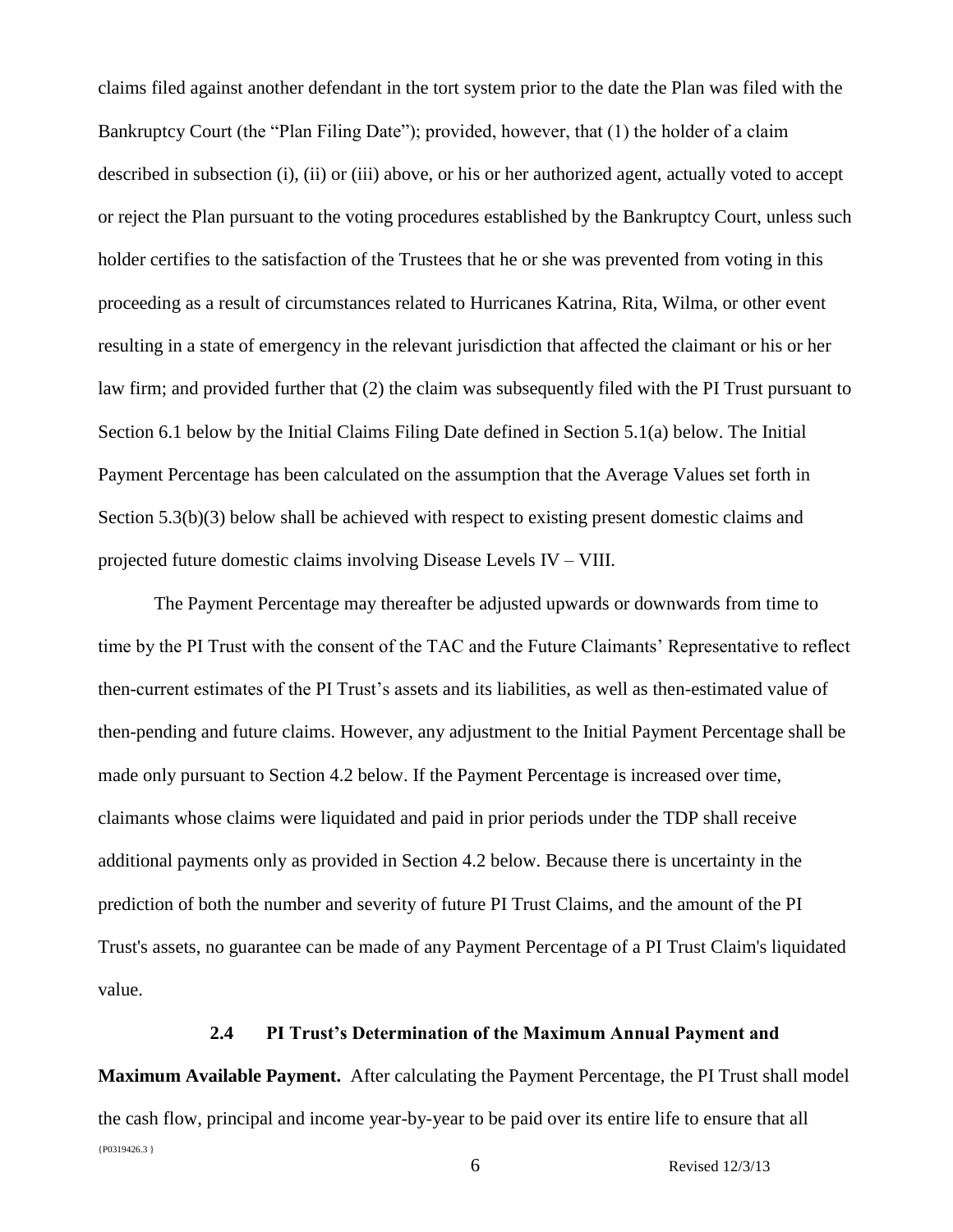claims filed against another defendant in the tort system prior to the date the Plan was filed with the Bankruptcy Court (the "Plan Filing Date"); provided, however, that (1) the holder of a claim described in subsection (i), (ii) or (iii) above, or his or her authorized agent, actually voted to accept or reject the Plan pursuant to the voting procedures established by the Bankruptcy Court, unless such holder certifies to the satisfaction of the Trustees that he or she was prevented from voting in this proceeding as a result of circumstances related to Hurricanes Katrina, Rita, Wilma, or other event resulting in a state of emergency in the relevant jurisdiction that affected the claimant or his or her law firm; and provided further that (2) the claim was subsequently filed with the PI Trust pursuant to Section 6.1 below by the Initial Claims Filing Date defined in Section 5.1(a) below. The Initial Payment Percentage has been calculated on the assumption that the Average Values set forth in Section 5.3(b)(3) below shall be achieved with respect to existing present domestic claims and projected future domestic claims involving Disease Levels IV – VIII.

The Payment Percentage may thereafter be adjusted upwards or downwards from time to time by the PI Trust with the consent of the TAC and the Future Claimants' Representative to reflect then-current estimates of the PI Trust's assets and its liabilities, as well as then-estimated value of then-pending and future claims. However, any adjustment to the Initial Payment Percentage shall be made only pursuant to Section 4.2 below. If the Payment Percentage is increased over time, claimants whose claims were liquidated and paid in prior periods under the TDP shall receive additional payments only as provided in Section 4.2 below. Because there is uncertainty in the prediction of both the number and severity of future PI Trust Claims, and the amount of the PI Trust's assets, no guarantee can be made of any Payment Percentage of a PI Trust Claim's liquidated value.

**2.4 PI Trust's Determination of the Maximum Annual Payment and Maximum Available Payment.** After calculating the Payment Percentage, the PI Trust shall model the cash flow, principal and income year-by-year to be paid over its entire life to ensure that all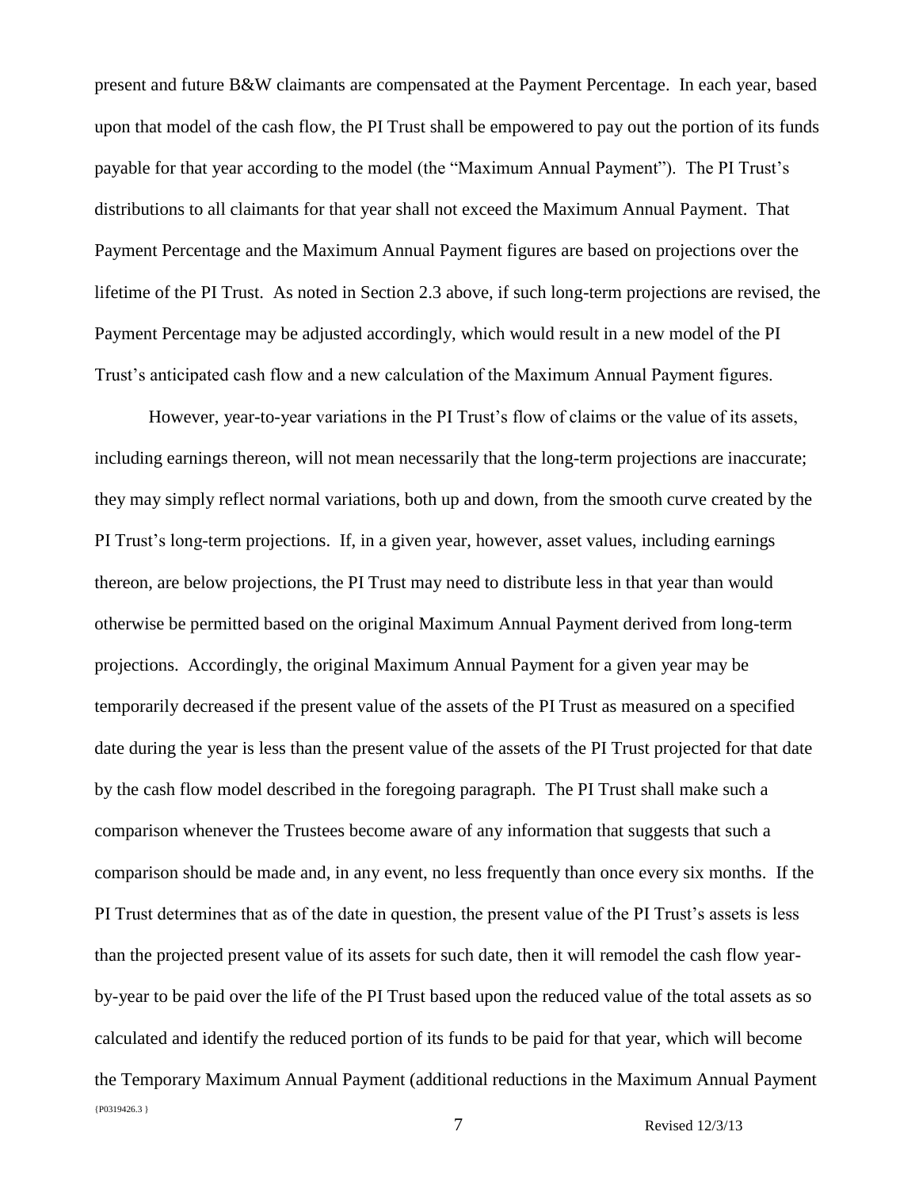present and future B&W claimants are compensated at the Payment Percentage. In each year, based upon that model of the cash flow, the PI Trust shall be empowered to pay out the portion of its funds payable for that year according to the model (the "Maximum Annual Payment"). The PI Trust's distributions to all claimants for that year shall not exceed the Maximum Annual Payment. That Payment Percentage and the Maximum Annual Payment figures are based on projections over the lifetime of the PI Trust. As noted in Section 2.3 above, if such long-term projections are revised, the Payment Percentage may be adjusted accordingly, which would result in a new model of the PI Trust's anticipated cash flow and a new calculation of the Maximum Annual Payment figures.

However, year-to-year variations in the PI Trust's flow of claims or the value of its assets, including earnings thereon, will not mean necessarily that the long-term projections are inaccurate; they may simply reflect normal variations, both up and down, from the smooth curve created by the PI Trust's long-term projections. If, in a given year, however, asset values, including earnings thereon, are below projections, the PI Trust may need to distribute less in that year than would otherwise be permitted based on the original Maximum Annual Payment derived from long-term projections. Accordingly, the original Maximum Annual Payment for a given year may be temporarily decreased if the present value of the assets of the PI Trust as measured on a specified date during the year is less than the present value of the assets of the PI Trust projected for that date by the cash flow model described in the foregoing paragraph. The PI Trust shall make such a comparison whenever the Trustees become aware of any information that suggests that such a comparison should be made and, in any event, no less frequently than once every six months. If the PI Trust determines that as of the date in question, the present value of the PI Trust's assets is less than the projected present value of its assets for such date, then it will remodel the cash flow year-by-year to be paid over the life of the PI Trust based upon the reduced value of the total assets as so calculated and identify the reduced portion of its funds to be paid for that year, which will become the Temporary Maximum Annual Payment (additional reductions in the Maximum Annual Payment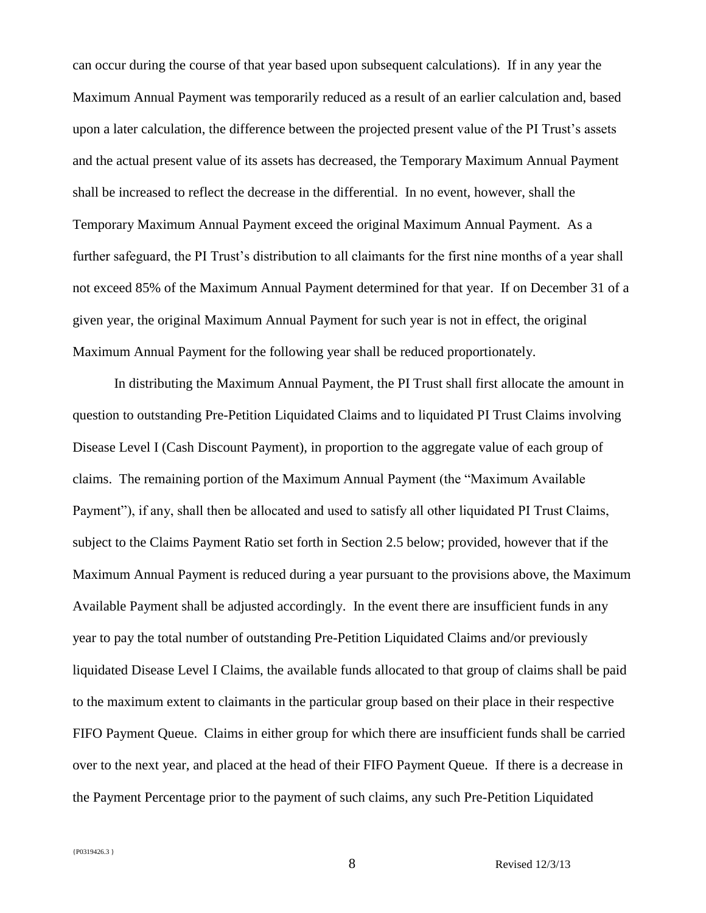can occur during the course of that year based upon subsequent calculations). If in any year the Maximum Annual Payment was temporarily reduced as a result of an earlier calculation and, based upon a later calculation, the difference between the projected present value of the PI Trust's assets and the actual present value of its assets has decreased, the Temporary Maximum Annual Payment shall be increased to reflect the decrease in the differential. In no event, however, shall the Temporary Maximum Annual Payment exceed the original Maximum Annual Payment. As a further safeguard, the PI Trust's distribution to all claimants for the first nine months of a year shall not exceed 85% of the Maximum Annual Payment determined for that year. If on December 31 of a given year, the original Maximum Annual Payment for such year is not in effect, the original Maximum Annual Payment for the following year shall be reduced proportionately.

In distributing the Maximum Annual Payment, the PI Trust shall first allocate the amount in question to outstanding Pre-Petition Liquidated Claims and to liquidated PI Trust Claims involving Disease Level I (Cash Discount Payment), in proportion to the aggregate value of each group of claims. The remaining portion of the Maximum Annual Payment (the "Maximum Available Payment"), if any, shall then be allocated and used to satisfy all other liquidated PI Trust Claims, subject to the Claims Payment Ratio set forth in Section 2.5 below; provided, however that if the Maximum Annual Payment is reduced during a year pursuant to the provisions above, the Maximum Available Payment shall be adjusted accordingly. In the event there are insufficient funds in any year to pay the total number of outstanding Pre-Petition Liquidated Claims and/or previously liquidated Disease Level I Claims, the available funds allocated to that group of claims shall be paid to the maximum extent to claimants in the particular group based on their place in their respective FIFO Payment Queue. Claims in either group for which there are insufficient funds shall be carried over to the next year, and placed at the head of their FIFO Payment Queue. If there is a decrease in the Payment Percentage prior to the payment of such claims, any such Pre-Petition Liquidated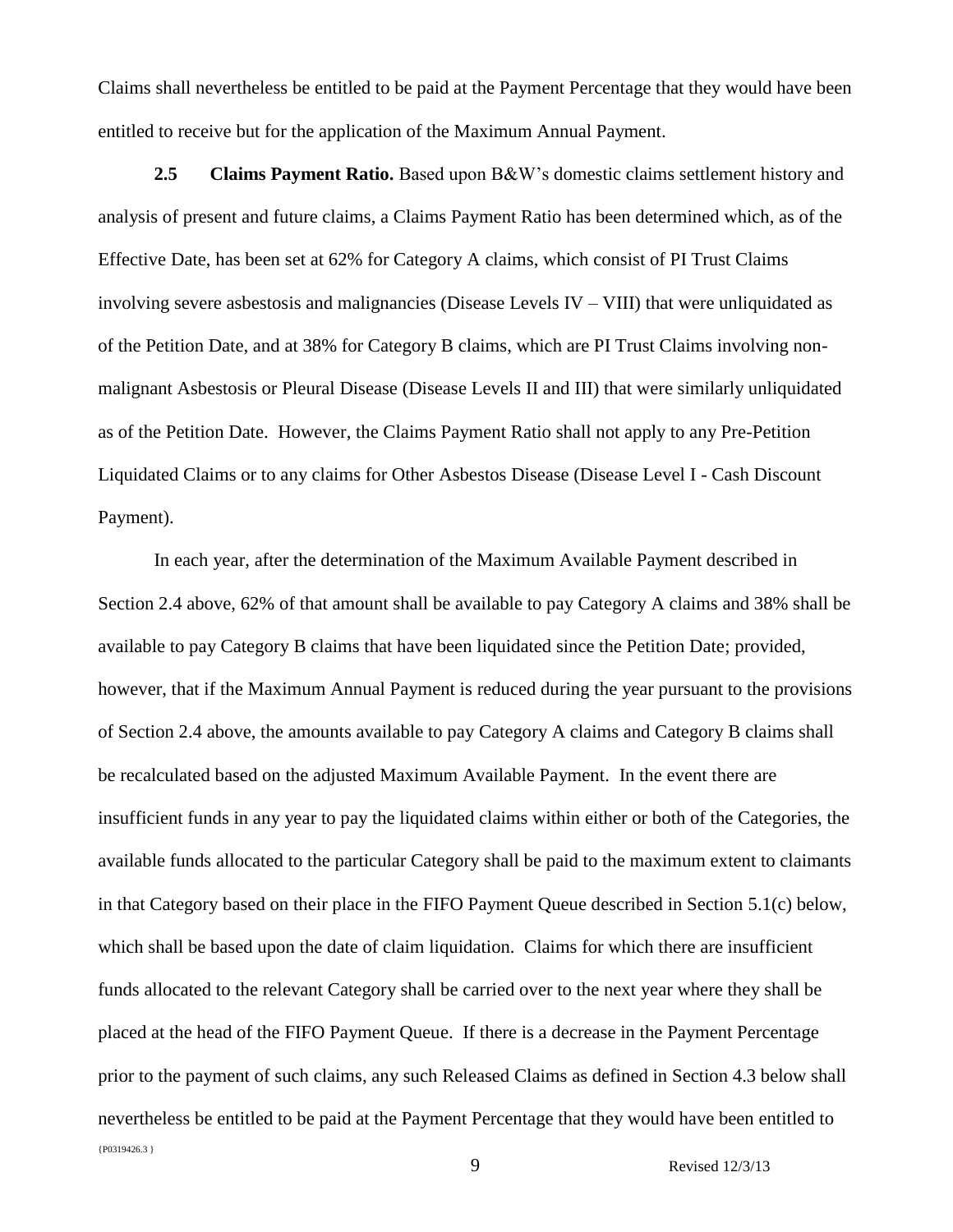Claims shall nevertheless be entitled to be paid at the Payment Percentage that they would have been entitled to receive but for the application of the Maximum Annual Payment.

**2.5 Claims Payment Ratio.** Based upon B&W's domestic claims settlement history and analysis of present and future claims, a Claims Payment Ratio has been determined which, as of the Effective Date, has been set at 62% for Category A claims, which consist of PI Trust Claims involving severe asbestosis and malignancies (Disease Levels IV – VIII) that were unliquidated as of the Petition Date, and at 38% for Category B claims, which are PI Trust Claims involving non-malignant Asbestosis or Pleural Disease (Disease Levels II and III) that were similarly unliquidated as of the Petition Date. However, the Claims Payment Ratio shall not apply to any Pre-Petition Liquidated Claims or to any claims for Other Asbestos Disease (Disease Level I - Cash Discount Payment).

In each year, after the determination of the Maximum Available Payment described in Section 2.4 above, 62% of that amount shall be available to pay Category A claims and 38% shall be available to pay Category B claims that have been liquidated since the Petition Date; provided, however, that if the Maximum Annual Payment is reduced during the year pursuant to the provisions of Section 2.4 above, the amounts available to pay Category A claims and Category B claims shall be recalculated based on the adjusted Maximum Available Payment. In the event there are insufficient funds in any year to pay the liquidated claims within either or both of the Categories, the available funds allocated to the particular Category shall be paid to the maximum extent to claimants in that Category based on their place in the FIFO Payment Queue described in Section 5.1(c) below, which shall be based upon the date of claim liquidation. Claims for which there are insufficient funds allocated to the relevant Category shall be carried over to the next year where they shall be placed at the head of the FIFO Payment Queue. If there is a decrease in the Payment Percentage prior to the payment of such claims, any such Released Claims as defined in Section 4.3 below shall nevertheless be entitled to be paid at the Payment Percentage that they would have been entitled to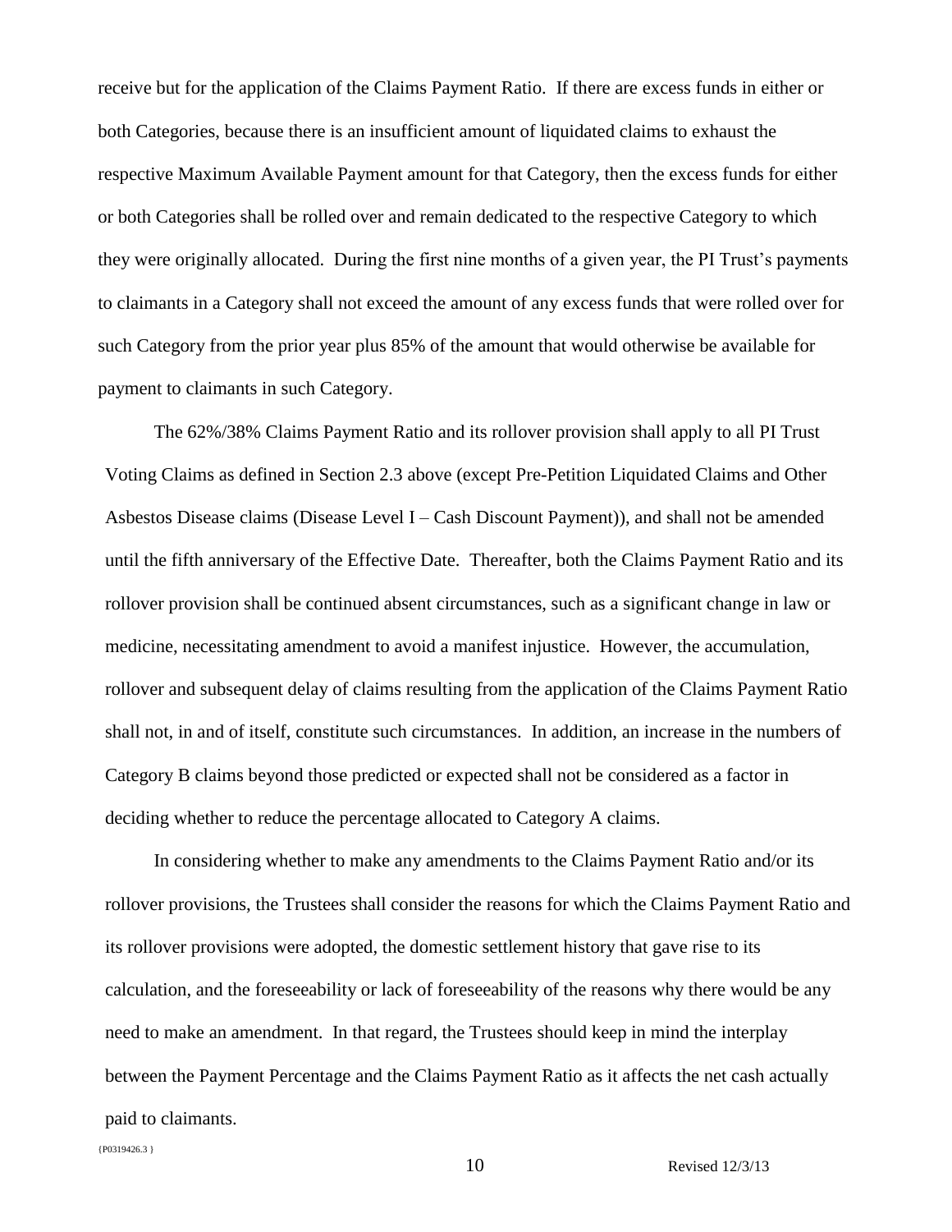receive but for the application of the Claims Payment Ratio. If there are excess funds in either or both Categories, because there is an insufficient amount of liquidated claims to exhaust the respective Maximum Available Payment amount for that Category, then the excess funds for either or both Categories shall be rolled over and remain dedicated to the respective Category to which they were originally allocated. During the first nine months of a given year, the PI Trust's payments to claimants in a Category shall not exceed the amount of any excess funds that were rolled over for such Category from the prior year plus 85% of the amount that would otherwise be available for payment to claimants in such Category.

The 62%/38% Claims Payment Ratio and its rollover provision shall apply to all PI Trust Voting Claims as defined in Section 2.3 above (except Pre-Petition Liquidated Claims and Other Asbestos Disease claims (Disease Level I – Cash Discount Payment)), and shall not be amended until the fifth anniversary of the Effective Date. Thereafter, both the Claims Payment Ratio and its rollover provision shall be continued absent circumstances, such as a significant change in law or medicine, necessitating amendment to avoid a manifest injustice. However, the accumulation, rollover and subsequent delay of claims resulting from the application of the Claims Payment Ratio shall not, in and of itself, constitute such circumstances. In addition, an increase in the numbers of Category B claims beyond those predicted or expected shall not be considered as a factor in deciding whether to reduce the percentage allocated to Category A claims.

In considering whether to make any amendments to the Claims Payment Ratio and/or its rollover provisions, the Trustees shall consider the reasons for which the Claims Payment Ratio and its rollover provisions were adopted, the domestic settlement history that gave rise to its calculation, and the foreseeability or lack of foreseeability of the reasons why there would be any need to make an amendment. In that regard, the Trustees should keep in mind the interplay between the Payment Percentage and the Claims Payment Ratio as it affects the net cash actually paid to claimants.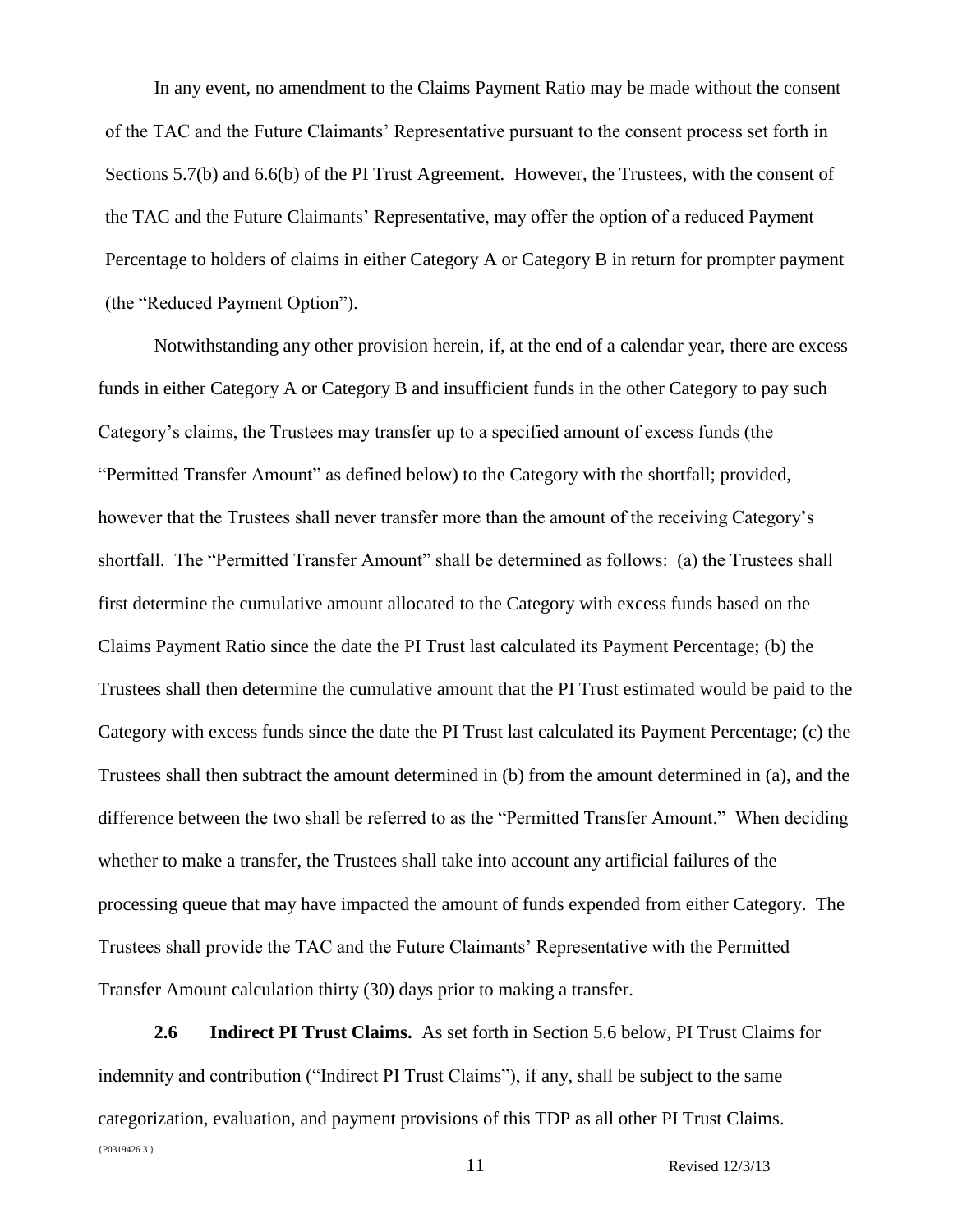In any event, no amendment to the Claims Payment Ratio may be made without the consent of the TAC and the Future Claimants' Representative pursuant to the consent process set forth in Sections 5.7(b) and 6.6(b) of the PI Trust Agreement. However, the Trustees, with the consent of the TAC and the Future Claimants' Representative, may offer the option of a reduced Payment Percentage to holders of claims in either Category A or Category B in return for prompter payment (the "Reduced Payment Option").

Notwithstanding any other provision herein, if, at the end of a calendar year, there are excess funds in either Category A or Category B and insufficient funds in the other Category to pay such Category's claims, the Trustees may transfer up to a specified amount of excess funds (the "Permitted Transfer Amount" as defined below) to the Category with the shortfall; provided, however that the Trustees shall never transfer more than the amount of the receiving Category's shortfall. The "Permitted Transfer Amount" shall be determined as follows: (a) the Trustees shall first determine the cumulative amount allocated to the Category with excess funds based on the Claims Payment Ratio since the date the PI Trust last calculated its Payment Percentage; (b) the Trustees shall then determine the cumulative amount that the PI Trust estimated would be paid to the Category with excess funds since the date the PI Trust last calculated its Payment Percentage; (c) the Trustees shall then subtract the amount determined in (b) from the amount determined in (a), and the difference between the two shall be referred to as the "Permitted Transfer Amount." When deciding whether to make a transfer, the Trustees shall take into account any artificial failures of the processing queue that may have impacted the amount of funds expended from either Category. The Trustees shall provide the TAC and the Future Claimants' Representative with the Permitted Transfer Amount calculation thirty (30) days prior to making a transfer.

**2.6 Indirect PI Trust Claims.** As set forth in Section 5.6 below, PI Trust Claims for indemnity and contribution ("Indirect PI Trust Claims"), if any, shall be subject to the same categorization, evaluation, and payment provisions of this TDP as all other PI Trust Claims.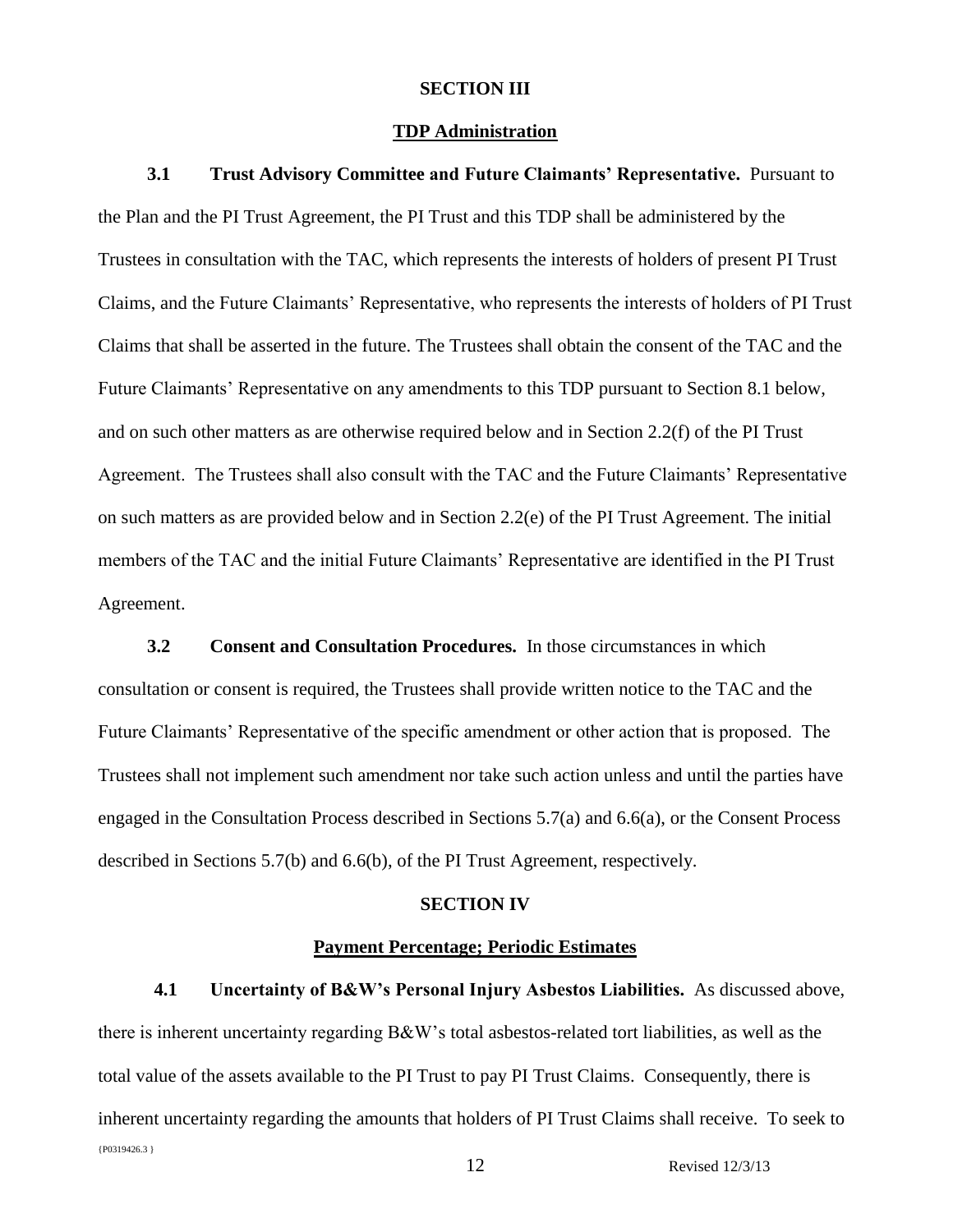## SECTION III

## TDP Administration

**3.1 Trust Advisory Committee and Future Claimants' Representative.** Pursuant to the Plan and the PI Trust Agreement, the PI Trust and this TDP shall be administered by the Trustees in consultation with the TAC, which represents the interests of holders of present PI Trust Claims, and the Future Claimants' Representative, who represents the interests of holders of PI Trust Claims that shall be asserted in the future. The Trustees shall obtain the consent of the TAC and the Future Claimants' Representative on any amendments to this TDP pursuant to Section 8.1 below, and on such other matters as are otherwise required below and in Section 2.2(f) of the PI Trust Agreement. The Trustees shall also consult with the TAC and the Future Claimants' Representative on such matters as are provided below and in Section 2.2(e) of the PI Trust Agreement. The initial members of the TAC and the initial Future Claimants' Representative are identified in the PI Trust Agreement.

**3.2 Consent and Consultation Procedures.** In those circumstances in which consultation or consent is required, the Trustees shall provide written notice to the TAC and the Future Claimants' Representative of the specific amendment or other action that is proposed. The Trustees shall not implement such amendment nor take such action unless and until the parties have engaged in the Consultation Process described in Sections 5.7(a) and 6.6(a), or the Consent Process described in Sections 5.7(b) and 6.6(b), of the PI Trust Agreement, respectively.

## SECTION IV

## Payment Percentage; Periodic Estimates

**4.1 Uncertainty of B&W's Personal Injury Asbestos Liabilities.** As discussed above, there is inherent uncertainty regarding B&W's total asbestos-related tort liabilities, as well as the total value of the assets available to the PI Trust to pay PI Trust Claims. Consequently, there is inherent uncertainty regarding the amounts that holders of PI Trust Claims shall receive. To seek to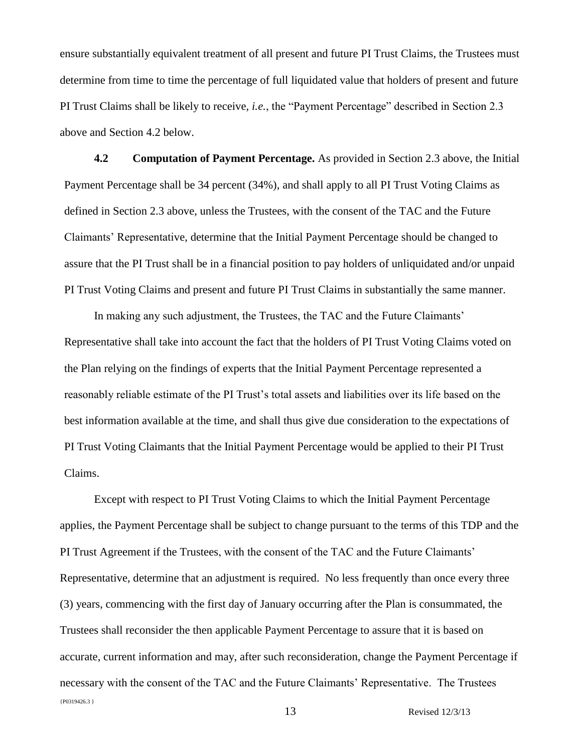ensure substantially equivalent treatment of all present and future PI Trust Claims, the Trustees must determine from time to time the percentage of full liquidated value that holders of present and future PI Trust Claims shall be likely to receive, *i.e.*, the "Payment Percentage" described in Section 2.3 above and Section 4.2 below.

**4.2 Computation of Payment Percentage.** As provided in Section 2.3 above, the Initial Payment Percentage shall be 34 percent (34%), and shall apply to all PI Trust Voting Claims as defined in Section 2.3 above, unless the Trustees, with the consent of the TAC and the Future Claimants' Representative, determine that the Initial Payment Percentage should be changed to assure that the PI Trust shall be in a financial position to pay holders of unliquidated and/or unpaid PI Trust Voting Claims and present and future PI Trust Claims in substantially the same manner.

In making any such adjustment, the Trustees, the TAC and the Future Claimants' Representative shall take into account the fact that the holders of PI Trust Voting Claims voted on the Plan relying on the findings of experts that the Initial Payment Percentage represented a reasonably reliable estimate of the PI Trust's total assets and liabilities over its life based on the best information available at the time, and shall thus give due consideration to the expectations of PI Trust Voting Claimants that the Initial Payment Percentage would be applied to their PI Trust Claims.

Except with respect to PI Trust Voting Claims to which the Initial Payment Percentage applies, the Payment Percentage shall be subject to change pursuant to the terms of this TDP and the PI Trust Agreement if the Trustees, with the consent of the TAC and the Future Claimants' Representative, determine that an adjustment is required. No less frequently than once every three (3) years, commencing with the first day of January occurring after the Plan is consummated, the Trustees shall reconsider the then applicable Payment Percentage to assure that it is based on accurate, current information and may, after such reconsideration, change the Payment Percentage if necessary with the consent of the TAC and the Future Claimants' Representative. The Trustees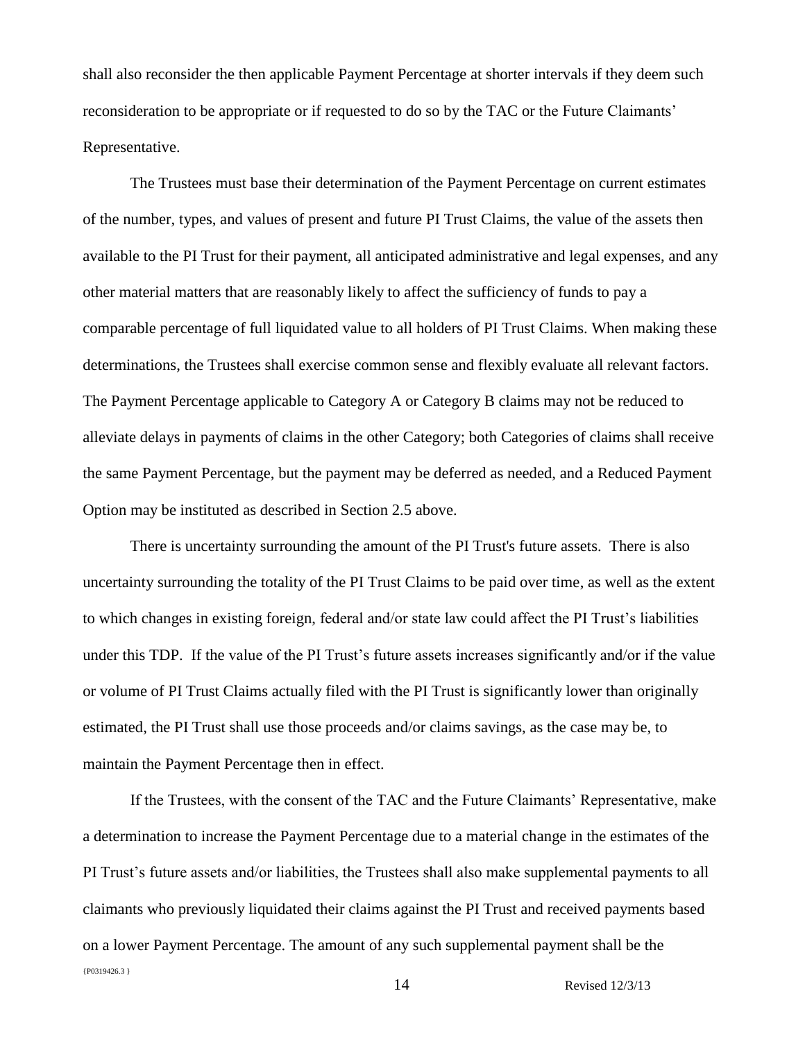shall also reconsider the then applicable Payment Percentage at shorter intervals if they deem such reconsideration to be appropriate or if requested to do so by the TAC or the Future Claimants' Representative.

The Trustees must base their determination of the Payment Percentage on current estimates of the number, types, and values of present and future PI Trust Claims, the value of the assets then available to the PI Trust for their payment, all anticipated administrative and legal expenses, and any other material matters that are reasonably likely to affect the sufficiency of funds to pay a comparable percentage of full liquidated value to all holders of PI Trust Claims. When making these determinations, the Trustees shall exercise common sense and flexibly evaluate all relevant factors. The Payment Percentage applicable to Category A or Category B claims may not be reduced to alleviate delays in payments of claims in the other Category; both Categories of claims shall receive the same Payment Percentage, but the payment may be deferred as needed, and a Reduced Payment Option may be instituted as described in Section 2.5 above.

There is uncertainty surrounding the amount of the PI Trust's future assets. There is also uncertainty surrounding the totality of the PI Trust Claims to be paid over time, as well as the extent to which changes in existing foreign, federal and/or state law could affect the PI Trust's liabilities under this TDP. If the value of the PI Trust's future assets increases significantly and/or if the value or volume of PI Trust Claims actually filed with the PI Trust is significantly lower than originally estimated, the PI Trust shall use those proceeds and/or claims savings, as the case may be, to maintain the Payment Percentage then in effect.

If the Trustees, with the consent of the TAC and the Future Claimants' Representative, make a determination to increase the Payment Percentage due to a material change in the estimates of the PI Trust's future assets and/or liabilities, the Trustees shall also make supplemental payments to all claimants who previously liquidated their claims against the PI Trust and received payments based on a lower Payment Percentage. The amount of any such supplemental payment shall be the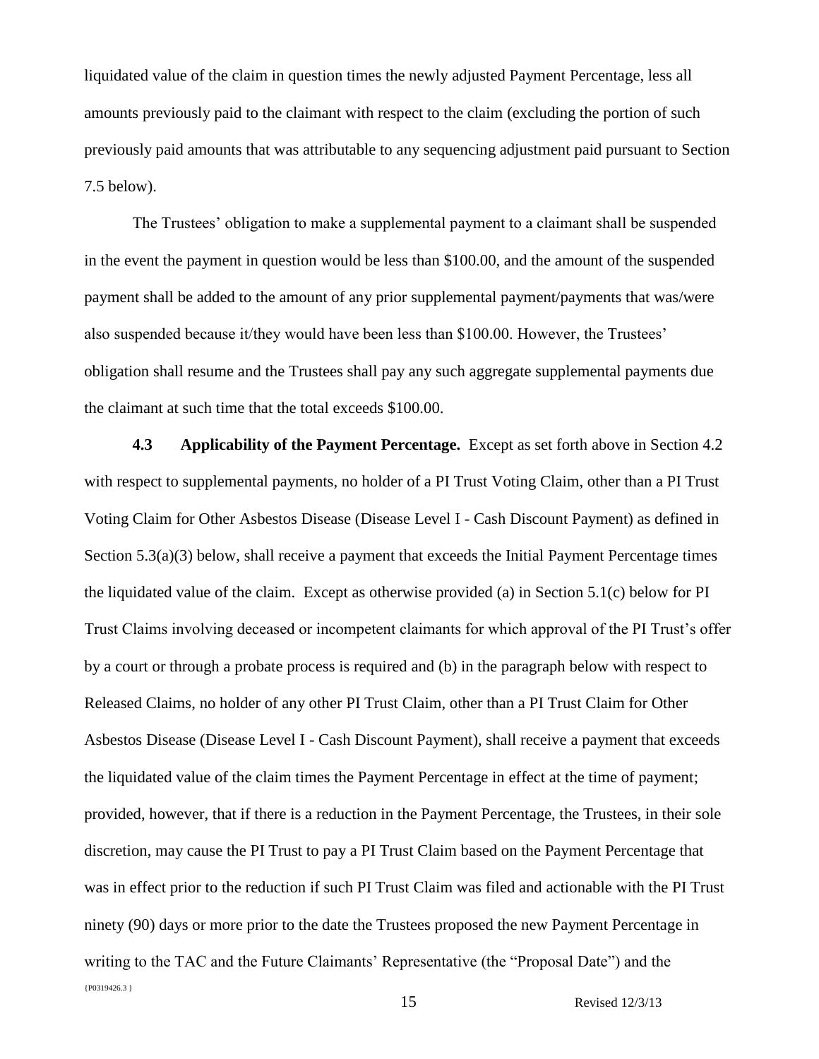liquidated value of the claim in question times the newly adjusted Payment Percentage, less all amounts previously paid to the claimant with respect to the claim (excluding the portion of such previously paid amounts that was attributable to any sequencing adjustment paid pursuant to Section 7.5 below).

The Trustees' obligation to make a supplemental payment to a claimant shall be suspended in the event the payment in question would be less than $100.00, and the amount of the suspended payment shall be added to the amount of any prior supplemental payment/payments that was/were also suspended because it/they would have been less than $100.00. However, the Trustees' obligation shall resume and the Trustees shall pay any such aggregate supplemental payments due the claimant at such time that the total exceeds $100.00.

**4.3 Applicability of the Payment Percentage.** Except as set forth above in Section 4.2 with respect to supplemental payments, no holder of a PI Trust Voting Claim, other than a PI Trust Voting Claim for Other Asbestos Disease (Disease Level I - Cash Discount Payment) as defined in Section 5.3(a)(3) below, shall receive a payment that exceeds the Initial Payment Percentage times the liquidated value of the claim. Except as otherwise provided (a) in Section 5.1(c) below for PI Trust Claims involving deceased or incompetent claimants for which approval of the PI Trust's offer by a court or through a probate process is required and (b) in the paragraph below with respect to Released Claims, no holder of any other PI Trust Claim, other than a PI Trust Claim for Other Asbestos Disease (Disease Level I - Cash Discount Payment), shall receive a payment that exceeds the liquidated value of the claim times the Payment Percentage in effect at the time of payment; provided, however, that if there is a reduction in the Payment Percentage, the Trustees, in their sole discretion, may cause the PI Trust to pay a PI Trust Claim based on the Payment Percentage that was in effect prior to the reduction if such PI Trust Claim was filed and actionable with the PI Trust ninety (90) days or more prior to the date the Trustees proposed the new Payment Percentage in writing to the TAC and the Future Claimants' Representative (the "Proposal Date") and the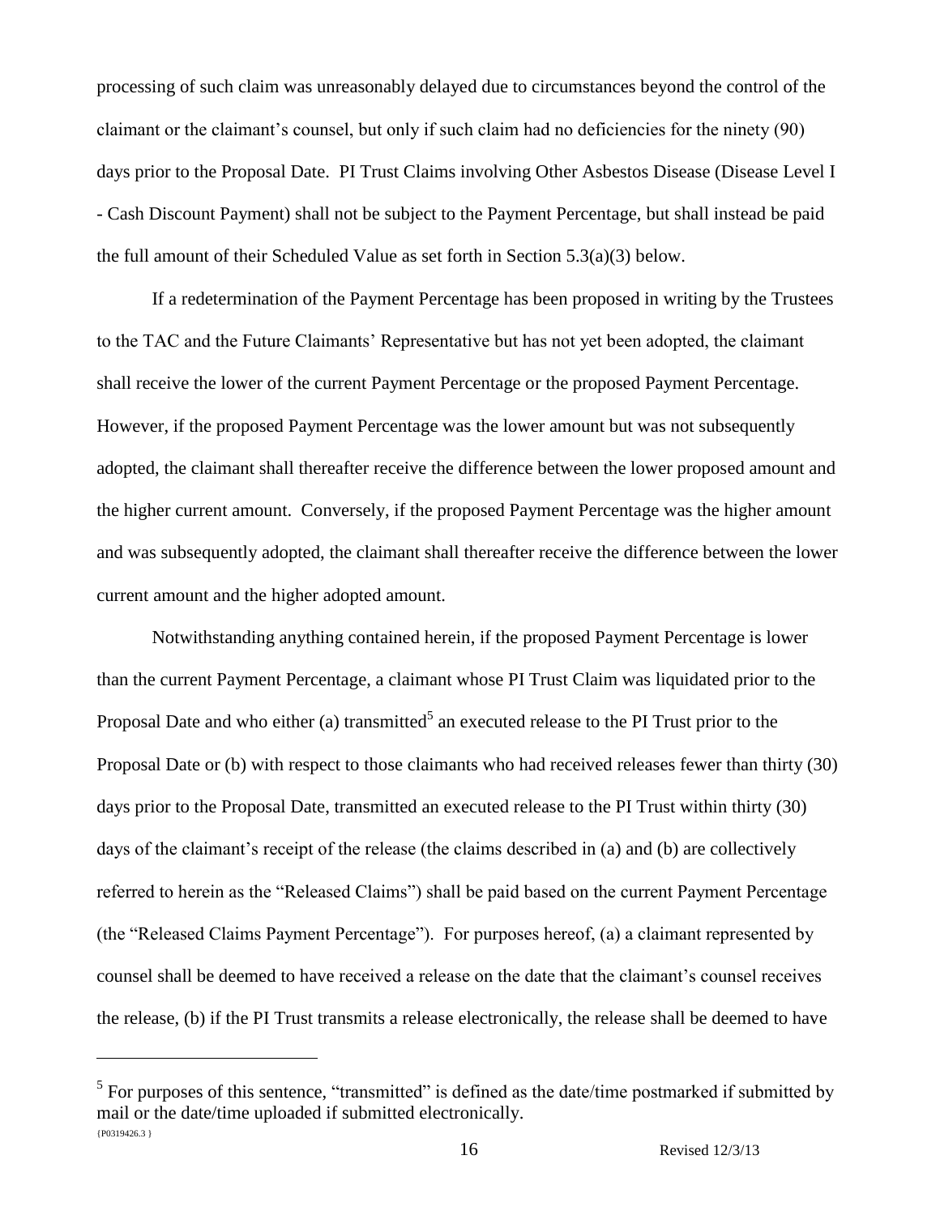processing of such claim was unreasonably delayed due to circumstances beyond the control of the claimant or the claimant's counsel, but only if such claim had no deficiencies for the ninety (90) days prior to the Proposal Date. PI Trust Claims involving Other Asbestos Disease (Disease Level I - Cash Discount Payment) shall not be subject to the Payment Percentage, but shall instead be paid the full amount of their Scheduled Value as set forth in Section 5.3(a)(3) below.

If a redetermination of the Payment Percentage has been proposed in writing by the Trustees to the TAC and the Future Claimants' Representative but has not yet been adopted, the claimant shall receive the lower of the current Payment Percentage or the proposed Payment Percentage. However, if the proposed Payment Percentage was the lower amount but was not subsequently adopted, the claimant shall thereafter receive the difference between the lower proposed amount and the higher current amount. Conversely, if the proposed Payment Percentage was the higher amount and was subsequently adopted, the claimant shall thereafter receive the difference between the lower current amount and the higher adopted amount.

Notwithstanding anything contained herein, if the proposed Payment Percentage is lower than the current Payment Percentage, a claimant whose PI Trust Claim was liquidated prior to the Proposal Date and who either (a) transmitted[5] an executed release to the PI Trust prior to the Proposal Date or (b) with respect to those claimants who had received releases fewer than thirty (30) days prior to the Proposal Date, transmitted an executed release to the PI Trust within thirty (30) days of the claimant's receipt of the release (the claims described in (a) and (b) are collectively referred to herein as the "Released Claims") shall be paid based on the current Payment Percentage (the "Released Claims Payment Percentage"). For purposes hereof, (a) a claimant represented by counsel shall be deemed to have received a release on the date that the claimant's counsel receives the release, (b) if the PI Trust transmits a release electronically, the release shall be deemed to have

[5] For purposes of this sentence, "transmitted" is defined as the date/time postmarked if submitted by mail or the date/time uploaded if submitted electronically.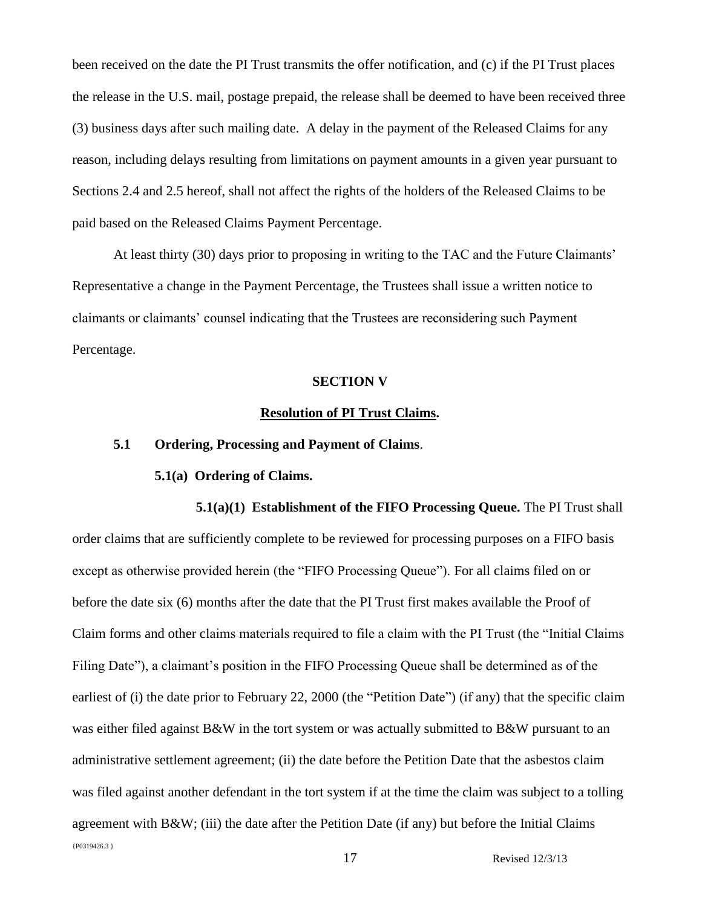been received on the date the PI Trust transmits the offer notification, and (c) if the PI Trust places the release in the U.S. mail, postage prepaid, the release shall be deemed to have been received three (3) business days after such mailing date. A delay in the payment of the Released Claims for any reason, including delays resulting from limitations on payment amounts in a given year pursuant to Sections 2.4 and 2.5 hereof, shall not affect the rights of the holders of the Released Claims to be paid based on the Released Claims Payment Percentage.

At least thirty (30) days prior to proposing in writing to the TAC and the Future Claimants' Representative a change in the Payment Percentage, the Trustees shall issue a written notice to claimants or claimants' counsel indicating that the Trustees are reconsidering such Payment Percentage.

## SECTION V

## Resolution of PI Trust Claims.

### 5.1 Ordering, Processing and Payment of Claims.

#### 5.1(a) Ordering of Claims.

**5.1(a)(1) Establishment of the FIFO Processing Queue.** The PI Trust shall order claims that are sufficiently complete to be reviewed for processing purposes on a FIFO basis except as otherwise provided herein (the "FIFO Processing Queue"). For all claims filed on or before the date six (6) months after the date that the PI Trust first makes available the Proof of Claim forms and other claims materials required to file a claim with the PI Trust (the "Initial Claims Filing Date"), a claimant's position in the FIFO Processing Queue shall be determined as of the earliest of (i) the date prior to February 22, 2000 (the "Petition Date") (if any) that the specific claim was either filed against B&W in the tort system or was actually submitted to B&W pursuant to an administrative settlement agreement; (ii) the date before the Petition Date that the asbestos claim was filed against another defendant in the tort system if at the time the claim was subject to a tolling agreement with B&W; (iii) the date after the Petition Date (if any) but before the Initial Claims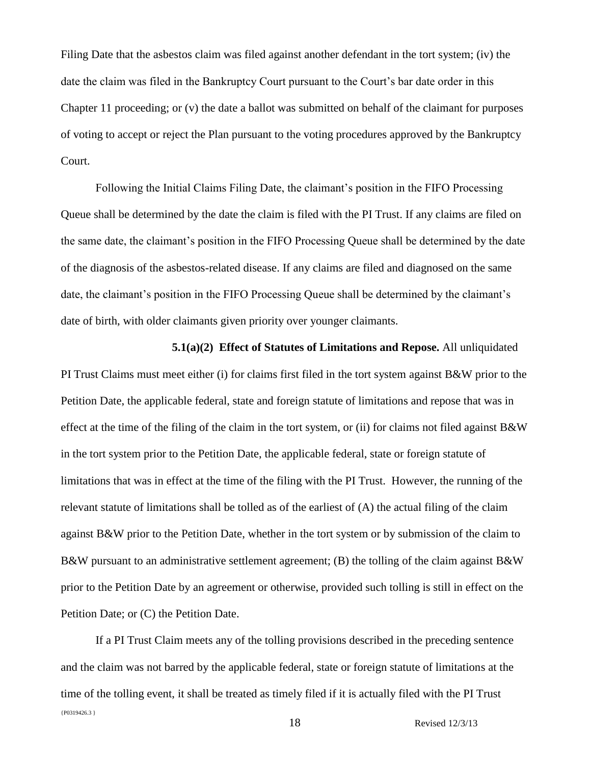Filing Date that the asbestos claim was filed against another defendant in the tort system; (iv) the date the claim was filed in the Bankruptcy Court pursuant to the Court's bar date order in this Chapter 11 proceeding; or (v) the date a ballot was submitted on behalf of the claimant for purposes of voting to accept or reject the Plan pursuant to the voting procedures approved by the Bankruptcy Court.

Following the Initial Claims Filing Date, the claimant's position in the FIFO Processing Queue shall be determined by the date the claim is filed with the PI Trust. If any claims are filed on the same date, the claimant's position in the FIFO Processing Queue shall be determined by the date of the diagnosis of the asbestos-related disease. If any claims are filed and diagnosed on the same date, the claimant's position in the FIFO Processing Queue shall be determined by the claimant's date of birth, with older claimants given priority over younger claimants.

**5.1(a)(2) Effect of Statutes of Limitations and Repose.** All unliquidated PI Trust Claims must meet either (i) for claims first filed in the tort system against B&W prior to the Petition Date, the applicable federal, state and foreign statute of limitations and repose that was in effect at the time of the filing of the claim in the tort system, or (ii) for claims not filed against B&W in the tort system prior to the Petition Date, the applicable federal, state or foreign statute of limitations that was in effect at the time of the filing with the PI Trust. However, the running of the relevant statute of limitations shall be tolled as of the earliest of (A) the actual filing of the claim against B&W prior to the Petition Date, whether in the tort system or by submission of the claim to B&W pursuant to an administrative settlement agreement; (B) the tolling of the claim against B&W prior to the Petition Date by an agreement or otherwise, provided such tolling is still in effect on the Petition Date; or (C) the Petition Date.

If a PI Trust Claim meets any of the tolling provisions described in the preceding sentence and the claim was not barred by the applicable federal, state or foreign statute of limitations at the time of the tolling event, it shall be treated as timely filed if it is actually filed with the PI Trust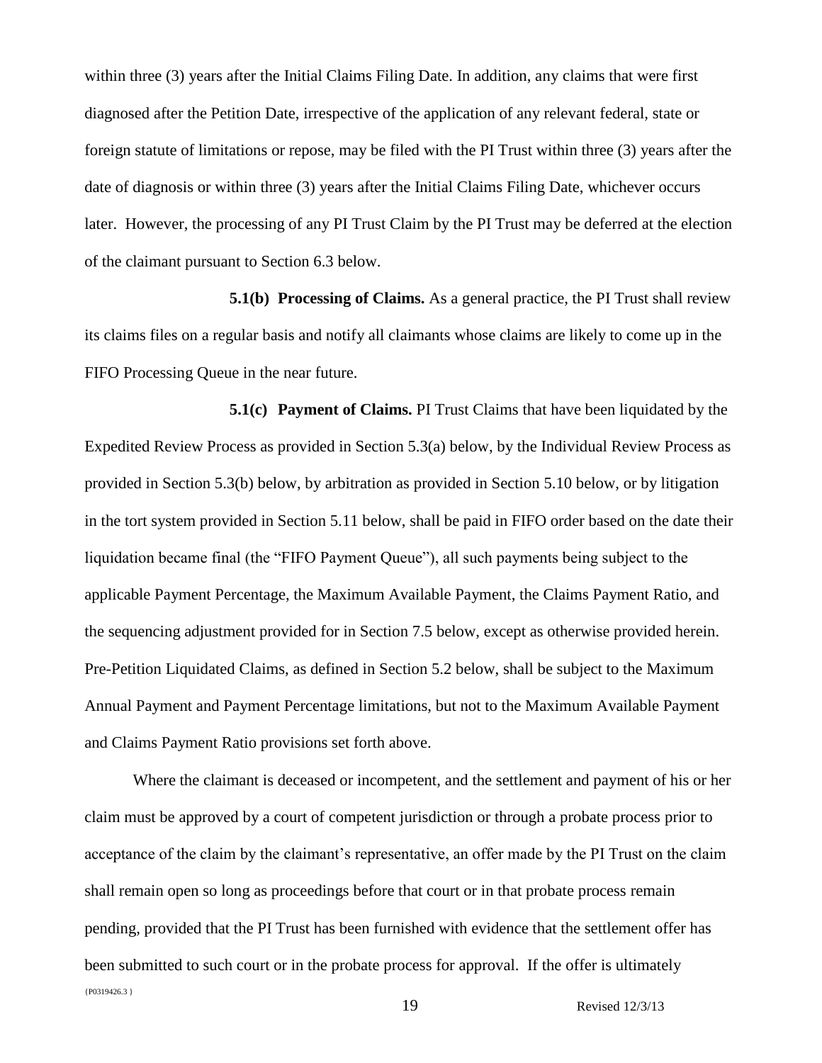within three (3) years after the Initial Claims Filing Date. In addition, any claims that were first diagnosed after the Petition Date, irrespective of the application of any relevant federal, state or foreign statute of limitations or repose, may be filed with the PI Trust within three (3) years after the date of diagnosis or within three (3) years after the Initial Claims Filing Date, whichever occurs later. However, the processing of any PI Trust Claim by the PI Trust may be deferred at the election of the claimant pursuant to Section 6.3 below.

**5.1(b) Processing of Claims.** As a general practice, the PI Trust shall review its claims files on a regular basis and notify all claimants whose claims are likely to come up in the FIFO Processing Queue in the near future.

**5.1(c) Payment of Claims.** PI Trust Claims that have been liquidated by the Expedited Review Process as provided in Section 5.3(a) below, by the Individual Review Process as provided in Section 5.3(b) below, by arbitration as provided in Section 5.10 below, or by litigation in the tort system provided in Section 5.11 below, shall be paid in FIFO order based on the date their liquidation became final (the "FIFO Payment Queue"), all such payments being subject to the applicable Payment Percentage, the Maximum Available Payment, the Claims Payment Ratio, and the sequencing adjustment provided for in Section 7.5 below, except as otherwise provided herein. Pre-Petition Liquidated Claims, as defined in Section 5.2 below, shall be subject to the Maximum Annual Payment and Payment Percentage limitations, but not to the Maximum Available Payment and Claims Payment Ratio provisions set forth above.

Where the claimant is deceased or incompetent, and the settlement and payment of his or her claim must be approved by a court of competent jurisdiction or through a probate process prior to acceptance of the claim by the claimant's representative, an offer made by the PI Trust on the claim shall remain open so long as proceedings before that court or in that probate process remain pending, provided that the PI Trust has been furnished with evidence that the settlement offer has been submitted to such court or in the probate process for approval. If the offer is ultimately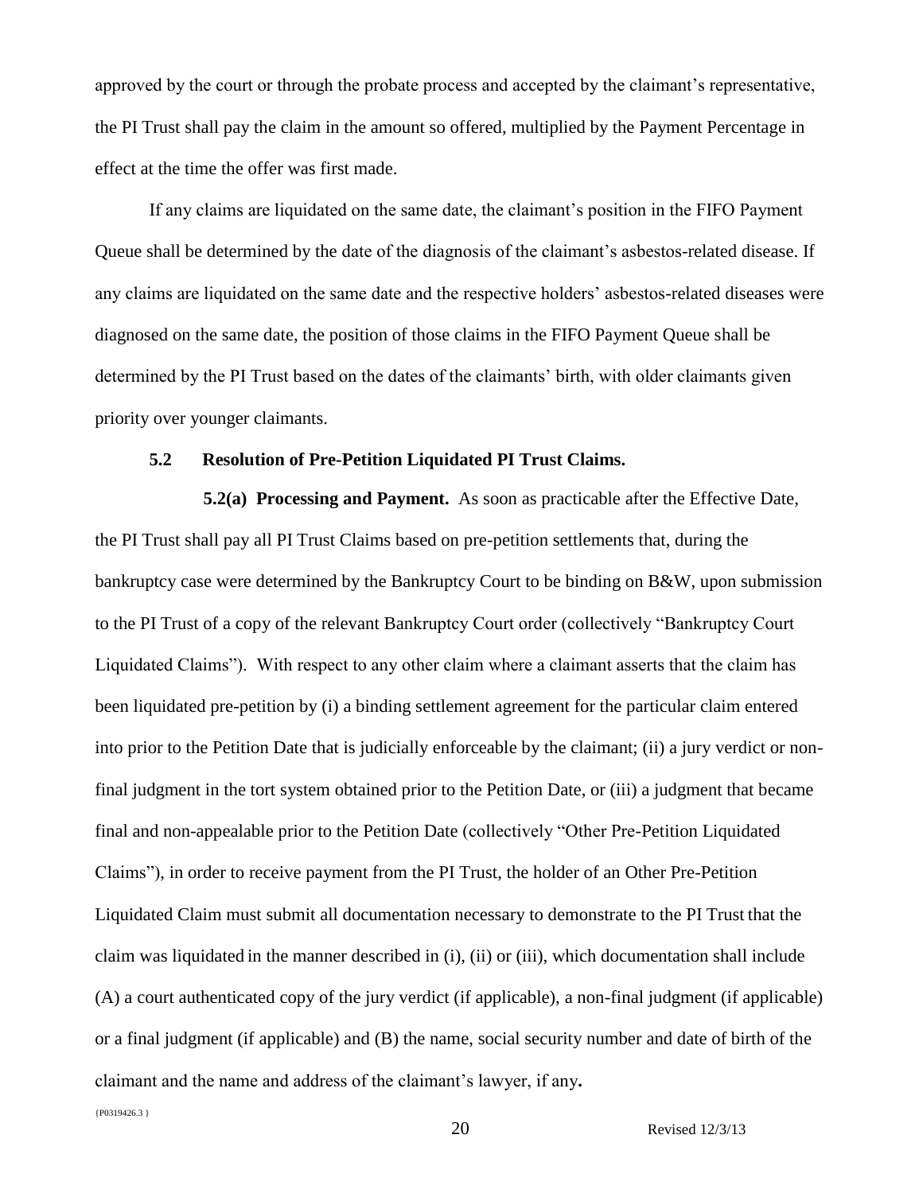approved by the court or through the probate process and accepted by the claimant's representative, the PI Trust shall pay the claim in the amount so offered, multiplied by the Payment Percentage in effect at the time the offer was first made.

If any claims are liquidated on the same date, the claimant's position in the FIFO Payment Queue shall be determined by the date of the diagnosis of the claimant's asbestos-related disease. If any claims are liquidated on the same date and the respective holders' asbestos-related diseases were diagnosed on the same date, the position of those claims in the FIFO Payment Queue shall be determined by the PI Trust based on the dates of the claimants' birth, with older claimants given priority over younger claimants.

### 5.2 Resolution of Pre-Petition Liquidated PI Trust Claims.

**5.2(a) Processing and Payment.** As soon as practicable after the Effective Date, the PI Trust shall pay all PI Trust Claims based on pre-petition settlements that, during the bankruptcy case were determined by the Bankruptcy Court to be binding on B&W, upon submission to the PI Trust of a copy of the relevant Bankruptcy Court order (collectively "Bankruptcy Court Liquidated Claims"). With respect to any other claim where a claimant asserts that the claim has been liquidated pre-petition by (i) a binding settlement agreement for the particular claim entered into prior to the Petition Date that is judicially enforceable by the claimant; (ii) a jury verdict or non-final judgment in the tort system obtained prior to the Petition Date, or (iii) a judgment that became final and non-appealable prior to the Petition Date (collectively "Other Pre-Petition Liquidated Claims"), in order to receive payment from the PI Trust, the holder of an Other Pre-Petition Liquidated Claim must submit all documentation necessary to demonstrate to the PI Trust that the claim was liquidated in the manner described in (i), (ii) or (iii), which documentation shall include (A) a court authenticated copy of the jury verdict (if applicable), a non-final judgment (if applicable) or a final judgment (if applicable) and (B) the name, social security number and date of birth of the claimant and the name and address of the claimant's lawyer, if any**.**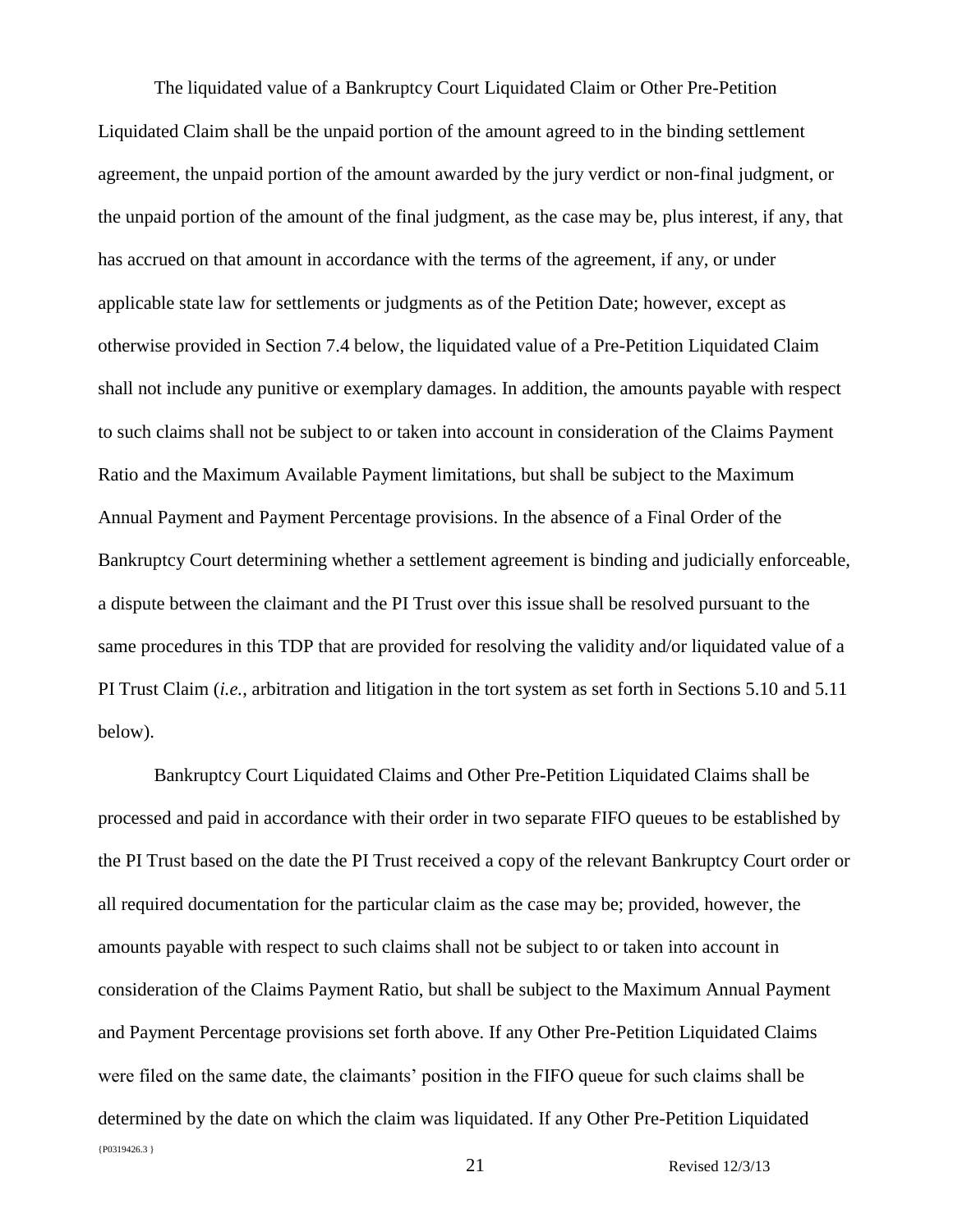The liquidated value of a Bankruptcy Court Liquidated Claim or Other Pre-Petition Liquidated Claim shall be the unpaid portion of the amount agreed to in the binding settlement agreement, the unpaid portion of the amount awarded by the jury verdict or non-final judgment, or the unpaid portion of the amount of the final judgment, as the case may be, plus interest, if any, that has accrued on that amount in accordance with the terms of the agreement, if any, or under applicable state law for settlements or judgments as of the Petition Date; however, except as otherwise provided in Section 7.4 below, the liquidated value of a Pre-Petition Liquidated Claim shall not include any punitive or exemplary damages. In addition, the amounts payable with respect to such claims shall not be subject to or taken into account in consideration of the Claims Payment Ratio and the Maximum Available Payment limitations, but shall be subject to the Maximum Annual Payment and Payment Percentage provisions. In the absence of a Final Order of the Bankruptcy Court determining whether a settlement agreement is binding and judicially enforceable, a dispute between the claimant and the PI Trust over this issue shall be resolved pursuant to the same procedures in this TDP that are provided for resolving the validity and/or liquidated value of a PI Trust Claim (*i.e.*, arbitration and litigation in the tort system as set forth in Sections 5.10 and 5.11 below).

Bankruptcy Court Liquidated Claims and Other Pre-Petition Liquidated Claims shall be processed and paid in accordance with their order in two separate FIFO queues to be established by the PI Trust based on the date the PI Trust received a copy of the relevant Bankruptcy Court order or all required documentation for the particular claim as the case may be; provided, however, the amounts payable with respect to such claims shall not be subject to or taken into account in consideration of the Claims Payment Ratio, but shall be subject to the Maximum Annual Payment and Payment Percentage provisions set forth above. If any Other Pre-Petition Liquidated Claims were filed on the same date, the claimants' position in the FIFO queue for such claims shall be determined by the date on which the claim was liquidated. If any Other Pre-Petition Liquidated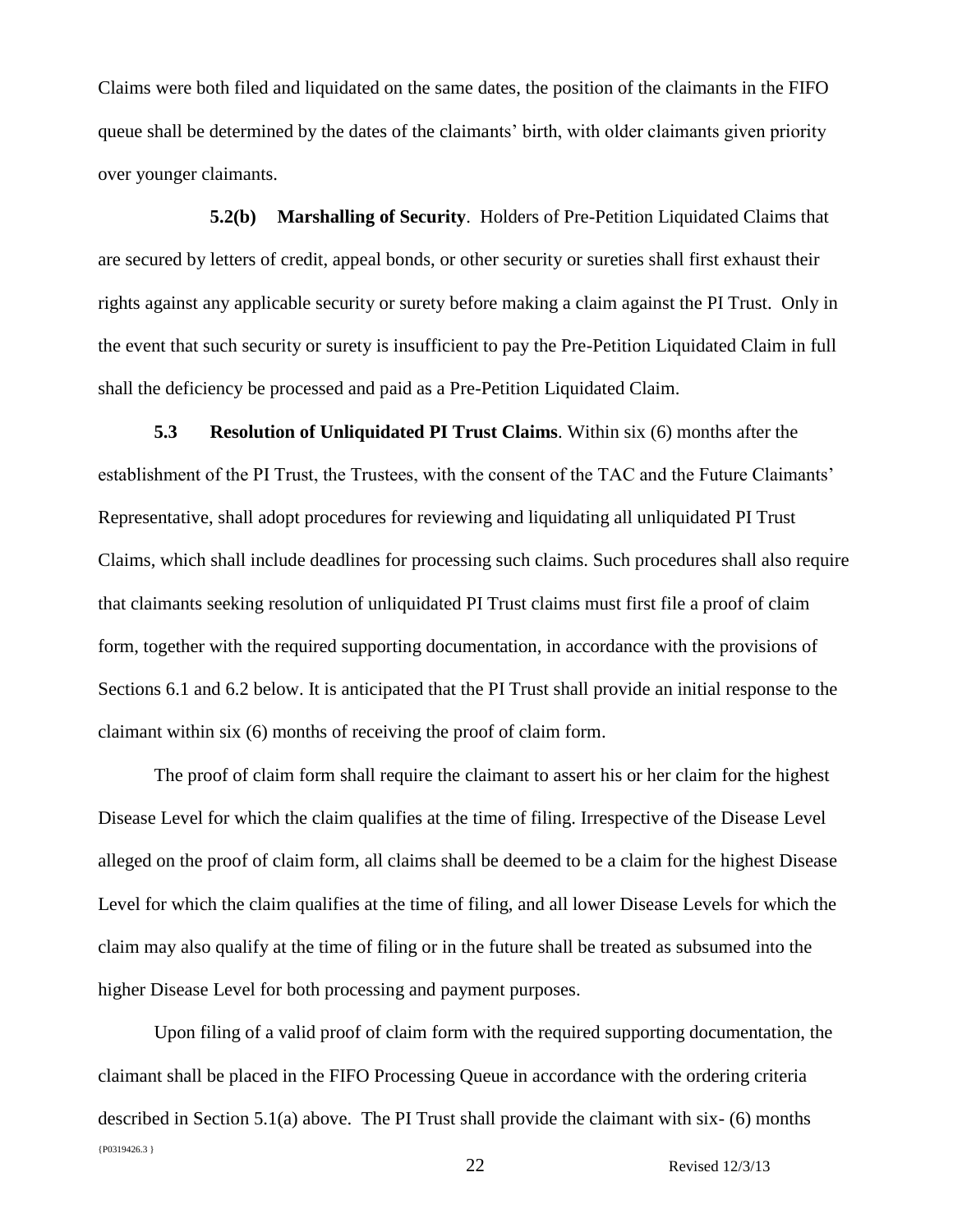Claims were both filed and liquidated on the same dates, the position of the claimants in the FIFO queue shall be determined by the dates of the claimants' birth, with older claimants given priority over younger claimants.

**5.2(b) Marshalling of Security**. Holders of Pre-Petition Liquidated Claims that are secured by letters of credit, appeal bonds, or other security or sureties shall first exhaust their rights against any applicable security or surety before making a claim against the PI Trust. Only in the event that such security or surety is insufficient to pay the Pre-Petition Liquidated Claim in full shall the deficiency be processed and paid as a Pre-Petition Liquidated Claim.

**5.3 Resolution of Unliquidated PI Trust Claims**. Within six (6) months after the establishment of the PI Trust, the Trustees, with the consent of the TAC and the Future Claimants' Representative, shall adopt procedures for reviewing and liquidating all unliquidated PI Trust Claims, which shall include deadlines for processing such claims. Such procedures shall also require that claimants seeking resolution of unliquidated PI Trust claims must first file a proof of claim form, together with the required supporting documentation, in accordance with the provisions of Sections 6.1 and 6.2 below. It is anticipated that the PI Trust shall provide an initial response to the claimant within six (6) months of receiving the proof of claim form.

The proof of claim form shall require the claimant to assert his or her claim for the highest Disease Level for which the claim qualifies at the time of filing. Irrespective of the Disease Level alleged on the proof of claim form, all claims shall be deemed to be a claim for the highest Disease Level for which the claim qualifies at the time of filing, and all lower Disease Levels for which the claim may also qualify at the time of filing or in the future shall be treated as subsumed into the higher Disease Level for both processing and payment purposes.

Upon filing of a valid proof of claim form with the required supporting documentation, the claimant shall be placed in the FIFO Processing Queue in accordance with the ordering criteria described in Section 5.1(a) above. The PI Trust shall provide the claimant with six- (6) months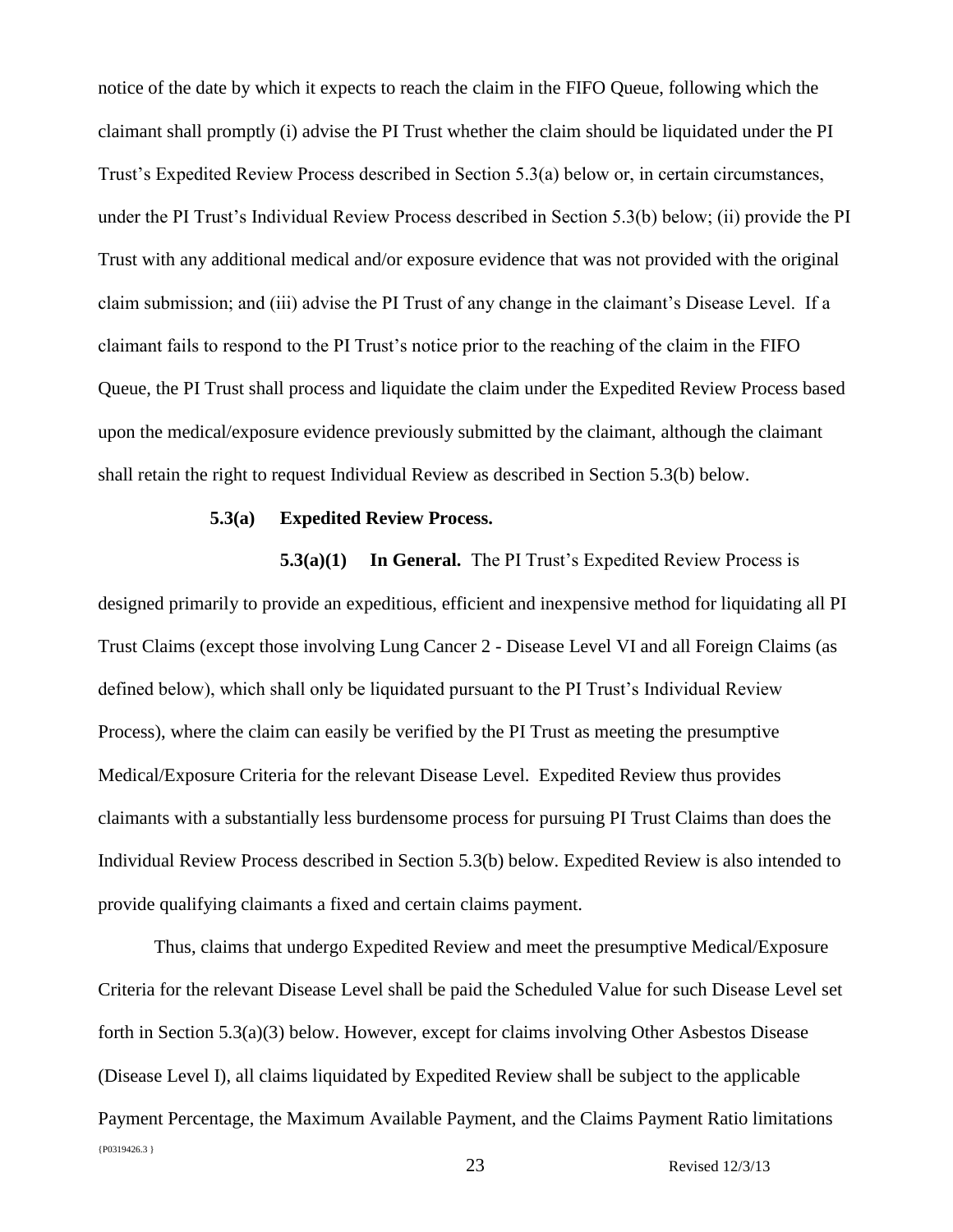notice of the date by which it expects to reach the claim in the FIFO Queue, following which the claimant shall promptly (i) advise the PI Trust whether the claim should be liquidated under the PI Trust's Expedited Review Process described in Section 5.3(a) below or, in certain circumstances, under the PI Trust's Individual Review Process described in Section 5.3(b) below; (ii) provide the PI Trust with any additional medical and/or exposure evidence that was not provided with the original claim submission; and (iii) advise the PI Trust of any change in the claimant's Disease Level. If a claimant fails to respond to the PI Trust's notice prior to the reaching of the claim in the FIFO Queue, the PI Trust shall process and liquidate the claim under the Expedited Review Process based upon the medical/exposure evidence previously submitted by the claimant, although the claimant shall retain the right to request Individual Review as described in Section 5.3(b) below.

**5.3(a) Expedited Review Process.**

**5.3(a)(1) In General.** The PI Trust's Expedited Review Process is designed primarily to provide an expeditious, efficient and inexpensive method for liquidating all PI Trust Claims (except those involving Lung Cancer 2 - Disease Level VI and all Foreign Claims (as defined below), which shall only be liquidated pursuant to the PI Trust's Individual Review Process), where the claim can easily be verified by the PI Trust as meeting the presumptive Medical/Exposure Criteria for the relevant Disease Level. Expedited Review thus provides claimants with a substantially less burdensome process for pursuing PI Trust Claims than does the Individual Review Process described in Section 5.3(b) below. Expedited Review is also intended to provide qualifying claimants a fixed and certain claims payment.

Thus, claims that undergo Expedited Review and meet the presumptive Medical/Exposure Criteria for the relevant Disease Level shall be paid the Scheduled Value for such Disease Level set forth in Section 5.3(a)(3) below. However, except for claims involving Other Asbestos Disease (Disease Level I), all claims liquidated by Expedited Review shall be subject to the applicable Payment Percentage, the Maximum Available Payment, and the Claims Payment Ratio limitations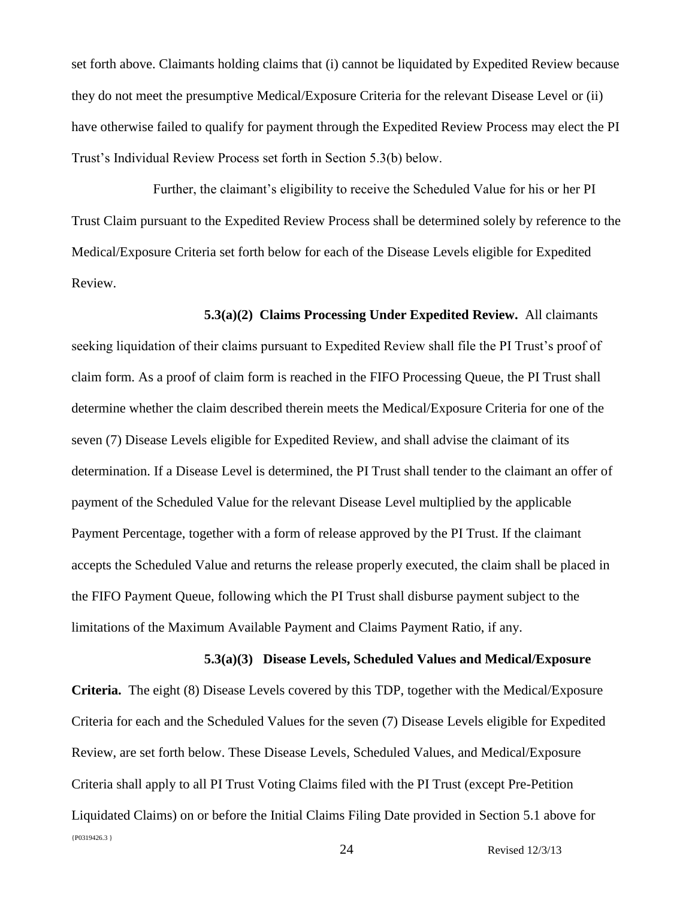set forth above. Claimants holding claims that (i) cannot be liquidated by Expedited Review because they do not meet the presumptive Medical/Exposure Criteria for the relevant Disease Level or (ii) have otherwise failed to qualify for payment through the Expedited Review Process may elect the PI Trust's Individual Review Process set forth in Section 5.3(b) below.

Further, the claimant's eligibility to receive the Scheduled Value for his or her PI Trust Claim pursuant to the Expedited Review Process shall be determined solely by reference to the Medical/Exposure Criteria set forth below for each of the Disease Levels eligible for Expedited Review.

**5.3(a)(2) Claims Processing Under Expedited Review.** All claimants seeking liquidation of their claims pursuant to Expedited Review shall file the PI Trust's proof of claim form. As a proof of claim form is reached in the FIFO Processing Queue, the PI Trust shall determine whether the claim described therein meets the Medical/Exposure Criteria for one of the seven (7) Disease Levels eligible for Expedited Review, and shall advise the claimant of its determination. If a Disease Level is determined, the PI Trust shall tender to the claimant an offer of payment of the Scheduled Value for the relevant Disease Level multiplied by the applicable Payment Percentage, together with a form of release approved by the PI Trust. If the claimant accepts the Scheduled Value and returns the release properly executed, the claim shall be placed in the FIFO Payment Queue, following which the PI Trust shall disburse payment subject to the limitations of the Maximum Available Payment and Claims Payment Ratio, if any.

**5.3(a)(3) Disease Levels, Scheduled Values and Medical/Exposure Criteria.** The eight (8) Disease Levels covered by this TDP, together with the Medical/Exposure Criteria for each and the Scheduled Values for the seven (7) Disease Levels eligible for Expedited Review, are set forth below. These Disease Levels, Scheduled Values, and Medical/Exposure Criteria shall apply to all PI Trust Voting Claims filed with the PI Trust (except Pre-Petition Liquidated Claims) on or before the Initial Claims Filing Date provided in Section 5.1 above for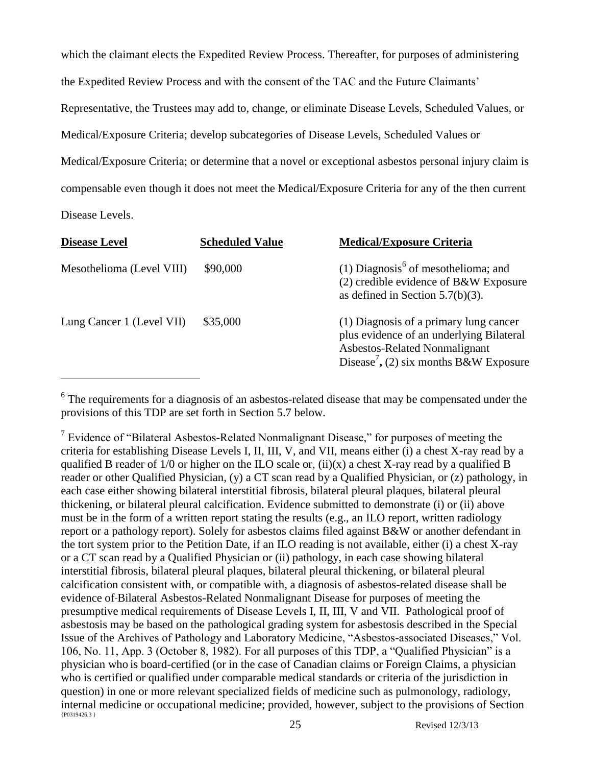which the claimant elects the Expedited Review Process. Thereafter, for purposes of administering the Expedited Review Process and with the consent of the TAC and the Future Claimants' Representative, the Trustees may add to, change, or eliminate Disease Levels, Scheduled Values, or Medical/Exposure Criteria; develop subcategories of Disease Levels, Scheduled Values or Medical/Exposure Criteria; or determine that a novel or exceptional asbestos personal injury claim is compensable even though it does not meet the Medical/Exposure Criteria for any of the then current Disease Levels.

| **Disease Level** | **Scheduled Value** | **Medical/Exposure Criteria** |
|---|---|---|
| Mesothelioma (Level VIII) | \$90,000 | (1) Diagnosis[6] of mesothelioma; and (2) credible evidence of B&W Exposure as defined in Section 5.7(b)(3). |
| Lung Cancer 1 (Level VII) | \$35,000 | (1) Diagnosis of a primary lung cancer plus evidence of an underlying Bilateral Asbestos-Related Nonmalignant Disease[7], (2) six months B&W Exposure |

[6] The requirements for a diagnosis of an asbestos-related disease that may be compensated under the provisions of this TDP are set forth in Section 5.7 below.

[7] Evidence of "Bilateral Asbestos-Related Nonmalignant Disease," for purposes of meeting the criteria for establishing Disease Levels I, II, III, V, and VII, means either (i) a chest X-ray read by a qualified B reader of 1/0 or higher on the ILO scale or, (ii)(x) a chest X-ray read by a qualified B reader or other Qualified Physician, (y) a CT scan read by a Qualified Physician, or (z) pathology, in each case either showing bilateral interstitial fibrosis, bilateral pleural plaques, bilateral pleural thickening, or bilateral pleural calcification. Evidence submitted to demonstrate (i) or (ii) above must be in the form of a written report stating the results (e.g., an ILO report, written radiology report or a pathology report). Solely for asbestos claims filed against B&W or another defendant in the tort system prior to the Petition Date, if an ILO reading is not available, either (i) a chest X-ray or a CT scan read by a Qualified Physician or (ii) pathology, in each case showing bilateral interstitial fibrosis, bilateral pleural plaques, bilateral pleural thickening, or bilateral pleural calcification consistent with, or compatible with, a diagnosis of asbestos-related disease shall be evidence of Bilateral Asbestos-Related Nonmalignant Disease for purposes of meeting the presumptive medical requirements of Disease Levels I, II, III, V and VII. Pathological proof of asbestosis may be based on the pathological grading system for asbestosis described in the Special Issue of the Archives of Pathology and Laboratory Medicine, "Asbestos-associated Diseases," Vol. 106, No. 11, App. 3 (October 8, 1982). For all purposes of this TDP, a "Qualified Physician" is a physician who is board-certified (or in the case of Canadian claims or Foreign Claims, a physician who is certified or qualified under comparable medical standards or criteria of the jurisdiction in question) in one or more relevant specialized fields of medicine such as pulmonology, radiology, internal medicine or occupational medicine; provided, however, subject to the provisions of Section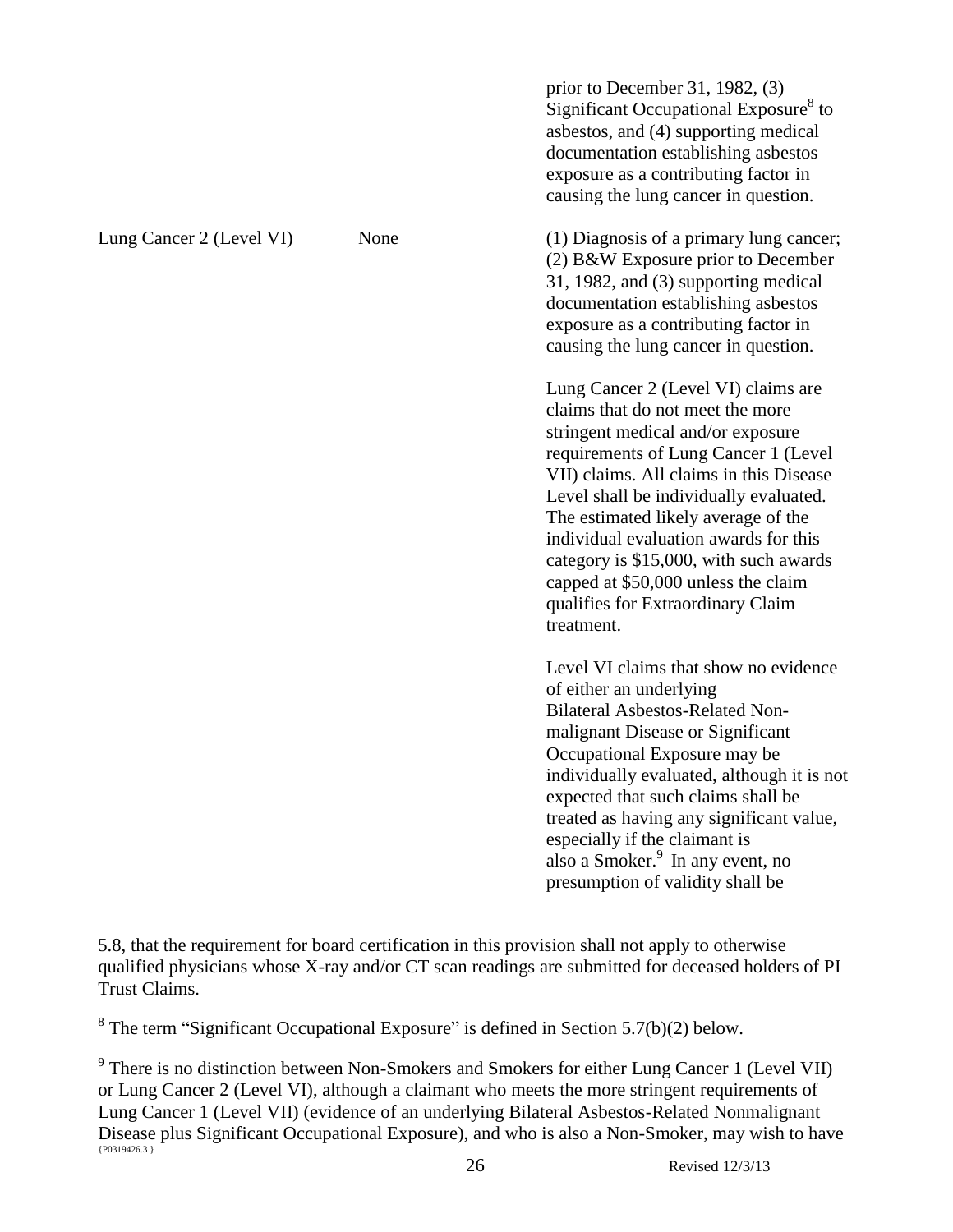| | | |
|---|---|---|
| | | prior to December 31, 1982, (3) Significant Occupational Exposure[8] to asbestos, and (4) supporting medical documentation establishing asbestos exposure as a contributing factor in causing the lung cancer in question. |
| Lung Cancer 2 (Level VI) | None | (1) Diagnosis of a primary lung cancer; (2) B&W Exposure prior to December 31, 1982, and (3) supporting medical documentation establishing asbestos exposure as a contributing factor in causing the lung cancer in question.<br><br>Lung Cancer 2 (Level VI) claims are claims that do not meet the more stringent medical and/or exposure requirements of Lung Cancer 1 (Level VII) claims. All claims in this Disease Level shall be individually evaluated. The estimated likely average of the individual evaluation awards for this category is \$15,000, with such awards capped at \$50,000 unless the claim qualifies for Extraordinary Claim treatment.<br><br>Level VI claims that show no evidence of either an underlying Bilateral Asbestos-Related Non-malignant Disease or Significant Occupational Exposure may be individually evaluated, although it is not expected that such claims shall be treated as having any significant value, especially if the claimant is also a Smoker.[9] In any event, no presumption of validity shall be |

5.8, that the requirement for board certification in this provision shall not apply to otherwise qualified physicians whose X-ray and/or CT scan readings are submitted for deceased holders of PI Trust Claims.

[8] The term "Significant Occupational Exposure" is defined in Section 5.7(b)(2) below.

[9] There is no distinction between Non-Smokers and Smokers for either Lung Cancer 1 (Level VII) or Lung Cancer 2 (Level VI), although a claimant who meets the more stringent requirements of Lung Cancer 1 (Level VII) (evidence of an underlying Bilateral Asbestos-Related Nonmalignant Disease plus Significant Occupational Exposure), and who is also a Non-Smoker, may wish to have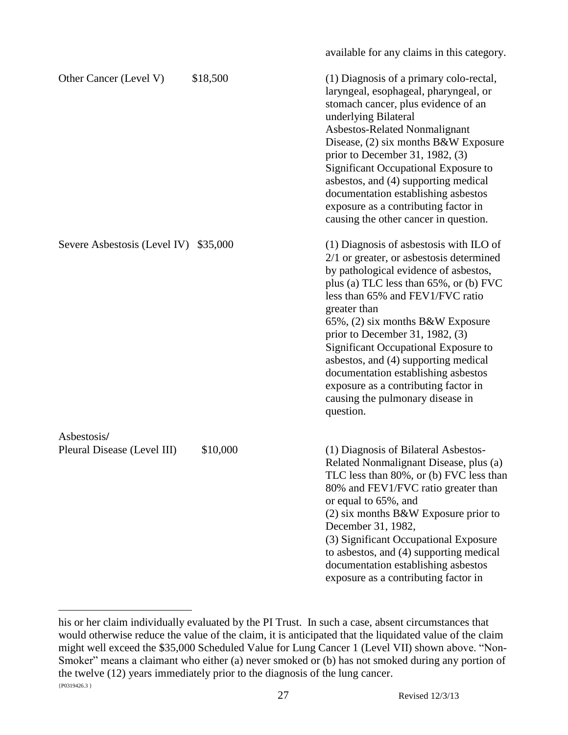| | | available for any claims in this category. |
|---|---|---|
| Other Cancer (Level V) | \$18,500 | (1) Diagnosis of a primary colo-rectal, laryngeal, esophageal, pharyngeal, or stomach cancer, plus evidence of an underlying Bilateral Asbestos-Related Nonmalignant Disease, (2) six months B&W Exposure prior to December 31, 1982, (3) Significant Occupational Exposure to asbestos, and (4) supporting medical documentation establishing asbestos exposure as a contributing factor in causing the other cancer in question. |
| Severe Asbestosis (Level IV) | \$35,000 | (1) Diagnosis of asbestosis with ILO of 2/1 or greater, or asbestosis determined by pathological evidence of asbestos, plus (a) TLC less than 65%, or (b) FVC less than 65% and FEV1/FVC ratio greater than 65%, (2) six months B&W Exposure prior to December 31, 1982, (3) Significant Occupational Exposure to asbestos, and (4) supporting medical documentation establishing asbestos exposure as a contributing factor in causing the pulmonary disease in question. |
| Asbestosis/ Pleural Disease (Level III) | \$10,000 | (1) Diagnosis of Bilateral Asbestos-Related Nonmalignant Disease, plus (a) TLC less than 80%, or (b) FVC less than 80% and FEV1/FVC ratio greater than or equal to 65%, and (2) six months B&W Exposure prior to December 31, 1982, (3) Significant Occupational Exposure to asbestos, and (4) supporting medical documentation establishing asbestos exposure as a contributing factor in |

---

his or her claim individually evaluated by the PI Trust. In such a case, absent circumstances that would otherwise reduce the value of the claim, it is anticipated that the liquidated value of the claim might well exceed the \$35,000 Scheduled Value for Lung Cancer 1 (Level VII) shown above. "Non-Smoker" means a claimant who either (a) never smoked or (b) has not smoked during any portion of the twelve (12) years immediately prior to the diagnosis of the lung cancer.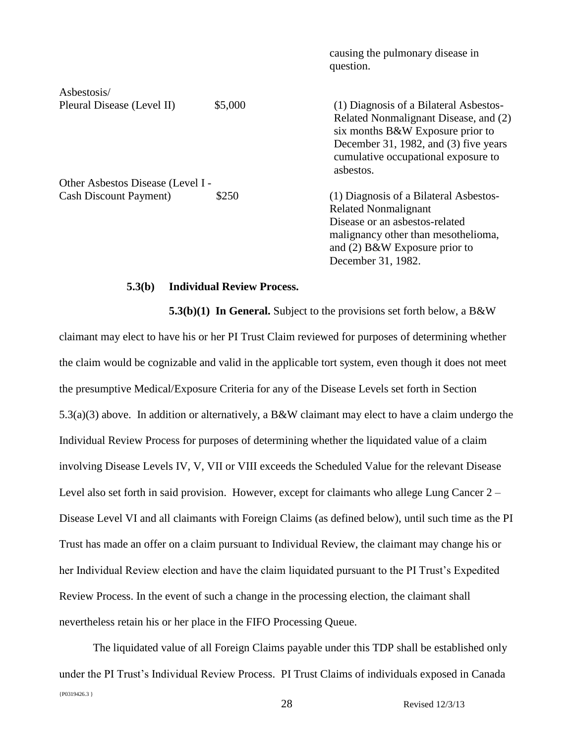| | | causing the pulmonary disease in question. |
|---|---|---|
| Asbestosis/ Pleural Disease (Level II) | $5,000 | (1) Diagnosis of a Bilateral Asbestos-Related Nonmalignant Disease, and (2) six months B&W Exposure prior to December 31, 1982, and (3) five years cumulative occupational exposure to asbestos. |
| Other Asbestos Disease (Level I - Cash Discount Payment) | $250 | (1) Diagnosis of a Bilateral Asbestos-Related Nonmalignant Disease or an asbestos-related malignancy other than mesothelioma, and (2) B&W Exposure prior to December 31, 1982. |

**5.3(b) Individual Review Process.**

**5.3(b)(1) In General.** Subject to the provisions set forth below, a B&W claimant may elect to have his or her PI Trust Claim reviewed for purposes of determining whether the claim would be cognizable and valid in the applicable tort system, even though it does not meet the presumptive Medical/Exposure Criteria for any of the Disease Levels set forth in Section 5.3(a)(3) above. In addition or alternatively, a B&W claimant may elect to have a claim undergo the Individual Review Process for purposes of determining whether the liquidated value of a claim involving Disease Levels IV, V, VII or VIII exceeds the Scheduled Value for the relevant Disease Level also set forth in said provision. However, except for claimants who allege Lung Cancer 2 – Disease Level VI and all claimants with Foreign Claims (as defined below), until such time as the PI Trust has made an offer on a claim pursuant to Individual Review, the claimant may change his or her Individual Review election and have the claim liquidated pursuant to the PI Trust's Expedited Review Process. In the event of such a change in the processing election, the claimant shall nevertheless retain his or her place in the FIFO Processing Queue.

The liquidated value of all Foreign Claims payable under this TDP shall be established only under the PI Trust's Individual Review Process. PI Trust Claims of individuals exposed in Canada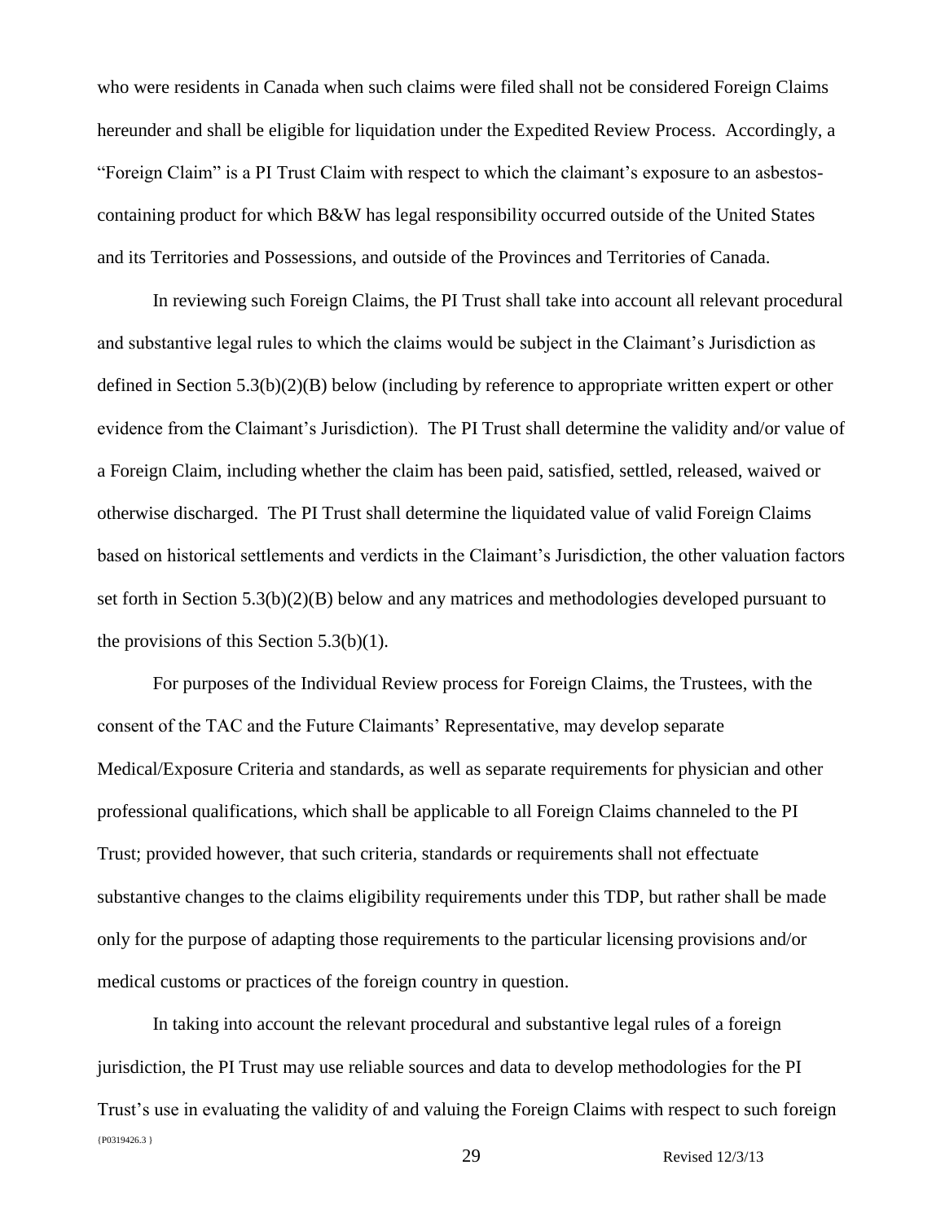who were residents in Canada when such claims were filed shall not be considered Foreign Claims hereunder and shall be eligible for liquidation under the Expedited Review Process. Accordingly, a "Foreign Claim" is a PI Trust Claim with respect to which the claimant's exposure to an asbestos-containing product for which B&W has legal responsibility occurred outside of the United States and its Territories and Possessions, and outside of the Provinces and Territories of Canada.

In reviewing such Foreign Claims, the PI Trust shall take into account all relevant procedural and substantive legal rules to which the claims would be subject in the Claimant's Jurisdiction as defined in Section 5.3(b)(2)(B) below (including by reference to appropriate written expert or other evidence from the Claimant's Jurisdiction). The PI Trust shall determine the validity and/or value of a Foreign Claim, including whether the claim has been paid, satisfied, settled, released, waived or otherwise discharged. The PI Trust shall determine the liquidated value of valid Foreign Claims based on historical settlements and verdicts in the Claimant's Jurisdiction, the other valuation factors set forth in Section 5.3(b)(2)(B) below and any matrices and methodologies developed pursuant to the provisions of this Section 5.3(b)(1).

For purposes of the Individual Review process for Foreign Claims, the Trustees, with the consent of the TAC and the Future Claimants' Representative, may develop separate Medical/Exposure Criteria and standards, as well as separate requirements for physician and other professional qualifications, which shall be applicable to all Foreign Claims channeled to the PI Trust; provided however, that such criteria, standards or requirements shall not effectuate substantive changes to the claims eligibility requirements under this TDP, but rather shall be made only for the purpose of adapting those requirements to the particular licensing provisions and/or medical customs or practices of the foreign country in question.

In taking into account the relevant procedural and substantive legal rules of a foreign jurisdiction, the PI Trust may use reliable sources and data to develop methodologies for the PI Trust's use in evaluating the validity of and valuing the Foreign Claims with respect to such foreign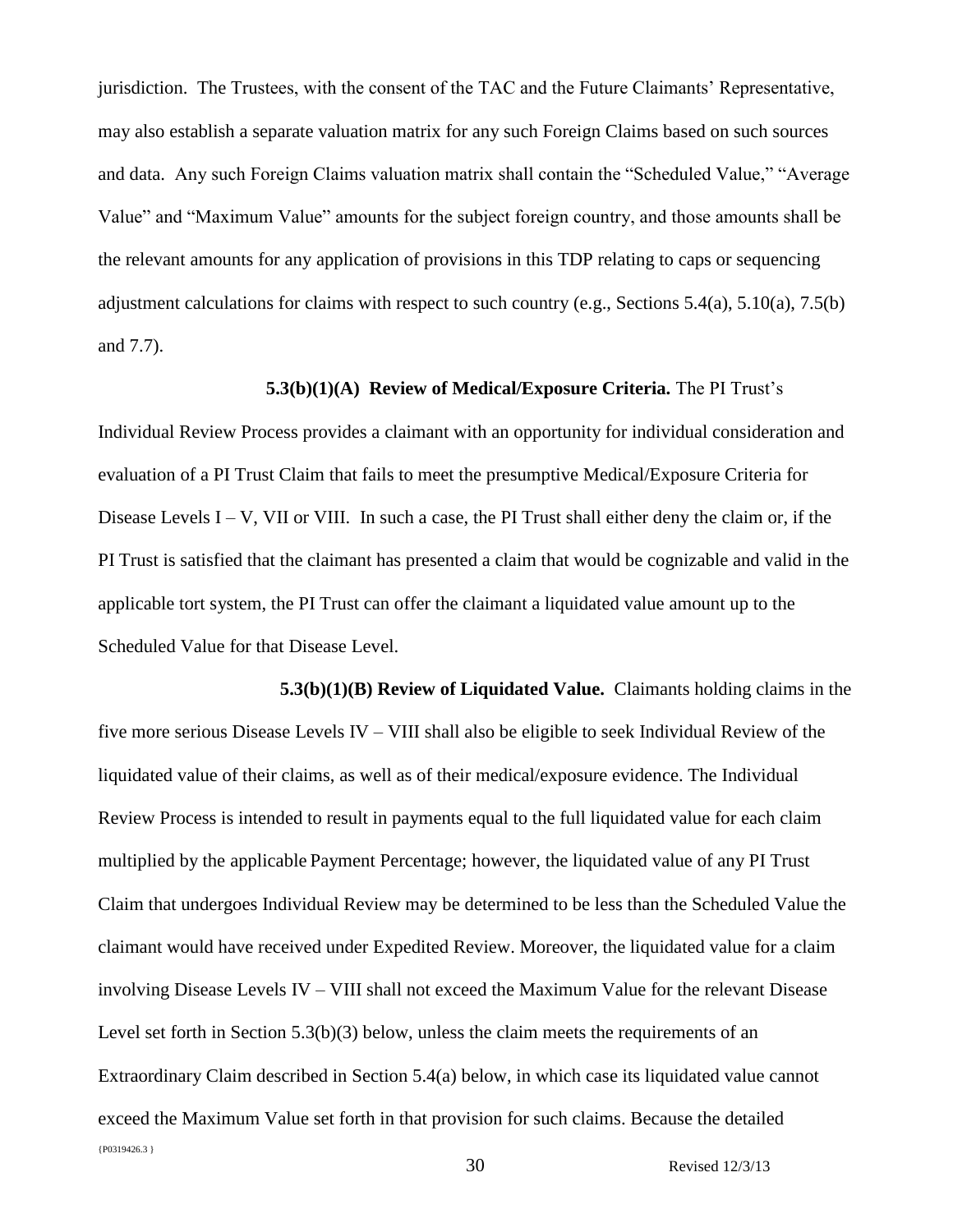jurisdiction. The Trustees, with the consent of the TAC and the Future Claimants' Representative, may also establish a separate valuation matrix for any such Foreign Claims based on such sources and data. Any such Foreign Claims valuation matrix shall contain the "Scheduled Value," "Average Value" and "Maximum Value" amounts for the subject foreign country, and those amounts shall be the relevant amounts for any application of provisions in this TDP relating to caps or sequencing adjustment calculations for claims with respect to such country (e.g., Sections 5.4(a), 5.10(a), 7.5(b) and 7.7).

**5.3(b)(1)(A) Review of Medical/Exposure Criteria.** The PI Trust's Individual Review Process provides a claimant with an opportunity for individual consideration and evaluation of a PI Trust Claim that fails to meet the presumptive Medical/Exposure Criteria for Disease Levels I – V, VII or VIII. In such a case, the PI Trust shall either deny the claim or, if the PI Trust is satisfied that the claimant has presented a claim that would be cognizable and valid in the applicable tort system, the PI Trust can offer the claimant a liquidated value amount up to the Scheduled Value for that Disease Level.

**5.3(b)(1)(B) Review of Liquidated Value.** Claimants holding claims in the five more serious Disease Levels IV – VIII shall also be eligible to seek Individual Review of the liquidated value of their claims, as well as of their medical/exposure evidence. The Individual Review Process is intended to result in payments equal to the full liquidated value for each claim multiplied by the applicable Payment Percentage; however, the liquidated value of any PI Trust Claim that undergoes Individual Review may be determined to be less than the Scheduled Value the claimant would have received under Expedited Review. Moreover, the liquidated value for a claim involving Disease Levels IV – VIII shall not exceed the Maximum Value for the relevant Disease Level set forth in Section 5.3(b)(3) below, unless the claim meets the requirements of an Extraordinary Claim described in Section 5.4(a) below, in which case its liquidated value cannot exceed the Maximum Value set forth in that provision for such claims. Because the detailed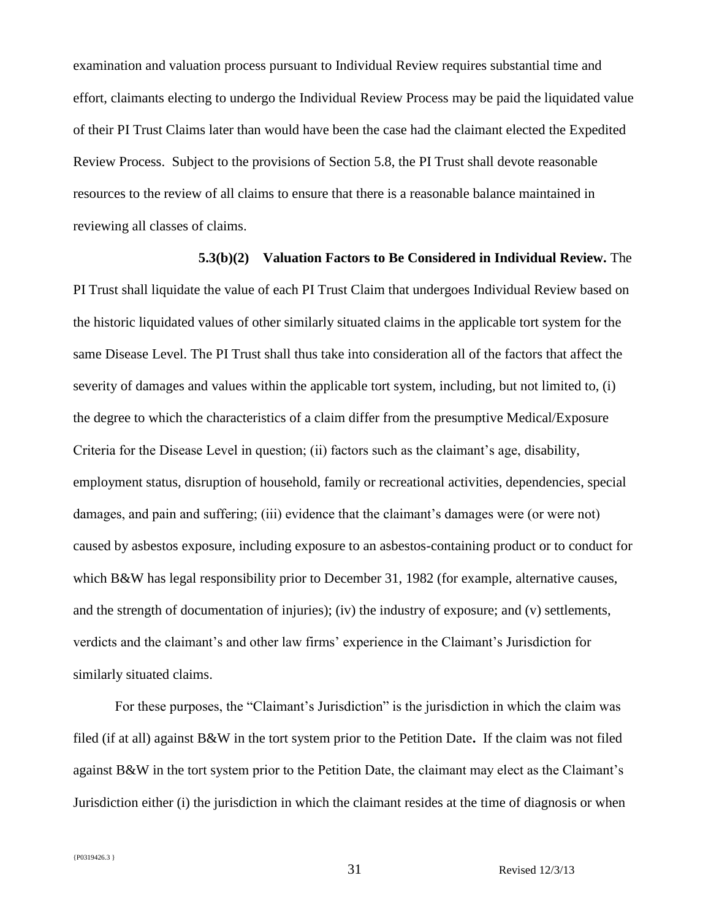examination and valuation process pursuant to Individual Review requires substantial time and effort, claimants electing to undergo the Individual Review Process may be paid the liquidated value of their PI Trust Claims later than would have been the case had the claimant elected the Expedited Review Process. Subject to the provisions of Section 5.8, the PI Trust shall devote reasonable resources to the review of all claims to ensure that there is a reasonable balance maintained in reviewing all classes of claims.

**5.3(b)(2) Valuation Factors to Be Considered in Individual Review.** The PI Trust shall liquidate the value of each PI Trust Claim that undergoes Individual Review based on the historic liquidated values of other similarly situated claims in the applicable tort system for the same Disease Level. The PI Trust shall thus take into consideration all of the factors that affect the severity of damages and values within the applicable tort system, including, but not limited to, (i) the degree to which the characteristics of a claim differ from the presumptive Medical/Exposure Criteria for the Disease Level in question; (ii) factors such as the claimant's age, disability, employment status, disruption of household, family or recreational activities, dependencies, special damages, and pain and suffering; (iii) evidence that the claimant's damages were (or were not) caused by asbestos exposure, including exposure to an asbestos-containing product or to conduct for which B&W has legal responsibility prior to December 31, 1982 (for example, alternative causes, and the strength of documentation of injuries); (iv) the industry of exposure; and (v) settlements, verdicts and the claimant's and other law firms' experience in the Claimant's Jurisdiction for similarly situated claims.

For these purposes, the "Claimant's Jurisdiction" is the jurisdiction in which the claim was filed (if at all) against B&W in the tort system prior to the Petition Date**.** If the claim was not filed against B&W in the tort system prior to the Petition Date, the claimant may elect as the Claimant's Jurisdiction either (i) the jurisdiction in which the claimant resides at the time of diagnosis or when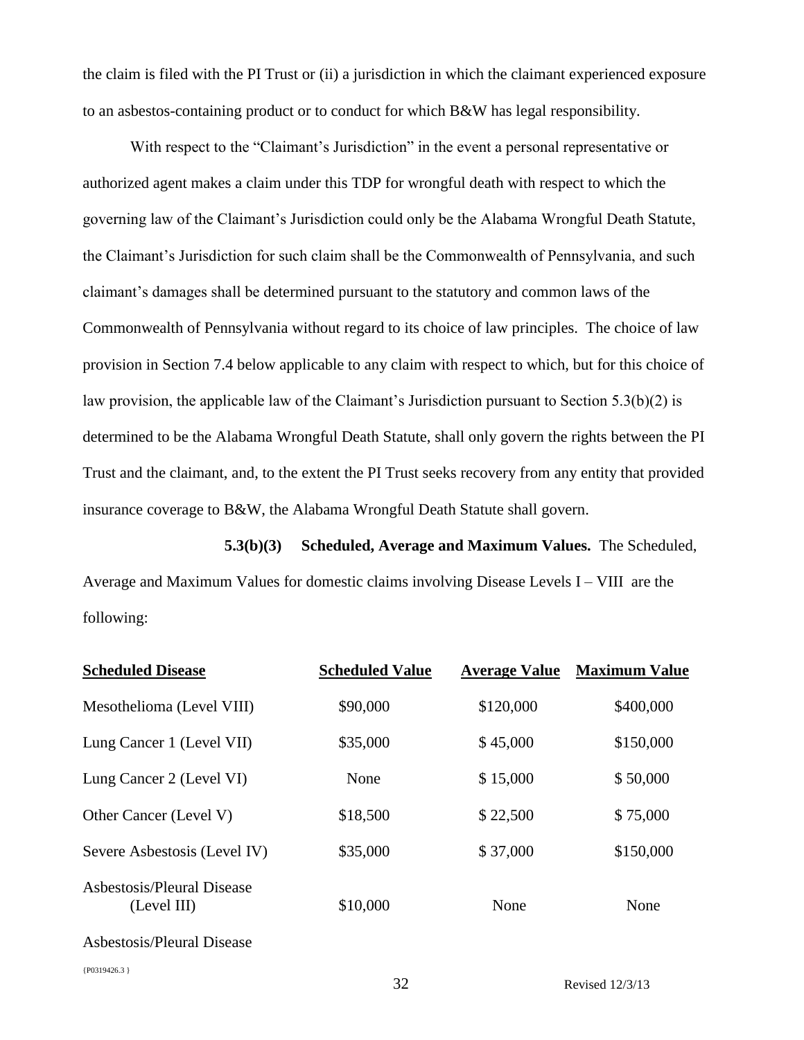the claim is filed with the PI Trust or (ii) a jurisdiction in which the claimant experienced exposure to an asbestos-containing product or to conduct for which B&W has legal responsibility.

With respect to the "Claimant's Jurisdiction" in the event a personal representative or authorized agent makes a claim under this TDP for wrongful death with respect to which the governing law of the Claimant's Jurisdiction could only be the Alabama Wrongful Death Statute, the Claimant's Jurisdiction for such claim shall be the Commonwealth of Pennsylvania, and such claimant's damages shall be determined pursuant to the statutory and common laws of the Commonwealth of Pennsylvania without regard to its choice of law principles. The choice of law provision in Section 7.4 below applicable to any claim with respect to which, but for this choice of law provision, the applicable law of the Claimant's Jurisdiction pursuant to Section 5.3(b)(2) is determined to be the Alabama Wrongful Death Statute, shall only govern the rights between the PI Trust and the claimant, and, to the extent the PI Trust seeks recovery from any entity that provided insurance coverage to B&W, the Alabama Wrongful Death Statute shall govern.

**5.3(b)(3) Scheduled, Average and Maximum Values.** The Scheduled, Average and Maximum Values for domestic claims involving Disease Levels I – VIII are the following:

| Scheduled Disease | Scheduled Value | Average Value | Maximum Value |
|---|---|---|---|
| Mesothelioma (Level VIII) | $90,000 | $120,000 | $400,000 |
| Lung Cancer 1 (Level VII) | $35,000 | $ 45,000 | $150,000 |
| Lung Cancer 2 (Level VI) | None | $ 15,000 | $ 50,000 |
| Other Cancer (Level V) | $18,500 | $ 22,500 | $ 75,000 |
| Severe Asbestosis (Level IV) | $35,000 | $ 37,000 | $150,000 |
| Asbestosis/Pleural Disease (Level III) | $10,000 | None | None |
| Asbestosis/Pleural Disease | | | |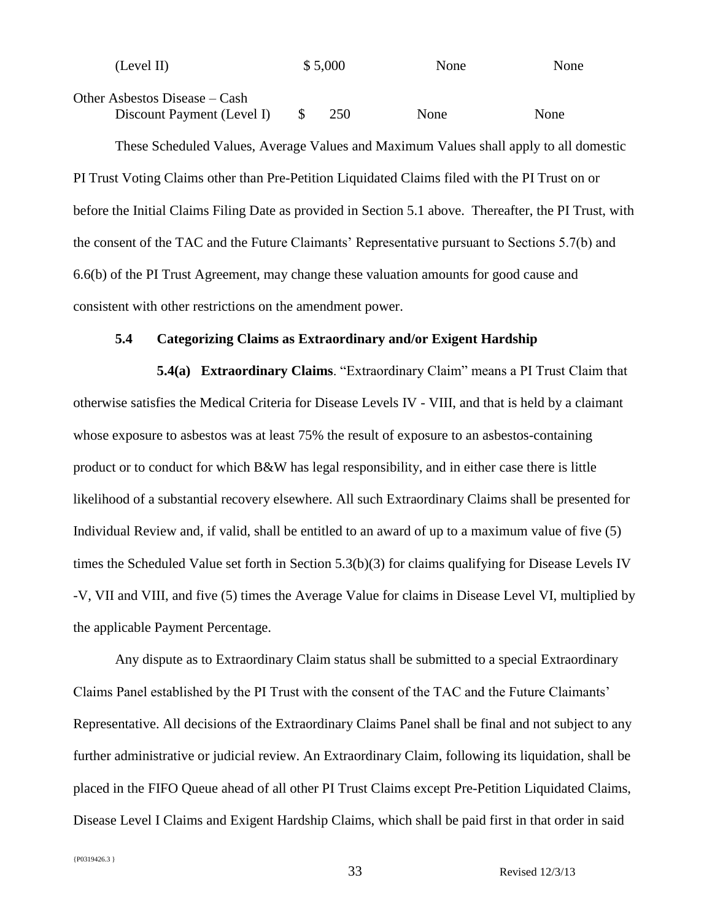| | | | |
|---|---|---|---|
| (Level II) | $ 5,000 | None | None |
| Other Asbestos Disease – Cash Discount Payment (Level I) | $ 250 | None | None |

These Scheduled Values, Average Values and Maximum Values shall apply to all domestic PI Trust Voting Claims other than Pre-Petition Liquidated Claims filed with the PI Trust on or before the Initial Claims Filing Date as provided in Section 5.1 above. Thereafter, the PI Trust, with the consent of the TAC and the Future Claimants' Representative pursuant to Sections 5.7(b) and 6.6(b) of the PI Trust Agreement, may change these valuation amounts for good cause and consistent with other restrictions on the amendment power.

### 5.4 Categorizing Claims as Extraordinary and/or Exigent Hardship

**5.4(a) Extraordinary Claims**. "Extraordinary Claim" means a PI Trust Claim that otherwise satisfies the Medical Criteria for Disease Levels IV - VIII, and that is held by a claimant whose exposure to asbestos was at least 75% the result of exposure to an asbestos-containing product or to conduct for which B&W has legal responsibility, and in either case there is little likelihood of a substantial recovery elsewhere. All such Extraordinary Claims shall be presented for Individual Review and, if valid, shall be entitled to an award of up to a maximum value of five (5) times the Scheduled Value set forth in Section 5.3(b)(3) for claims qualifying for Disease Levels IV -V, VII and VIII, and five (5) times the Average Value for claims in Disease Level VI, multiplied by the applicable Payment Percentage.

Any dispute as to Extraordinary Claim status shall be submitted to a special Extraordinary Claims Panel established by the PI Trust with the consent of the TAC and the Future Claimants' Representative. All decisions of the Extraordinary Claims Panel shall be final and not subject to any further administrative or judicial review. An Extraordinary Claim, following its liquidation, shall be placed in the FIFO Queue ahead of all other PI Trust Claims except Pre-Petition Liquidated Claims, Disease Level I Claims and Exigent Hardship Claims, which shall be paid first in that order in said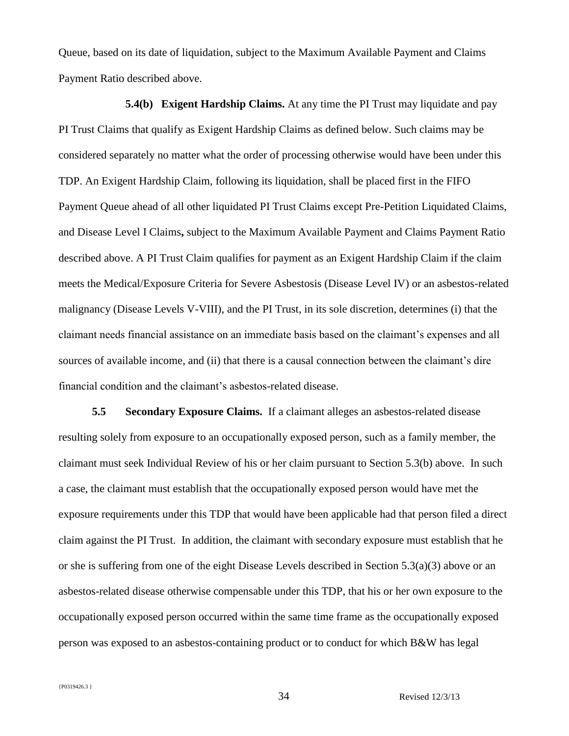Queue, based on its date of liquidation, subject to the Maximum Available Payment and Claims Payment Ratio described above.

**5.4(b) Exigent Hardship Claims.** At any time the PI Trust may liquidate and pay PI Trust Claims that qualify as Exigent Hardship Claims as defined below. Such claims may be considered separately no matter what the order of processing otherwise would have been under this TDP. An Exigent Hardship Claim, following its liquidation, shall be placed first in the FIFO Payment Queue ahead of all other liquidated PI Trust Claims except Pre-Petition Liquidated Claims, and Disease Level I Claims**,** subject to the Maximum Available Payment and Claims Payment Ratio described above. A PI Trust Claim qualifies for payment as an Exigent Hardship Claim if the claim meets the Medical/Exposure Criteria for Severe Asbestosis (Disease Level IV) or an asbestos-related malignancy (Disease Levels V-VIII), and the PI Trust, in its sole discretion, determines (i) that the claimant needs financial assistance on an immediate basis based on the claimant's expenses and all sources of available income, and (ii) that there is a causal connection between the claimant's dire financial condition and the claimant's asbestos-related disease.

**5.5 Secondary Exposure Claims.** If a claimant alleges an asbestos-related disease resulting solely from exposure to an occupationally exposed person, such as a family member, the claimant must seek Individual Review of his or her claim pursuant to Section 5.3(b) above. In such a case, the claimant must establish that the occupationally exposed person would have met the exposure requirements under this TDP that would have been applicable had that person filed a direct claim against the PI Trust. In addition, the claimant with secondary exposure must establish that he or she is suffering from one of the eight Disease Levels described in Section 5.3(a)(3) above or an asbestos-related disease otherwise compensable under this TDP, that his or her own exposure to the occupationally exposed person occurred within the same time frame as the occupationally exposed person was exposed to an asbestos-containing product or to conduct for which B&W has legal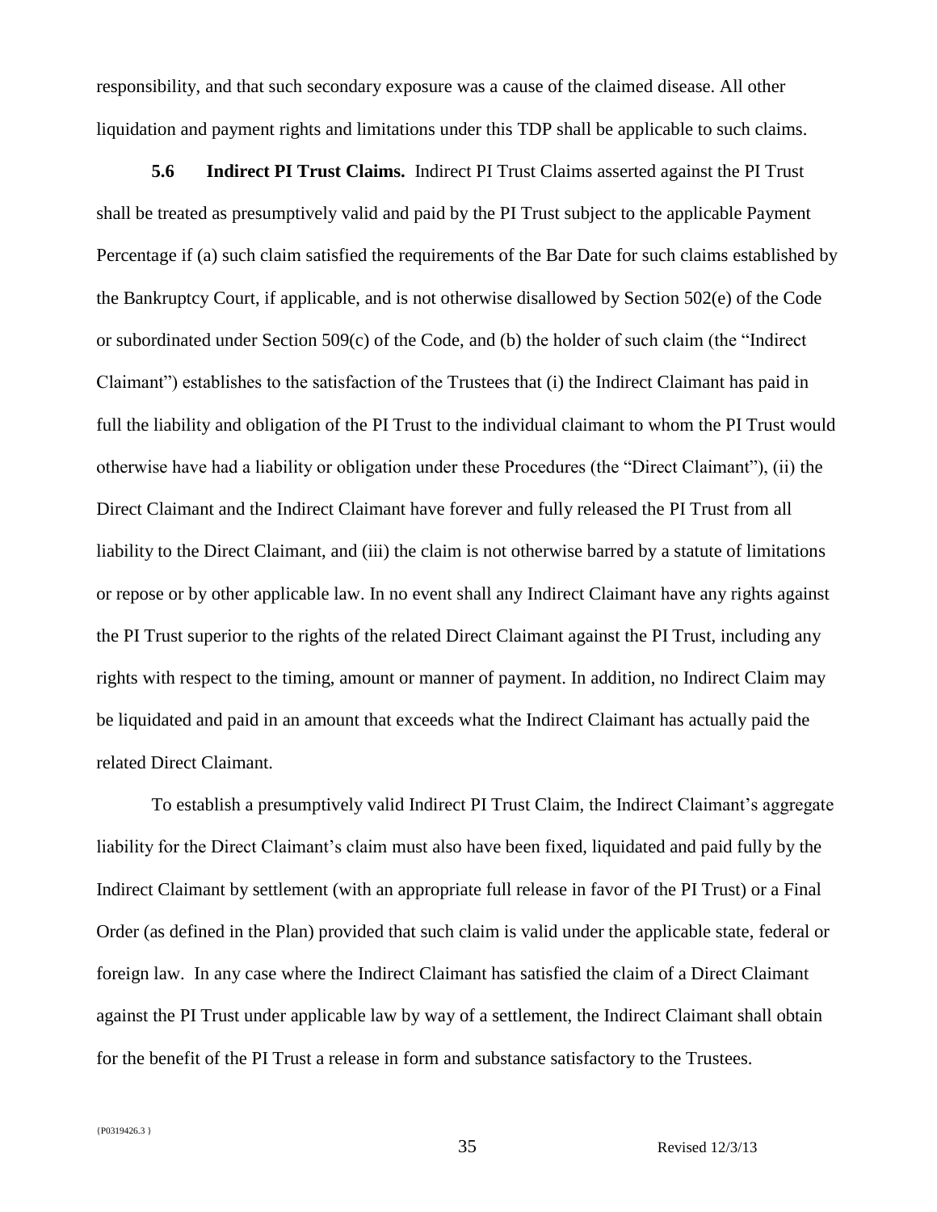responsibility, and that such secondary exposure was a cause of the claimed disease. All other liquidation and payment rights and limitations under this TDP shall be applicable to such claims.

**5.6 Indirect PI Trust Claims.** Indirect PI Trust Claims asserted against the PI Trust shall be treated as presumptively valid and paid by the PI Trust subject to the applicable Payment Percentage if (a) such claim satisfied the requirements of the Bar Date for such claims established by the Bankruptcy Court, if applicable, and is not otherwise disallowed by Section 502(e) of the Code or subordinated under Section 509(c) of the Code, and (b) the holder of such claim (the "Indirect Claimant") establishes to the satisfaction of the Trustees that (i) the Indirect Claimant has paid in full the liability and obligation of the PI Trust to the individual claimant to whom the PI Trust would otherwise have had a liability or obligation under these Procedures (the "Direct Claimant"), (ii) the Direct Claimant and the Indirect Claimant have forever and fully released the PI Trust from all liability to the Direct Claimant, and (iii) the claim is not otherwise barred by a statute of limitations or repose or by other applicable law. In no event shall any Indirect Claimant have any rights against the PI Trust superior to the rights of the related Direct Claimant against the PI Trust, including any rights with respect to the timing, amount or manner of payment. In addition, no Indirect Claim may be liquidated and paid in an amount that exceeds what the Indirect Claimant has actually paid the related Direct Claimant.

To establish a presumptively valid Indirect PI Trust Claim, the Indirect Claimant's aggregate liability for the Direct Claimant's claim must also have been fixed, liquidated and paid fully by the Indirect Claimant by settlement (with an appropriate full release in favor of the PI Trust) or a Final Order (as defined in the Plan) provided that such claim is valid under the applicable state, federal or foreign law. In any case where the Indirect Claimant has satisfied the claim of a Direct Claimant against the PI Trust under applicable law by way of a settlement, the Indirect Claimant shall obtain for the benefit of the PI Trust a release in form and substance satisfactory to the Trustees.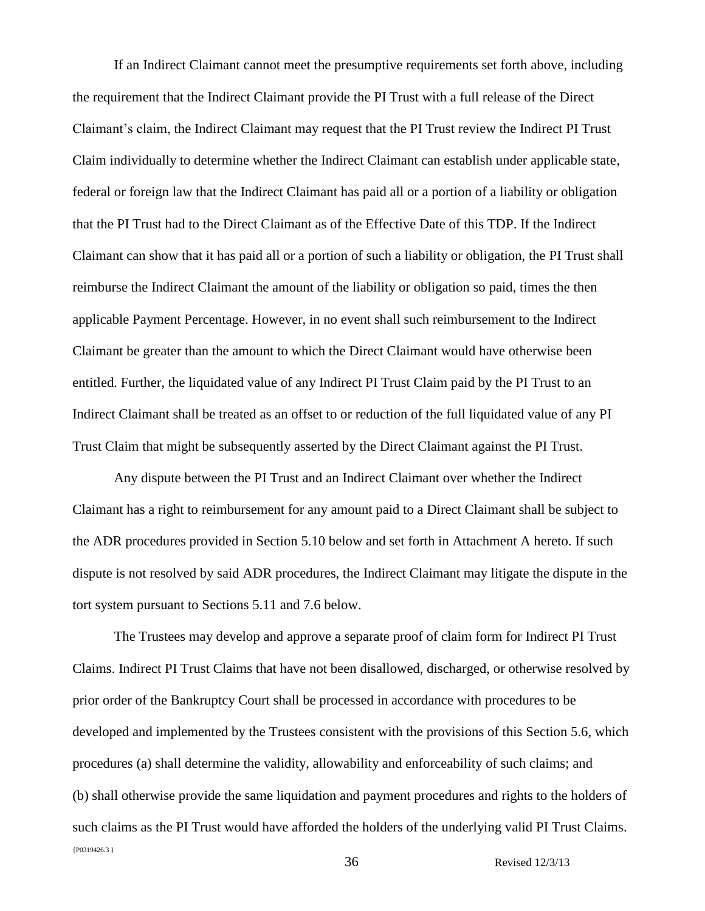If an Indirect Claimant cannot meet the presumptive requirements set forth above, including the requirement that the Indirect Claimant provide the PI Trust with a full release of the Direct Claimant's claim, the Indirect Claimant may request that the PI Trust review the Indirect PI Trust Claim individually to determine whether the Indirect Claimant can establish under applicable state, federal or foreign law that the Indirect Claimant has paid all or a portion of a liability or obligation that the PI Trust had to the Direct Claimant as of the Effective Date of this TDP. If the Indirect Claimant can show that it has paid all or a portion of such a liability or obligation, the PI Trust shall reimburse the Indirect Claimant the amount of the liability or obligation so paid, times the then applicable Payment Percentage. However, in no event shall such reimbursement to the Indirect Claimant be greater than the amount to which the Direct Claimant would have otherwise been entitled. Further, the liquidated value of any Indirect PI Trust Claim paid by the PI Trust to an Indirect Claimant shall be treated as an offset to or reduction of the full liquidated value of any PI Trust Claim that might be subsequently asserted by the Direct Claimant against the PI Trust.

Any dispute between the PI Trust and an Indirect Claimant over whether the Indirect Claimant has a right to reimbursement for any amount paid to a Direct Claimant shall be subject to the ADR procedures provided in Section 5.10 below and set forth in Attachment A hereto. If such dispute is not resolved by said ADR procedures, the Indirect Claimant may litigate the dispute in the tort system pursuant to Sections 5.11 and 7.6 below.

The Trustees may develop and approve a separate proof of claim form for Indirect PI Trust Claims. Indirect PI Trust Claims that have not been disallowed, discharged, or otherwise resolved by prior order of the Bankruptcy Court shall be processed in accordance with procedures to be developed and implemented by the Trustees consistent with the provisions of this Section 5.6, which procedures (a) shall determine the validity, allowability and enforceability of such claims; and (b) shall otherwise provide the same liquidation and payment procedures and rights to the holders of such claims as the PI Trust would have afforded the holders of the underlying valid PI Trust Claims.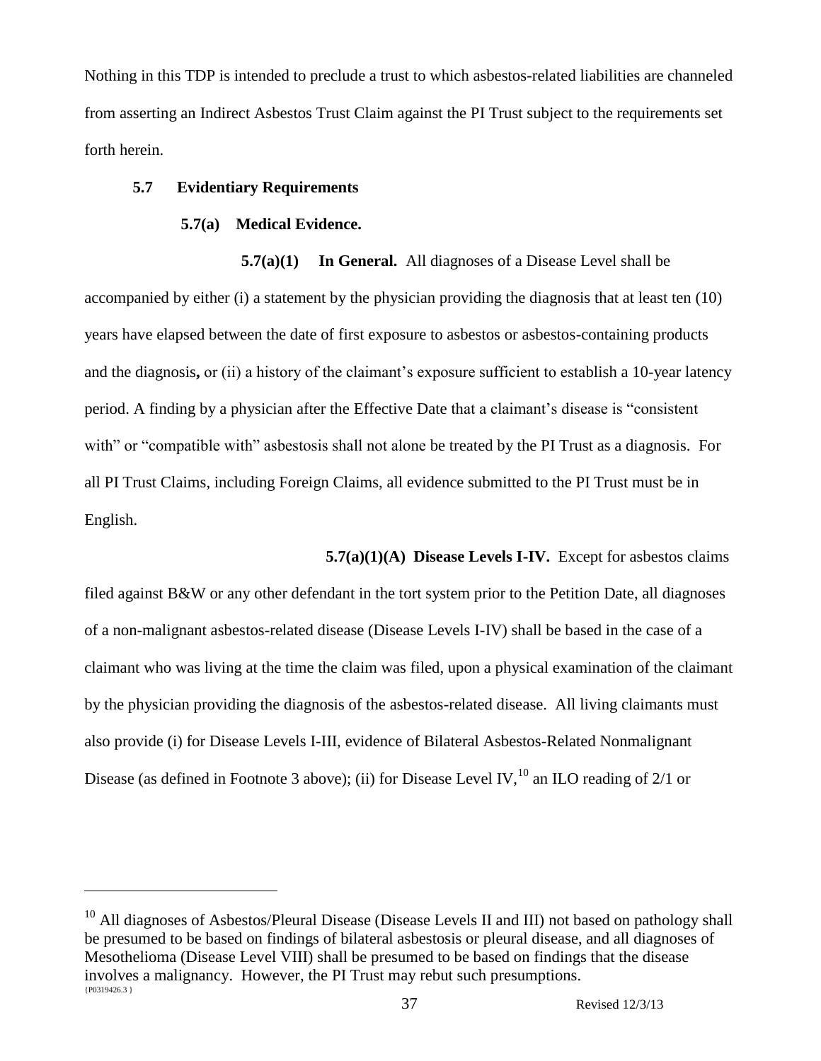Nothing in this TDP is intended to preclude a trust to which asbestos-related liabilities are channeled from asserting an Indirect Asbestos Trust Claim against the PI Trust subject to the requirements set forth herein.

### 5.7 Evidentiary Requirements

#### 5.7(a) Medical Evidence.

**5.7(a)(1) In General.** All diagnoses of a Disease Level shall be accompanied by either (i) a statement by the physician providing the diagnosis that at least ten (10) years have elapsed between the date of first exposure to asbestos or asbestos-containing products and the diagnosis**,** or (ii) a history of the claimant's exposure sufficient to establish a 10-year latency period. A finding by a physician after the Effective Date that a claimant's disease is "consistent with" or "compatible with" asbestosis shall not alone be treated by the PI Trust as a diagnosis. For all PI Trust Claims, including Foreign Claims, all evidence submitted to the PI Trust must be in English.

**5.7(a)(1)(A) Disease Levels I-IV.** Except for asbestos claims filed against B&W or any other defendant in the tort system prior to the Petition Date, all diagnoses of a non-malignant asbestos-related disease (Disease Levels I-IV) shall be based in the case of a claimant who was living at the time the claim was filed, upon a physical examination of the claimant by the physician providing the diagnosis of the asbestos-related disease. All living claimants must also provide (i) for Disease Levels I-III, evidence of Bilateral Asbestos-Related Nonmalignant Disease (as defined in Footnote 3 above); (ii) for Disease Level IV,[10] an ILO reading of 2/1 or

---

[10] All diagnoses of Asbestos/Pleural Disease (Disease Levels II and III) not based on pathology shall be presumed to be based on findings of bilateral asbestosis or pleural disease, and all diagnoses of Mesothelioma (Disease Level VIII) shall be presumed to be based on findings that the disease involves a malignancy. However, the PI Trust may rebut such presumptions.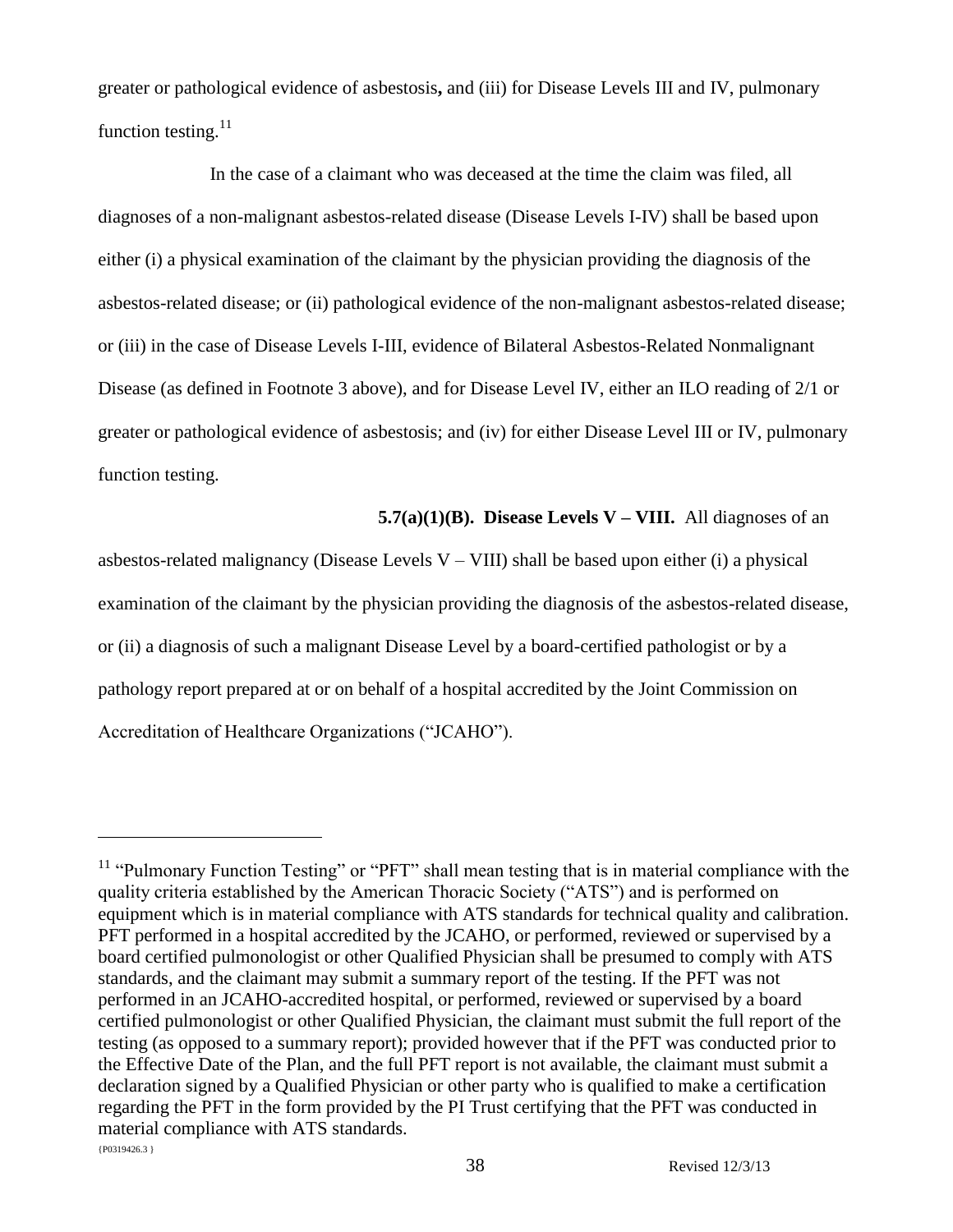greater or pathological evidence of asbestosis**,** and (iii) for Disease Levels III and IV, pulmonary function testing.[11]

In the case of a claimant who was deceased at the time the claim was filed, all diagnoses of a non-malignant asbestos-related disease (Disease Levels I-IV) shall be based upon either (i) a physical examination of the claimant by the physician providing the diagnosis of the asbestos-related disease; or (ii) pathological evidence of the non-malignant asbestos-related disease; or (iii) in the case of Disease Levels I-III, evidence of Bilateral Asbestos-Related Nonmalignant Disease (as defined in Footnote 3 above), and for Disease Level IV, either an ILO reading of 2/1 or greater or pathological evidence of asbestosis; and (iv) for either Disease Level III or IV, pulmonary function testing.

**5.7(a)(1)(B). Disease Levels V – VIII.** All diagnoses of an asbestos-related malignancy (Disease Levels V – VIII) shall be based upon either (i) a physical examination of the claimant by the physician providing the diagnosis of the asbestos-related disease, or (ii) a diagnosis of such a malignant Disease Level by a board-certified pathologist or by a pathology report prepared at or on behalf of a hospital accredited by the Joint Commission on Accreditation of Healthcare Organizations ("JCAHO").

---

[11] "Pulmonary Function Testing" or "PFT" shall mean testing that is in material compliance with the quality criteria established by the American Thoracic Society ("ATS") and is performed on equipment which is in material compliance with ATS standards for technical quality and calibration. PFT performed in a hospital accredited by the JCAHO, or performed, reviewed or supervised by a board certified pulmonologist or other Qualified Physician shall be presumed to comply with ATS standards, and the claimant may submit a summary report of the testing. If the PFT was not performed in an JCAHO-accredited hospital, or performed, reviewed or supervised by a board certified pulmonologist or other Qualified Physician, the claimant must submit the full report of the testing (as opposed to a summary report); provided however that if the PFT was conducted prior to the Effective Date of the Plan, and the full PFT report is not available, the claimant must submit a declaration signed by a Qualified Physician or other party who is qualified to make a certification regarding the PFT in the form provided by the PI Trust certifying that the PFT was conducted in material compliance with ATS standards.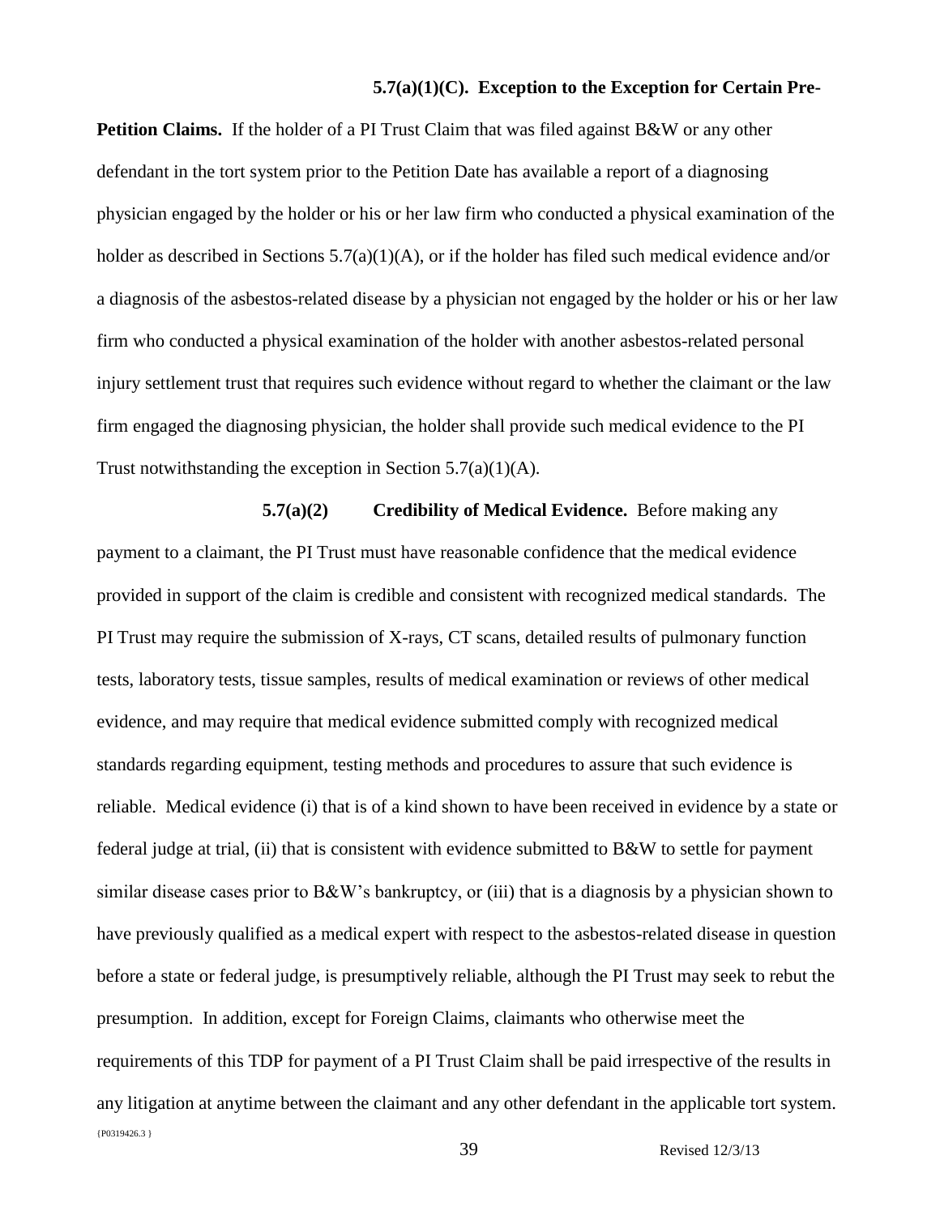**5.7(a)(1)(C). Exception to the Exception for Certain Pre-Petition Claims.** If the holder of a PI Trust Claim that was filed against B&W or any other defendant in the tort system prior to the Petition Date has available a report of a diagnosing physician engaged by the holder or his or her law firm who conducted a physical examination of the holder as described in Sections 5.7(a)(1)(A), or if the holder has filed such medical evidence and/or a diagnosis of the asbestos-related disease by a physician not engaged by the holder or his or her law firm who conducted a physical examination of the holder with another asbestos-related personal injury settlement trust that requires such evidence without regard to whether the claimant or the law firm engaged the diagnosing physician, the holder shall provide such medical evidence to the PI Trust notwithstanding the exception in Section 5.7(a)(1)(A).

**5.7(a)(2) Credibility of Medical Evidence.** Before making any payment to a claimant, the PI Trust must have reasonable confidence that the medical evidence provided in support of the claim is credible and consistent with recognized medical standards. The PI Trust may require the submission of X-rays, CT scans, detailed results of pulmonary function tests, laboratory tests, tissue samples, results of medical examination or reviews of other medical evidence, and may require that medical evidence submitted comply with recognized medical standards regarding equipment, testing methods and procedures to assure that such evidence is reliable. Medical evidence (i) that is of a kind shown to have been received in evidence by a state or federal judge at trial, (ii) that is consistent with evidence submitted to B&W to settle for payment similar disease cases prior to B&W's bankruptcy, or (iii) that is a diagnosis by a physician shown to have previously qualified as a medical expert with respect to the asbestos-related disease in question before a state or federal judge, is presumptively reliable, although the PI Trust may seek to rebut the presumption. In addition, except for Foreign Claims, claimants who otherwise meet the requirements of this TDP for payment of a PI Trust Claim shall be paid irrespective of the results in any litigation at anytime between the claimant and any other defendant in the applicable tort system.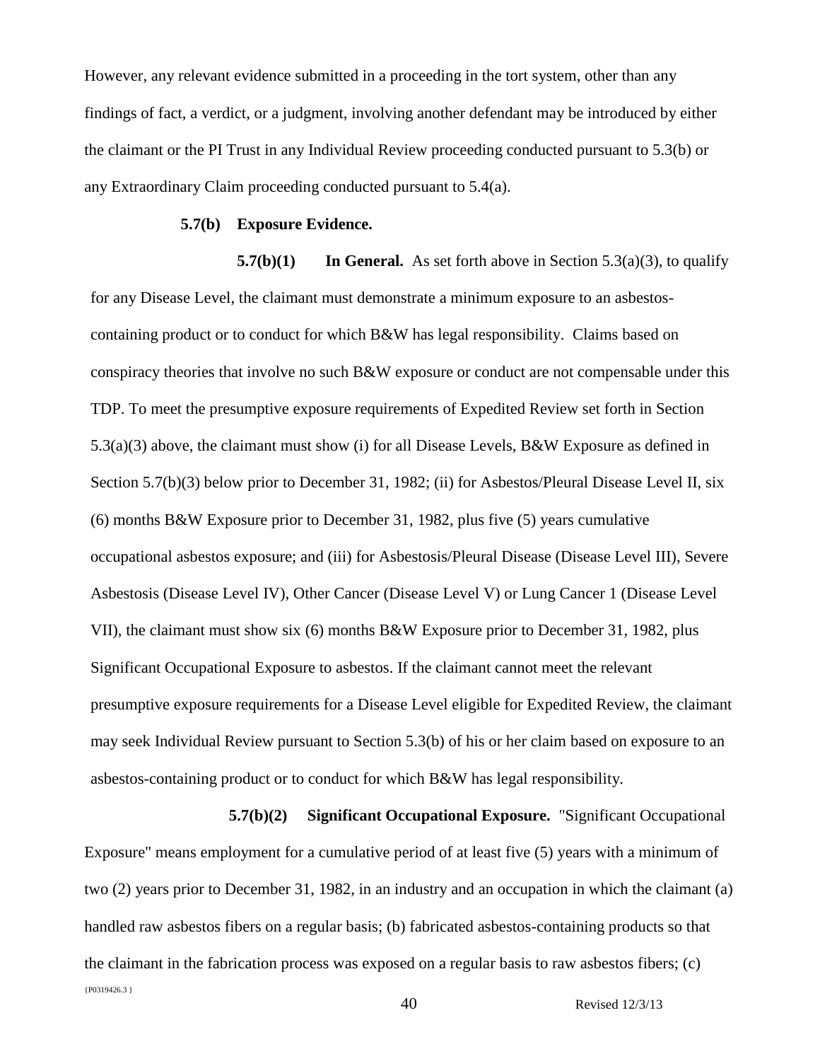However, any relevant evidence submitted in a proceeding in the tort system, other than any findings of fact, a verdict, or a judgment, involving another defendant may be introduced by either the claimant or the PI Trust in any Individual Review proceeding conducted pursuant to 5.3(b) or any Extraordinary Claim proceeding conducted pursuant to 5.4(a).

**5.7(b) Exposure Evidence.**

**5.7(b)(1) In General.** As set forth above in Section 5.3(a)(3), to qualify for any Disease Level, the claimant must demonstrate a minimum exposure to an asbestos-containing product or to conduct for which B&W has legal responsibility. Claims based on conspiracy theories that involve no such B&W exposure or conduct are not compensable under this TDP. To meet the presumptive exposure requirements of Expedited Review set forth in Section 5.3(a)(3) above, the claimant must show (i) for all Disease Levels, B&W Exposure as defined in Section 5.7(b)(3) below prior to December 31, 1982; (ii) for Asbestos/Pleural Disease Level II, six (6) months B&W Exposure prior to December 31, 1982, plus five (5) years cumulative occupational asbestos exposure; and (iii) for Asbestosis/Pleural Disease (Disease Level III), Severe Asbestosis (Disease Level IV), Other Cancer (Disease Level V) or Lung Cancer 1 (Disease Level VII), the claimant must show six (6) months B&W Exposure prior to December 31, 1982, plus Significant Occupational Exposure to asbestos. If the claimant cannot meet the relevant presumptive exposure requirements for a Disease Level eligible for Expedited Review, the claimant may seek Individual Review pursuant to Section 5.3(b) of his or her claim based on exposure to an asbestos-containing product or to conduct for which B&W has legal responsibility.

**5.7(b)(2) Significant Occupational Exposure.** "Significant Occupational Exposure" means employment for a cumulative period of at least five (5) years with a minimum of two (2) years prior to December 31, 1982, in an industry and an occupation in which the claimant (a) handled raw asbestos fibers on a regular basis; (b) fabricated asbestos-containing products so that the claimant in the fabrication process was exposed on a regular basis to raw asbestos fibers; (c)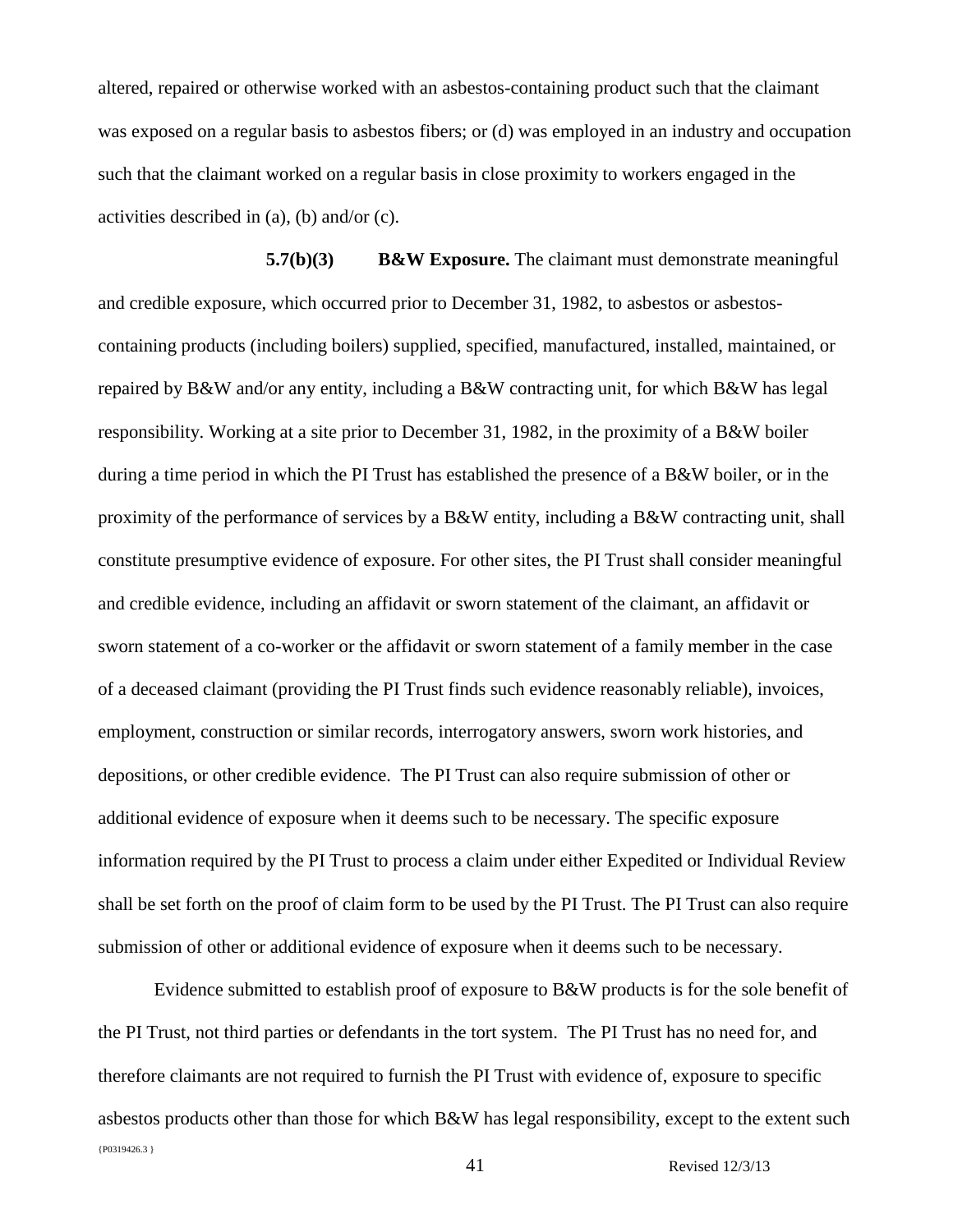altered, repaired or otherwise worked with an asbestos-containing product such that the claimant was exposed on a regular basis to asbestos fibers; or (d) was employed in an industry and occupation such that the claimant worked on a regular basis in close proximity to workers engaged in the activities described in (a), (b) and/or (c).

**5.7(b)(3) B&W Exposure.** The claimant must demonstrate meaningful and credible exposure, which occurred prior to December 31, 1982, to asbestos or asbestos-containing products (including boilers) supplied, specified, manufactured, installed, maintained, or repaired by B&W and/or any entity, including a B&W contracting unit, for which B&W has legal responsibility. Working at a site prior to December 31, 1982, in the proximity of a B&W boiler during a time period in which the PI Trust has established the presence of a B&W boiler, or in the proximity of the performance of services by a B&W entity, including a B&W contracting unit, shall constitute presumptive evidence of exposure. For other sites, the PI Trust shall consider meaningful and credible evidence, including an affidavit or sworn statement of the claimant, an affidavit or sworn statement of a co-worker or the affidavit or sworn statement of a family member in the case of a deceased claimant (providing the PI Trust finds such evidence reasonably reliable), invoices, employment, construction or similar records, interrogatory answers, sworn work histories, and depositions, or other credible evidence. The PI Trust can also require submission of other or additional evidence of exposure when it deems such to be necessary. The specific exposure information required by the PI Trust to process a claim under either Expedited or Individual Review shall be set forth on the proof of claim form to be used by the PI Trust. The PI Trust can also require submission of other or additional evidence of exposure when it deems such to be necessary.

Evidence submitted to establish proof of exposure to B&W products is for the sole benefit of the PI Trust, not third parties or defendants in the tort system. The PI Trust has no need for, and therefore claimants are not required to furnish the PI Trust with evidence of, exposure to specific asbestos products other than those for which B&W has legal responsibility, except to the extent such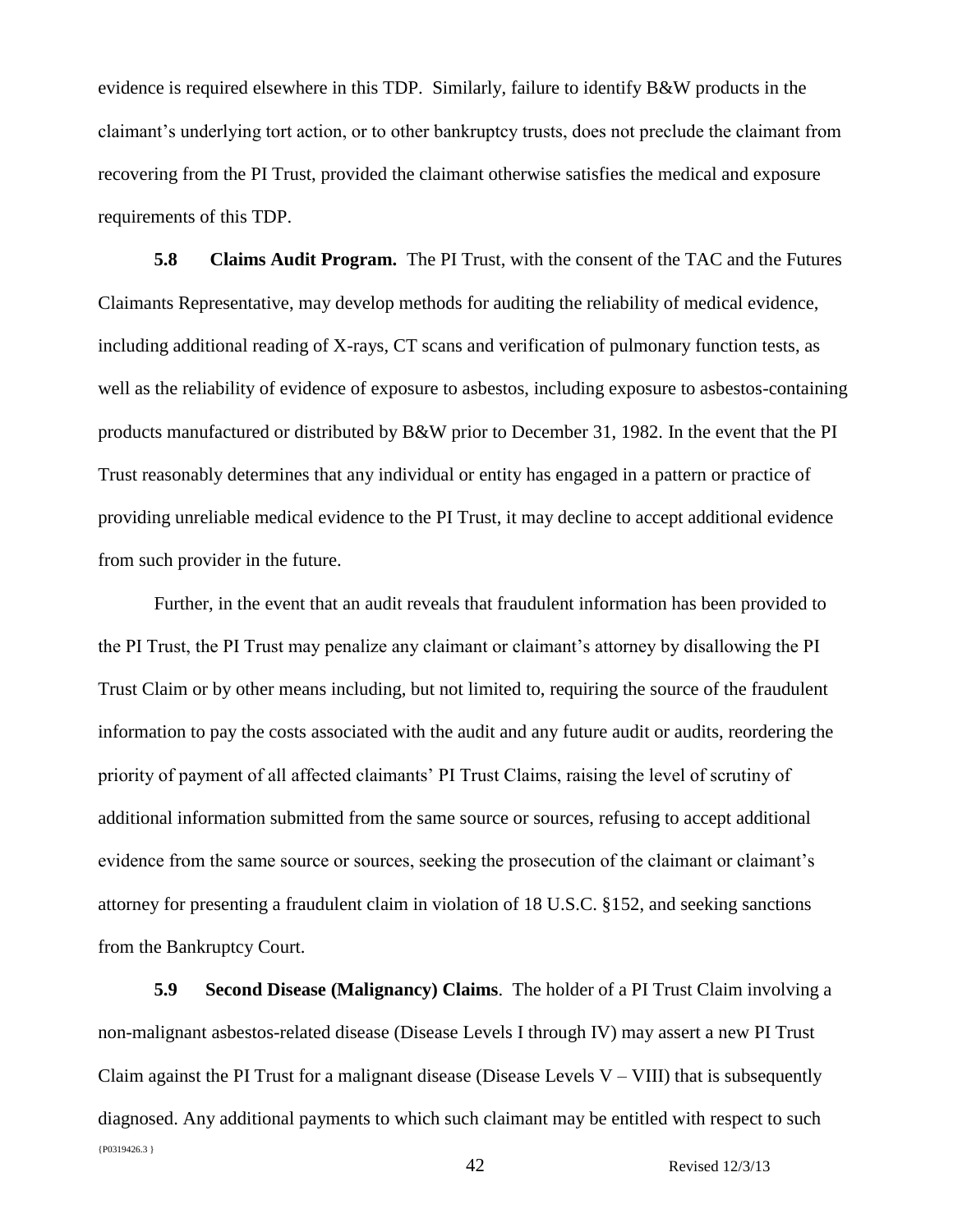evidence is required elsewhere in this TDP. Similarly, failure to identify B&W products in the claimant's underlying tort action, or to other bankruptcy trusts, does not preclude the claimant from recovering from the PI Trust, provided the claimant otherwise satisfies the medical and exposure requirements of this TDP.

**5.8 Claims Audit Program.** The PI Trust, with the consent of the TAC and the Futures Claimants Representative, may develop methods for auditing the reliability of medical evidence, including additional reading of X-rays, CT scans and verification of pulmonary function tests, as well as the reliability of evidence of exposure to asbestos, including exposure to asbestos-containing products manufactured or distributed by B&W prior to December 31, 1982. In the event that the PI Trust reasonably determines that any individual or entity has engaged in a pattern or practice of providing unreliable medical evidence to the PI Trust, it may decline to accept additional evidence from such provider in the future.

Further, in the event that an audit reveals that fraudulent information has been provided to the PI Trust, the PI Trust may penalize any claimant or claimant's attorney by disallowing the PI Trust Claim or by other means including, but not limited to, requiring the source of the fraudulent information to pay the costs associated with the audit and any future audit or audits, reordering the priority of payment of all affected claimants' PI Trust Claims, raising the level of scrutiny of additional information submitted from the same source or sources, refusing to accept additional evidence from the same source or sources, seeking the prosecution of the claimant or claimant's attorney for presenting a fraudulent claim in violation of 18 U.S.C. §152, and seeking sanctions from the Bankruptcy Court.

**5.9 Second Disease (Malignancy) Claims**. The holder of a PI Trust Claim involving a non-malignant asbestos-related disease (Disease Levels I through IV) may assert a new PI Trust Claim against the PI Trust for a malignant disease (Disease Levels V – VIII) that is subsequently diagnosed. Any additional payments to which such claimant may be entitled with respect to such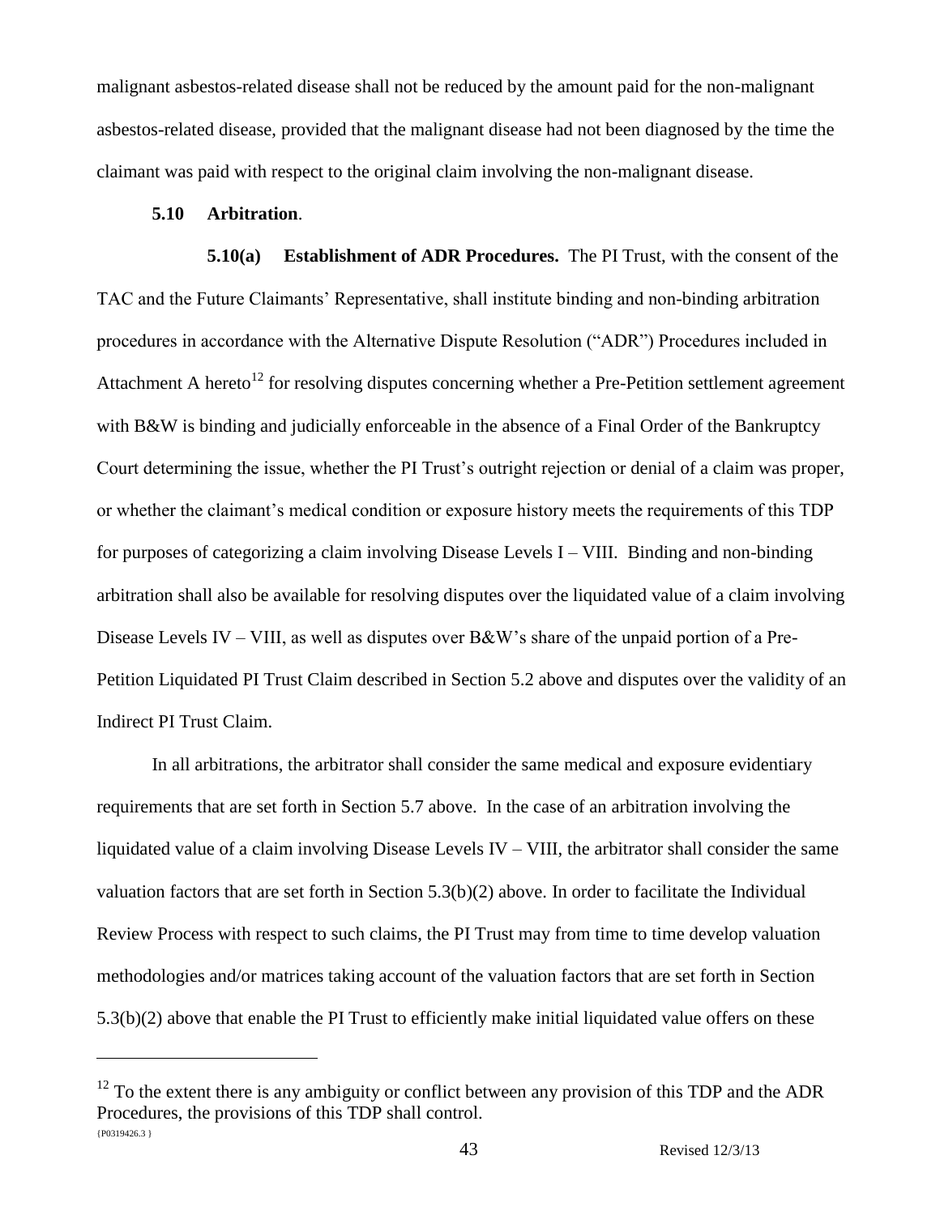malignant asbestos-related disease shall not be reduced by the amount paid for the non-malignant asbestos-related disease, provided that the malignant disease had not been diagnosed by the time the claimant was paid with respect to the original claim involving the non-malignant disease.

**5.10 Arbitration**.

**5.10(a) Establishment of ADR Procedures.** The PI Trust, with the consent of the TAC and the Future Claimants' Representative, shall institute binding and non-binding arbitration procedures in accordance with the Alternative Dispute Resolution ("ADR") Procedures included in Attachment A hereto[12] for resolving disputes concerning whether a Pre-Petition settlement agreement with B&W is binding and judicially enforceable in the absence of a Final Order of the Bankruptcy Court determining the issue, whether the PI Trust's outright rejection or denial of a claim was proper, or whether the claimant's medical condition or exposure history meets the requirements of this TDP for purposes of categorizing a claim involving Disease Levels I – VIII. Binding and non-binding arbitration shall also be available for resolving disputes over the liquidated value of a claim involving Disease Levels IV – VIII, as well as disputes over B&W's share of the unpaid portion of a Pre-Petition Liquidated PI Trust Claim described in Section 5.2 above and disputes over the validity of an Indirect PI Trust Claim.

In all arbitrations, the arbitrator shall consider the same medical and exposure evidentiary requirements that are set forth in Section 5.7 above. In the case of an arbitration involving the liquidated value of a claim involving Disease Levels IV – VIII, the arbitrator shall consider the same valuation factors that are set forth in Section 5.3(b)(2) above. In order to facilitate the Individual Review Process with respect to such claims, the PI Trust may from time to time develop valuation methodologies and/or matrices taking account of the valuation factors that are set forth in Section 5.3(b)(2) above that enable the PI Trust to efficiently make initial liquidated value offers on these

[12] To the extent there is any ambiguity or conflict between any provision of this TDP and the ADR Procedures, the provisions of this TDP shall control.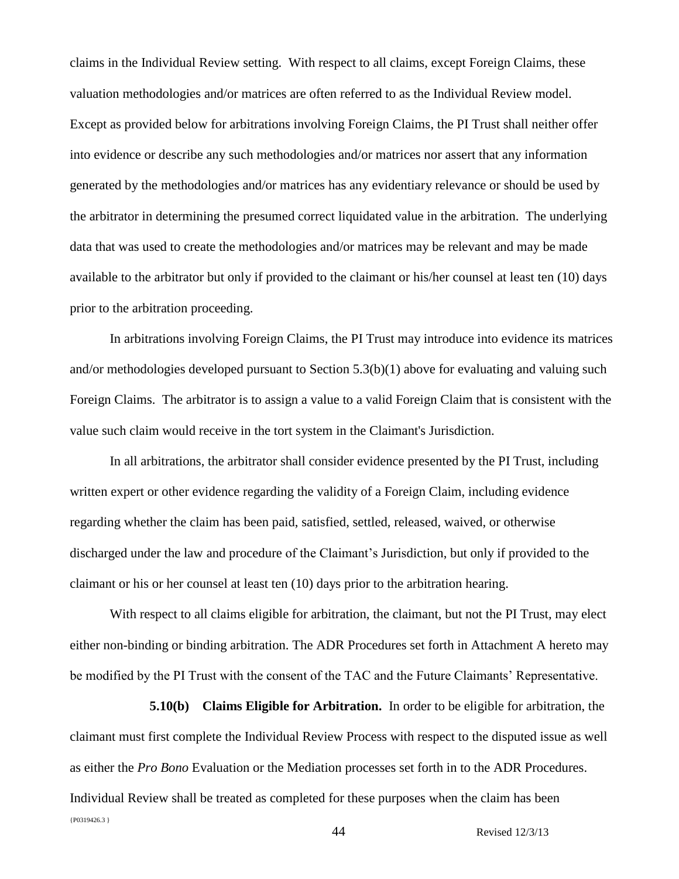claims in the Individual Review setting. With respect to all claims, except Foreign Claims, these valuation methodologies and/or matrices are often referred to as the Individual Review model. Except as provided below for arbitrations involving Foreign Claims, the PI Trust shall neither offer into evidence or describe any such methodologies and/or matrices nor assert that any information generated by the methodologies and/or matrices has any evidentiary relevance or should be used by the arbitrator in determining the presumed correct liquidated value in the arbitration. The underlying data that was used to create the methodologies and/or matrices may be relevant and may be made available to the arbitrator but only if provided to the claimant or his/her counsel at least ten (10) days prior to the arbitration proceeding.

In arbitrations involving Foreign Claims, the PI Trust may introduce into evidence its matrices and/or methodologies developed pursuant to Section 5.3(b)(1) above for evaluating and valuing such Foreign Claims. The arbitrator is to assign a value to a valid Foreign Claim that is consistent with the value such claim would receive in the tort system in the Claimant's Jurisdiction.

In all arbitrations, the arbitrator shall consider evidence presented by the PI Trust, including written expert or other evidence regarding the validity of a Foreign Claim, including evidence regarding whether the claim has been paid, satisfied, settled, released, waived, or otherwise discharged under the law and procedure of the Claimant's Jurisdiction, but only if provided to the claimant or his or her counsel at least ten (10) days prior to the arbitration hearing.

With respect to all claims eligible for arbitration, the claimant, but not the PI Trust, may elect either non-binding or binding arbitration. The ADR Procedures set forth in Attachment A hereto may be modified by the PI Trust with the consent of the TAC and the Future Claimants' Representative.

**5.10(b) Claims Eligible for Arbitration.** In order to be eligible for arbitration, the claimant must first complete the Individual Review Process with respect to the disputed issue as well as either the *Pro Bono* Evaluation or the Mediation processes set forth in to the ADR Procedures. Individual Review shall be treated as completed for these purposes when the claim has been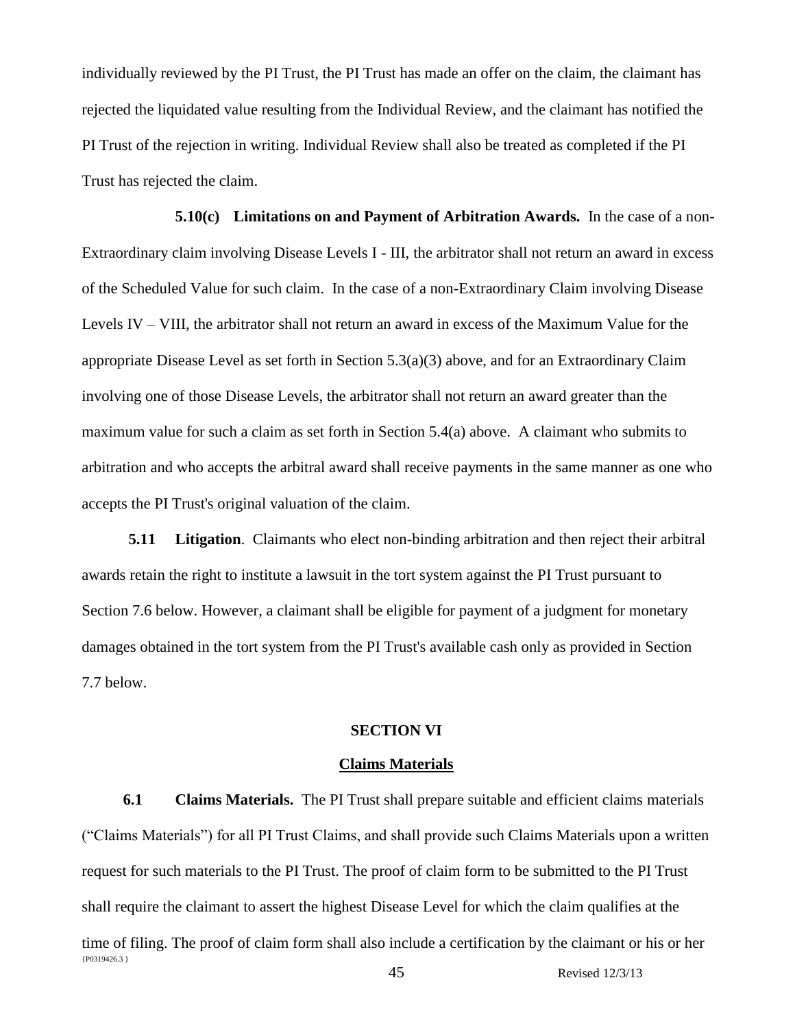individually reviewed by the PI Trust, the PI Trust has made an offer on the claim, the claimant has rejected the liquidated value resulting from the Individual Review, and the claimant has notified the PI Trust of the rejection in writing. Individual Review shall also be treated as completed if the PI Trust has rejected the claim.

**5.10(c) Limitations on and Payment of Arbitration Awards.** In the case of a non-Extraordinary claim involving Disease Levels I - III, the arbitrator shall not return an award in excess of the Scheduled Value for such claim. In the case of a non-Extraordinary Claim involving Disease Levels IV – VIII, the arbitrator shall not return an award in excess of the Maximum Value for the appropriate Disease Level as set forth in Section 5.3(a)(3) above, and for an Extraordinary Claim involving one of those Disease Levels, the arbitrator shall not return an award greater than the maximum value for such a claim as set forth in Section 5.4(a) above. A claimant who submits to arbitration and who accepts the arbitral award shall receive payments in the same manner as one who accepts the PI Trust's original valuation of the claim.

**5.11 Litigation**. Claimants who elect non-binding arbitration and then reject their arbitral awards retain the right to institute a lawsuit in the tort system against the PI Trust pursuant to Section 7.6 below. However, a claimant shall be eligible for payment of a judgment for monetary damages obtained in the tort system from the PI Trust's available cash only as provided in Section 7.7 below.

## SECTION VI

## Claims Materials

**6.1 Claims Materials.** The PI Trust shall prepare suitable and efficient claims materials ("Claims Materials") for all PI Trust Claims, and shall provide such Claims Materials upon a written request for such materials to the PI Trust. The proof of claim form to be submitted to the PI Trust shall require the claimant to assert the highest Disease Level for which the claim qualifies at the time of filing. The proof of claim form shall also include a certification by the claimant or his or her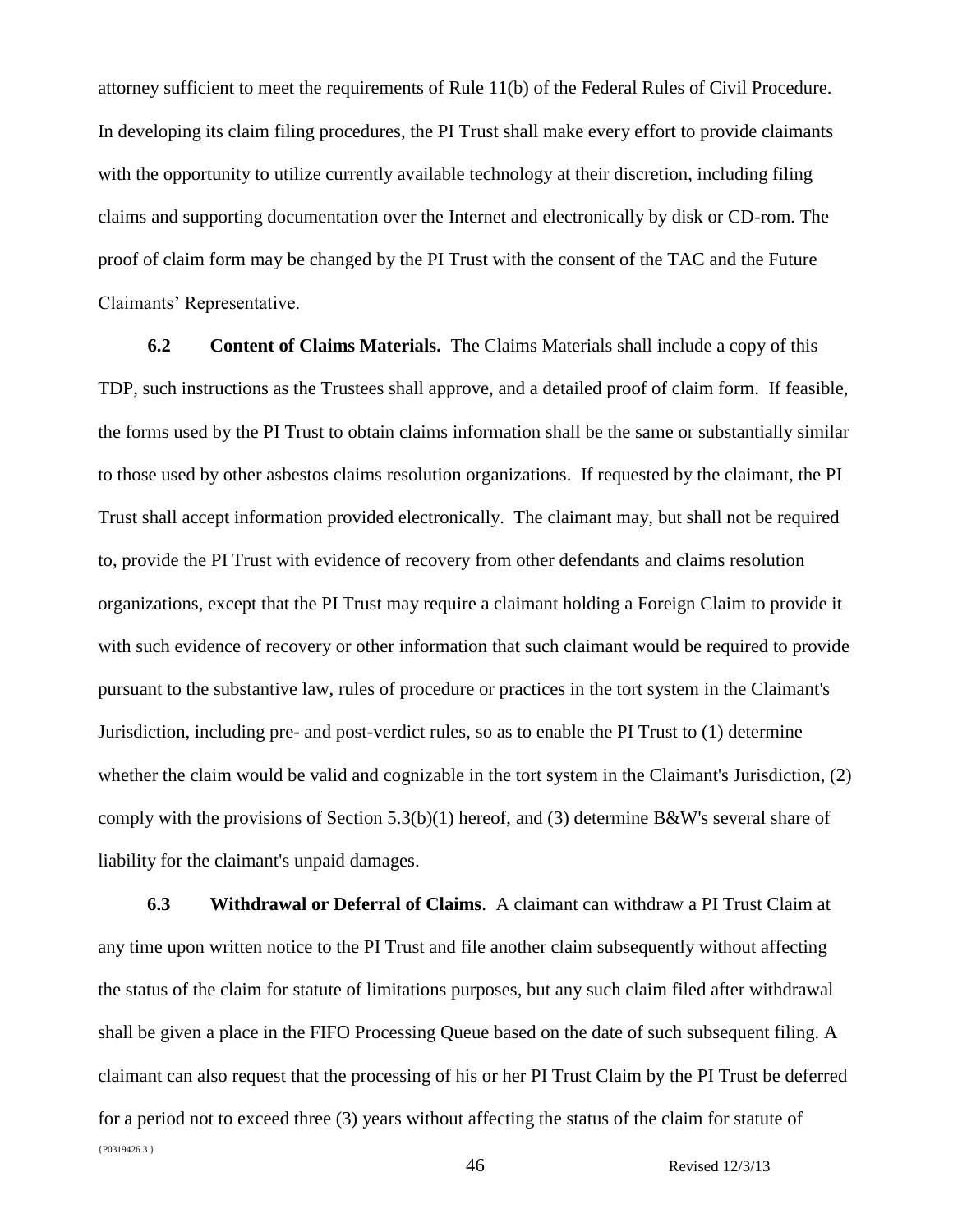attorney sufficient to meet the requirements of Rule 11(b) of the Federal Rules of Civil Procedure. In developing its claim filing procedures, the PI Trust shall make every effort to provide claimants with the opportunity to utilize currently available technology at their discretion, including filing claims and supporting documentation over the Internet and electronically by disk or CD-rom. The proof of claim form may be changed by the PI Trust with the consent of the TAC and the Future Claimants' Representative.

**6.2 Content of Claims Materials.** The Claims Materials shall include a copy of this TDP, such instructions as the Trustees shall approve, and a detailed proof of claim form. If feasible, the forms used by the PI Trust to obtain claims information shall be the same or substantially similar to those used by other asbestos claims resolution organizations. If requested by the claimant, the PI Trust shall accept information provided electronically. The claimant may, but shall not be required to, provide the PI Trust with evidence of recovery from other defendants and claims resolution organizations, except that the PI Trust may require a claimant holding a Foreign Claim to provide it with such evidence of recovery or other information that such claimant would be required to provide pursuant to the substantive law, rules of procedure or practices in the tort system in the Claimant's Jurisdiction, including pre- and post-verdict rules, so as to enable the PI Trust to (1) determine whether the claim would be valid and cognizable in the tort system in the Claimant's Jurisdiction, (2) comply with the provisions of Section 5.3(b)(1) hereof, and (3) determine B&W's several share of liability for the claimant's unpaid damages.

**6.3 Withdrawal or Deferral of Claims**. A claimant can withdraw a PI Trust Claim at any time upon written notice to the PI Trust and file another claim subsequently without affecting the status of the claim for statute of limitations purposes, but any such claim filed after withdrawal shall be given a place in the FIFO Processing Queue based on the date of such subsequent filing. A claimant can also request that the processing of his or her PI Trust Claim by the PI Trust be deferred for a period not to exceed three (3) years without affecting the status of the claim for statute of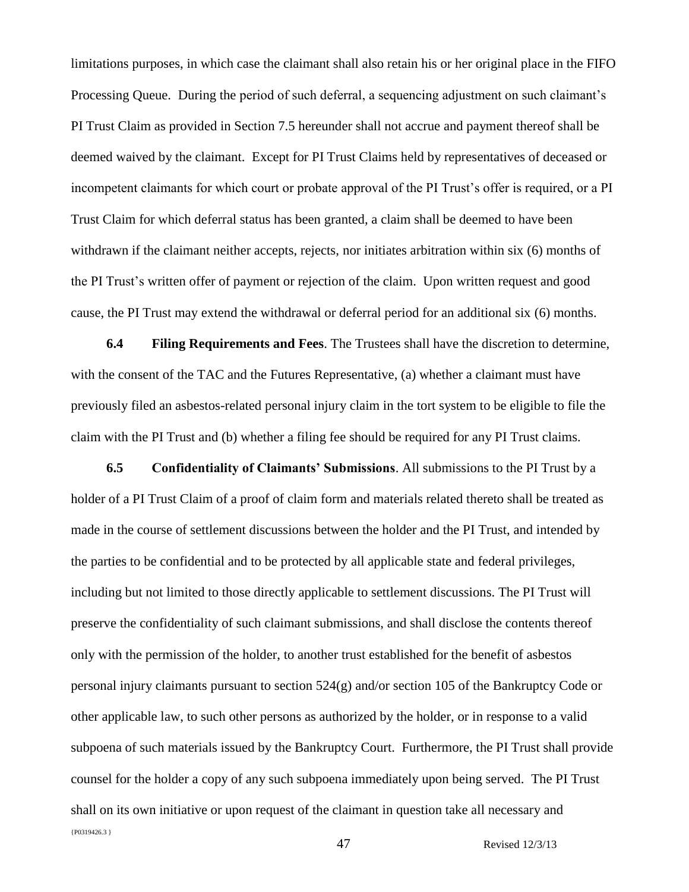limitations purposes, in which case the claimant shall also retain his or her original place in the FIFO Processing Queue. During the period of such deferral, a sequencing adjustment on such claimant's PI Trust Claim as provided in Section 7.5 hereunder shall not accrue and payment thereof shall be deemed waived by the claimant. Except for PI Trust Claims held by representatives of deceased or incompetent claimants for which court or probate approval of the PI Trust's offer is required, or a PI Trust Claim for which deferral status has been granted, a claim shall be deemed to have been withdrawn if the claimant neither accepts, rejects, nor initiates arbitration within six (6) months of the PI Trust's written offer of payment or rejection of the claim. Upon written request and good cause, the PI Trust may extend the withdrawal or deferral period for an additional six (6) months.

**6.4 Filing Requirements and Fees**. The Trustees shall have the discretion to determine, with the consent of the TAC and the Futures Representative, (a) whether a claimant must have previously filed an asbestos-related personal injury claim in the tort system to be eligible to file the claim with the PI Trust and (b) whether a filing fee should be required for any PI Trust claims.

**6.5 Confidentiality of Claimants' Submissions**. All submissions to the PI Trust by a holder of a PI Trust Claim of a proof of claim form and materials related thereto shall be treated as made in the course of settlement discussions between the holder and the PI Trust, and intended by the parties to be confidential and to be protected by all applicable state and federal privileges, including but not limited to those directly applicable to settlement discussions. The PI Trust will preserve the confidentiality of such claimant submissions, and shall disclose the contents thereof only with the permission of the holder, to another trust established for the benefit of asbestos personal injury claimants pursuant to section 524(g) and/or section 105 of the Bankruptcy Code or other applicable law, to such other persons as authorized by the holder, or in response to a valid subpoena of such materials issued by the Bankruptcy Court. Furthermore, the PI Trust shall provide counsel for the holder a copy of any such subpoena immediately upon being served. The PI Trust shall on its own initiative or upon request of the claimant in question take all necessary and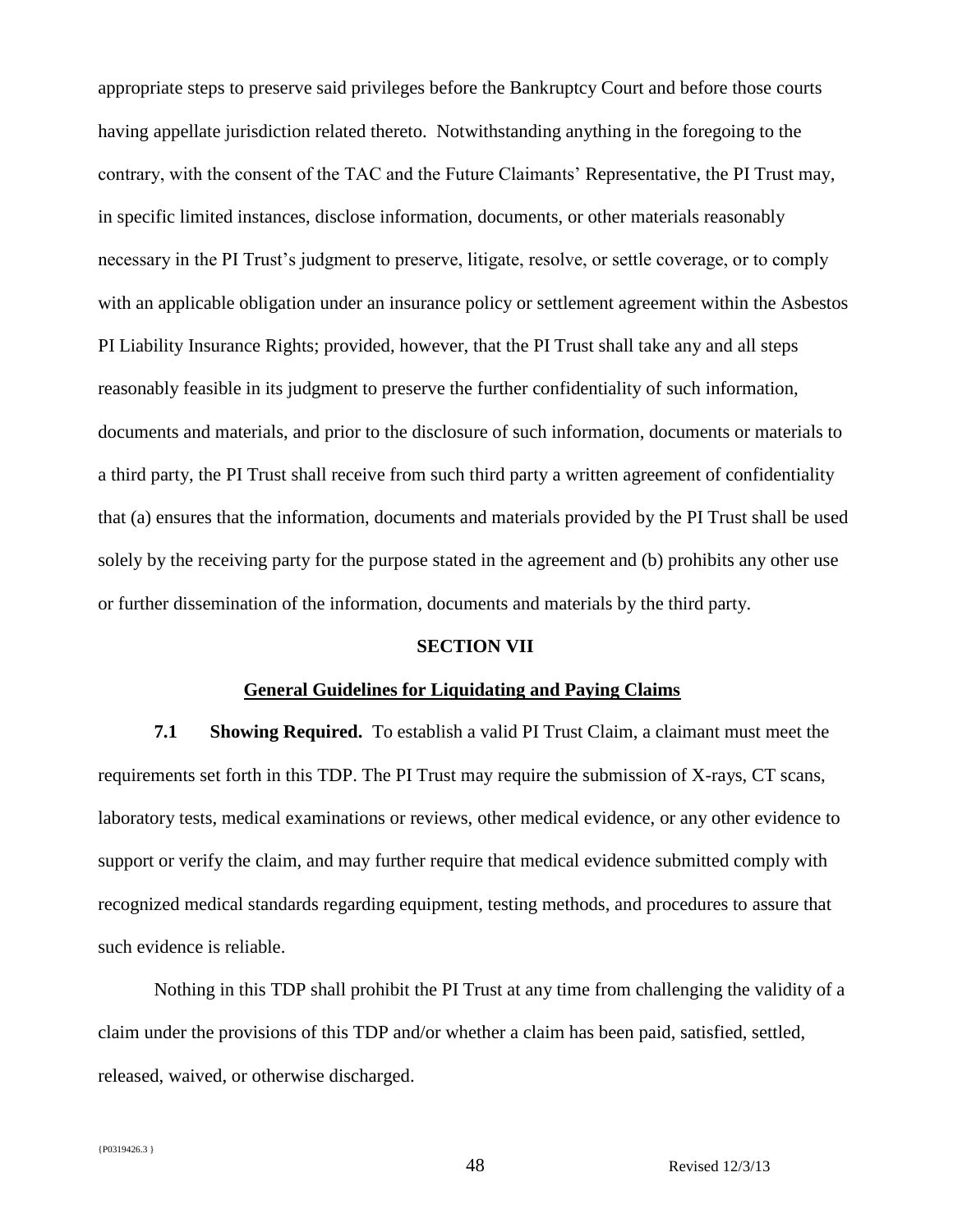appropriate steps to preserve said privileges before the Bankruptcy Court and before those courts having appellate jurisdiction related thereto. Notwithstanding anything in the foregoing to the contrary, with the consent of the TAC and the Future Claimants' Representative, the PI Trust may, in specific limited instances, disclose information, documents, or other materials reasonably necessary in the PI Trust's judgment to preserve, litigate, resolve, or settle coverage, or to comply with an applicable obligation under an insurance policy or settlement agreement within the Asbestos PI Liability Insurance Rights; provided, however, that the PI Trust shall take any and all steps reasonably feasible in its judgment to preserve the further confidentiality of such information, documents and materials, and prior to the disclosure of such information, documents or materials to a third party, the PI Trust shall receive from such third party a written agreement of confidentiality that (a) ensures that the information, documents and materials provided by the PI Trust shall be used solely by the receiving party for the purpose stated in the agreement and (b) prohibits any other use or further dissemination of the information, documents and materials by the third party.

## SECTION VII

## General Guidelines for Liquidating and Paying Claims

**7.1 Showing Required.** To establish a valid PI Trust Claim, a claimant must meet the requirements set forth in this TDP. The PI Trust may require the submission of X-rays, CT scans, laboratory tests, medical examinations or reviews, other medical evidence, or any other evidence to support or verify the claim, and may further require that medical evidence submitted comply with recognized medical standards regarding equipment, testing methods, and procedures to assure that such evidence is reliable.

Nothing in this TDP shall prohibit the PI Trust at any time from challenging the validity of a claim under the provisions of this TDP and/or whether a claim has been paid, satisfied, settled, released, waived, or otherwise discharged.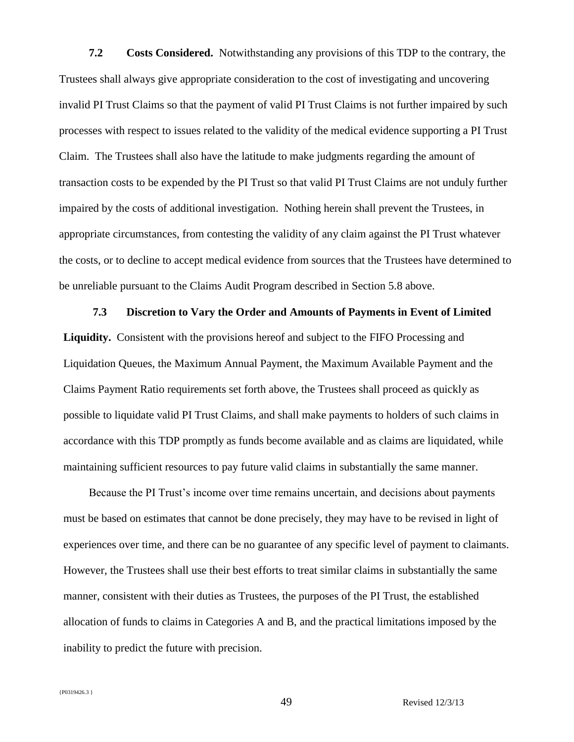**7.2 Costs Considered.** Notwithstanding any provisions of this TDP to the contrary, the Trustees shall always give appropriate consideration to the cost of investigating and uncovering invalid PI Trust Claims so that the payment of valid PI Trust Claims is not further impaired by such processes with respect to issues related to the validity of the medical evidence supporting a PI Trust Claim. The Trustees shall also have the latitude to make judgments regarding the amount of transaction costs to be expended by the PI Trust so that valid PI Trust Claims are not unduly further impaired by the costs of additional investigation. Nothing herein shall prevent the Trustees, in appropriate circumstances, from contesting the validity of any claim against the PI Trust whatever the costs, or to decline to accept medical evidence from sources that the Trustees have determined to be unreliable pursuant to the Claims Audit Program described in Section 5.8 above.

**7.3 Discretion to Vary the Order and Amounts of Payments in Event of Limited Liquidity.** Consistent with the provisions hereof and subject to the FIFO Processing and Liquidation Queues, the Maximum Annual Payment, the Maximum Available Payment and the Claims Payment Ratio requirements set forth above, the Trustees shall proceed as quickly as possible to liquidate valid PI Trust Claims, and shall make payments to holders of such claims in accordance with this TDP promptly as funds become available and as claims are liquidated, while maintaining sufficient resources to pay future valid claims in substantially the same manner.

Because the PI Trust's income over time remains uncertain, and decisions about payments must be based on estimates that cannot be done precisely, they may have to be revised in light of experiences over time, and there can be no guarantee of any specific level of payment to claimants. However, the Trustees shall use their best efforts to treat similar claims in substantially the same manner, consistent with their duties as Trustees, the purposes of the PI Trust, the established allocation of funds to claims in Categories A and B, and the practical limitations imposed by the inability to predict the future with precision.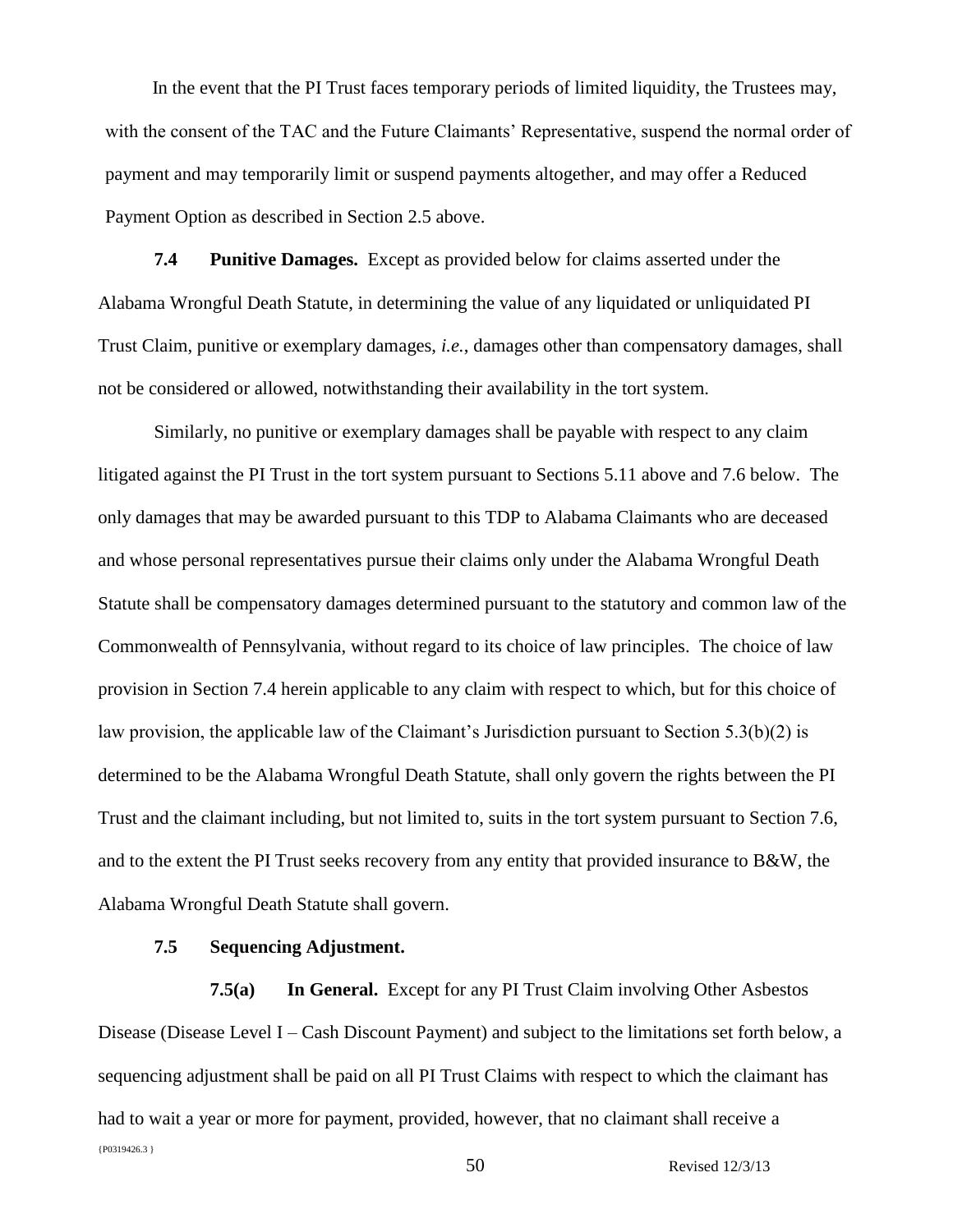In the event that the PI Trust faces temporary periods of limited liquidity, the Trustees may, with the consent of the TAC and the Future Claimants' Representative, suspend the normal order of payment and may temporarily limit or suspend payments altogether, and may offer a Reduced Payment Option as described in Section 2.5 above.

**7.4 Punitive Damages.** Except as provided below for claims asserted under the Alabama Wrongful Death Statute, in determining the value of any liquidated or unliquidated PI Trust Claim, punitive or exemplary damages, *i.e.*, damages other than compensatory damages, shall not be considered or allowed, notwithstanding their availability in the tort system.

Similarly, no punitive or exemplary damages shall be payable with respect to any claim litigated against the PI Trust in the tort system pursuant to Sections 5.11 above and 7.6 below. The only damages that may be awarded pursuant to this TDP to Alabama Claimants who are deceased and whose personal representatives pursue their claims only under the Alabama Wrongful Death Statute shall be compensatory damages determined pursuant to the statutory and common law of the Commonwealth of Pennsylvania, without regard to its choice of law principles. The choice of law provision in Section 7.4 herein applicable to any claim with respect to which, but for this choice of law provision, the applicable law of the Claimant's Jurisdiction pursuant to Section 5.3(b)(2) is determined to be the Alabama Wrongful Death Statute, shall only govern the rights between the PI Trust and the claimant including, but not limited to, suits in the tort system pursuant to Section 7.6, and to the extent the PI Trust seeks recovery from any entity that provided insurance to B&W, the Alabama Wrongful Death Statute shall govern.

**7.5 Sequencing Adjustment.**

**7.5(a) In General.** Except for any PI Trust Claim involving Other Asbestos Disease (Disease Level I – Cash Discount Payment) and subject to the limitations set forth below, a sequencing adjustment shall be paid on all PI Trust Claims with respect to which the claimant has had to wait a year or more for payment, provided, however, that no claimant shall receive a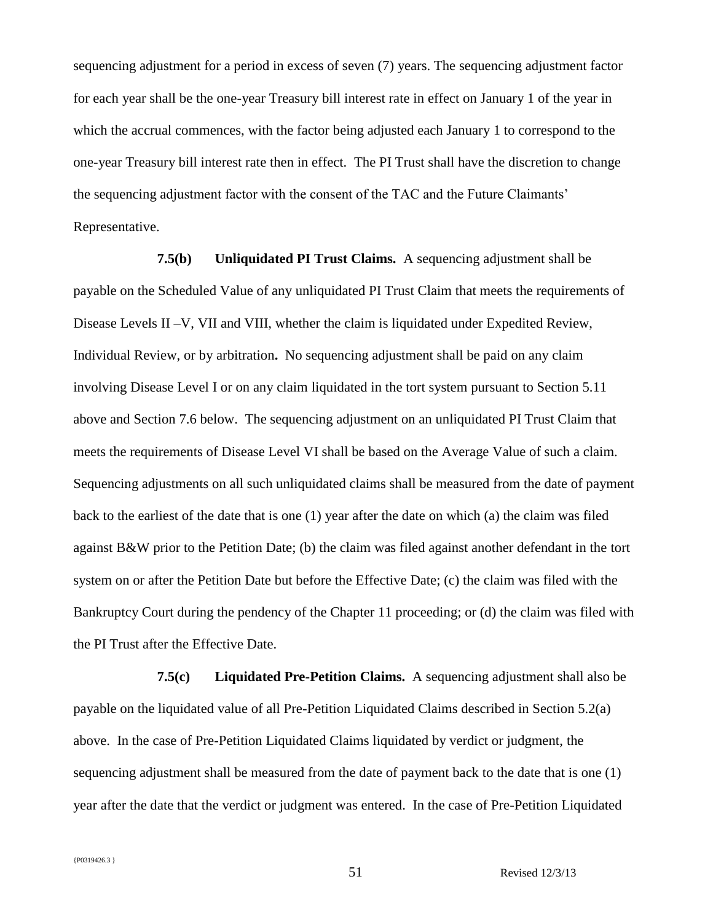sequencing adjustment for a period in excess of seven (7) years. The sequencing adjustment factor for each year shall be the one-year Treasury bill interest rate in effect on January 1 of the year in which the accrual commences, with the factor being adjusted each January 1 to correspond to the one-year Treasury bill interest rate then in effect. The PI Trust shall have the discretion to change the sequencing adjustment factor with the consent of the TAC and the Future Claimants' Representative.

**7.5(b) Unliquidated PI Trust Claims.** A sequencing adjustment shall be payable on the Scheduled Value of any unliquidated PI Trust Claim that meets the requirements of Disease Levels II –V, VII and VIII, whether the claim is liquidated under Expedited Review, Individual Review, or by arbitration**.** No sequencing adjustment shall be paid on any claim involving Disease Level I or on any claim liquidated in the tort system pursuant to Section 5.11 above and Section 7.6 below. The sequencing adjustment on an unliquidated PI Trust Claim that meets the requirements of Disease Level VI shall be based on the Average Value of such a claim. Sequencing adjustments on all such unliquidated claims shall be measured from the date of payment back to the earliest of the date that is one (1) year after the date on which (a) the claim was filed against B&W prior to the Petition Date; (b) the claim was filed against another defendant in the tort system on or after the Petition Date but before the Effective Date; (c) the claim was filed with the Bankruptcy Court during the pendency of the Chapter 11 proceeding; or (d) the claim was filed with the PI Trust after the Effective Date.

**7.5(c) Liquidated Pre-Petition Claims.** A sequencing adjustment shall also be payable on the liquidated value of all Pre-Petition Liquidated Claims described in Section 5.2(a) above. In the case of Pre-Petition Liquidated Claims liquidated by verdict or judgment, the sequencing adjustment shall be measured from the date of payment back to the date that is one (1) year after the date that the verdict or judgment was entered. In the case of Pre-Petition Liquidated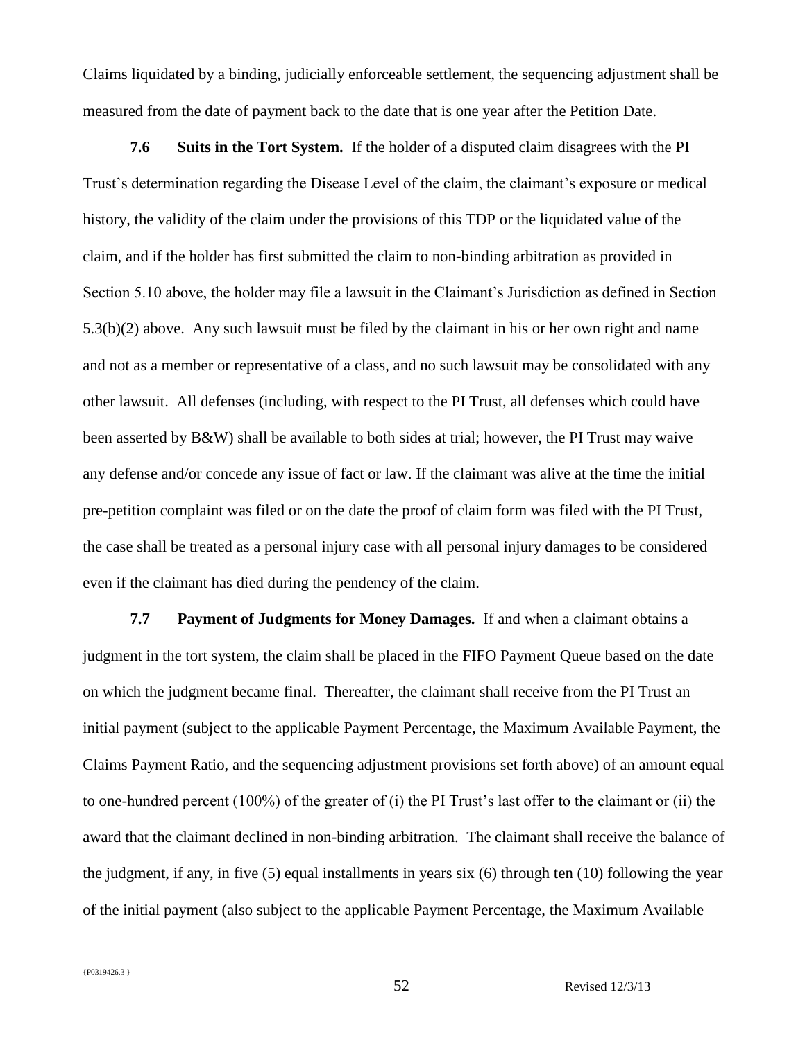Claims liquidated by a binding, judicially enforceable settlement, the sequencing adjustment shall be measured from the date of payment back to the date that is one year after the Petition Date.

**7.6 Suits in the Tort System.** If the holder of a disputed claim disagrees with the PI Trust's determination regarding the Disease Level of the claim, the claimant's exposure or medical history, the validity of the claim under the provisions of this TDP or the liquidated value of the claim, and if the holder has first submitted the claim to non-binding arbitration as provided in Section 5.10 above, the holder may file a lawsuit in the Claimant's Jurisdiction as defined in Section 5.3(b)(2) above. Any such lawsuit must be filed by the claimant in his or her own right and name and not as a member or representative of a class, and no such lawsuit may be consolidated with any other lawsuit. All defenses (including, with respect to the PI Trust, all defenses which could have been asserted by B&W) shall be available to both sides at trial; however, the PI Trust may waive any defense and/or concede any issue of fact or law. If the claimant was alive at the time the initial pre-petition complaint was filed or on the date the proof of claim form was filed with the PI Trust, the case shall be treated as a personal injury case with all personal injury damages to be considered even if the claimant has died during the pendency of the claim.

**7.7 Payment of Judgments for Money Damages.** If and when a claimant obtains a judgment in the tort system, the claim shall be placed in the FIFO Payment Queue based on the date on which the judgment became final. Thereafter, the claimant shall receive from the PI Trust an initial payment (subject to the applicable Payment Percentage, the Maximum Available Payment, the Claims Payment Ratio, and the sequencing adjustment provisions set forth above) of an amount equal to one-hundred percent (100%) of the greater of (i) the PI Trust's last offer to the claimant or (ii) the award that the claimant declined in non-binding arbitration. The claimant shall receive the balance of the judgment, if any, in five (5) equal installments in years six (6) through ten (10) following the year of the initial payment (also subject to the applicable Payment Percentage, the Maximum Available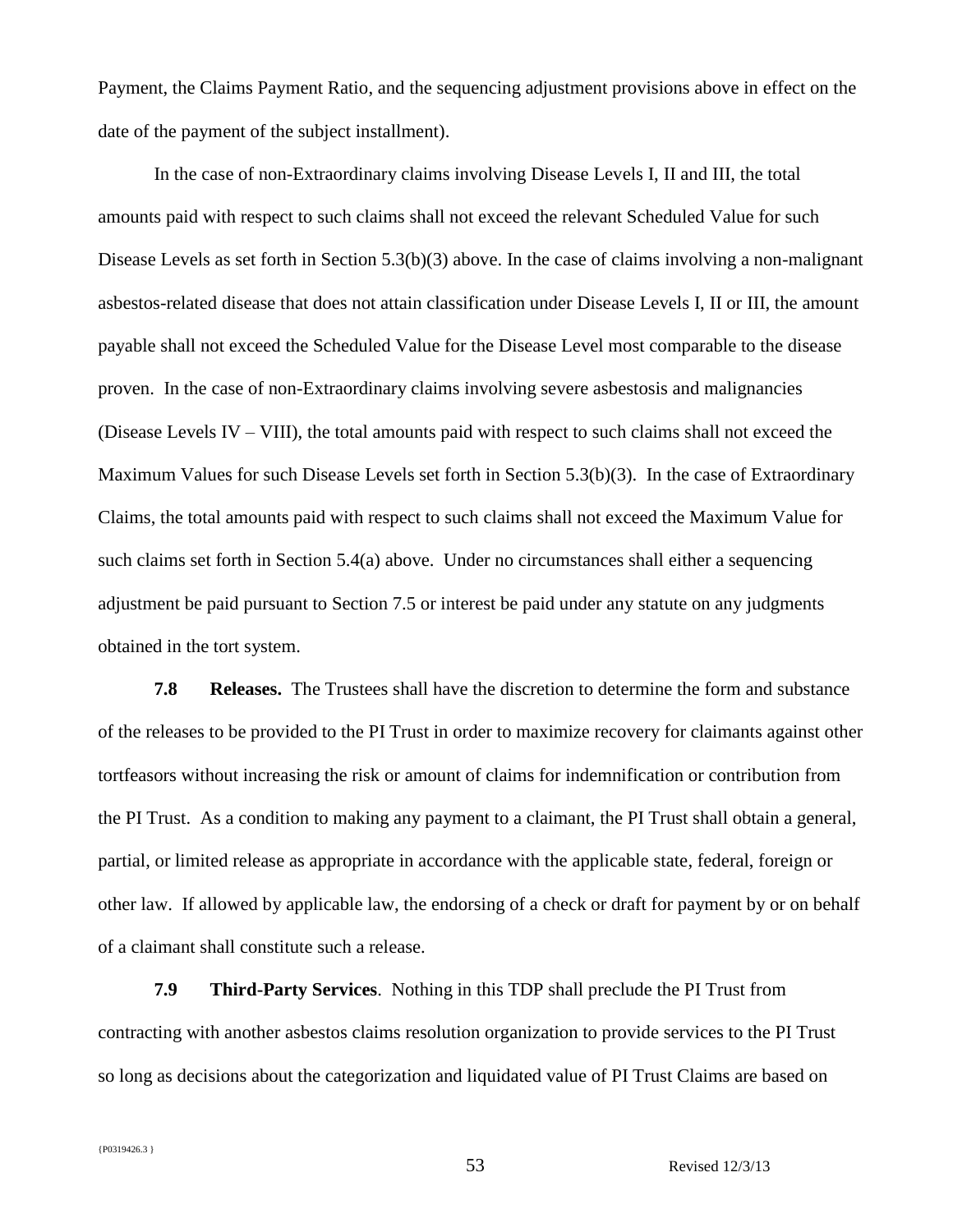Payment, the Claims Payment Ratio, and the sequencing adjustment provisions above in effect on the date of the payment of the subject installment).

In the case of non-Extraordinary claims involving Disease Levels I, II and III, the total amounts paid with respect to such claims shall not exceed the relevant Scheduled Value for such Disease Levels as set forth in Section 5.3(b)(3) above. In the case of claims involving a non-malignant asbestos-related disease that does not attain classification under Disease Levels I, II or III, the amount payable shall not exceed the Scheduled Value for the Disease Level most comparable to the disease proven. In the case of non-Extraordinary claims involving severe asbestosis and malignancies (Disease Levels IV – VIII), the total amounts paid with respect to such claims shall not exceed the Maximum Values for such Disease Levels set forth in Section 5.3(b)(3). In the case of Extraordinary Claims, the total amounts paid with respect to such claims shall not exceed the Maximum Value for such claims set forth in Section 5.4(a) above. Under no circumstances shall either a sequencing adjustment be paid pursuant to Section 7.5 or interest be paid under any statute on any judgments obtained in the tort system.

**7.8 Releases.** The Trustees shall have the discretion to determine the form and substance of the releases to be provided to the PI Trust in order to maximize recovery for claimants against other tortfeasors without increasing the risk or amount of claims for indemnification or contribution from the PI Trust. As a condition to making any payment to a claimant, the PI Trust shall obtain a general, partial, or limited release as appropriate in accordance with the applicable state, federal, foreign or other law. If allowed by applicable law, the endorsing of a check or draft for payment by or on behalf of a claimant shall constitute such a release.

**7.9 Third-Party Services**. Nothing in this TDP shall preclude the PI Trust from contracting with another asbestos claims resolution organization to provide services to the PI Trust so long as decisions about the categorization and liquidated value of PI Trust Claims are based on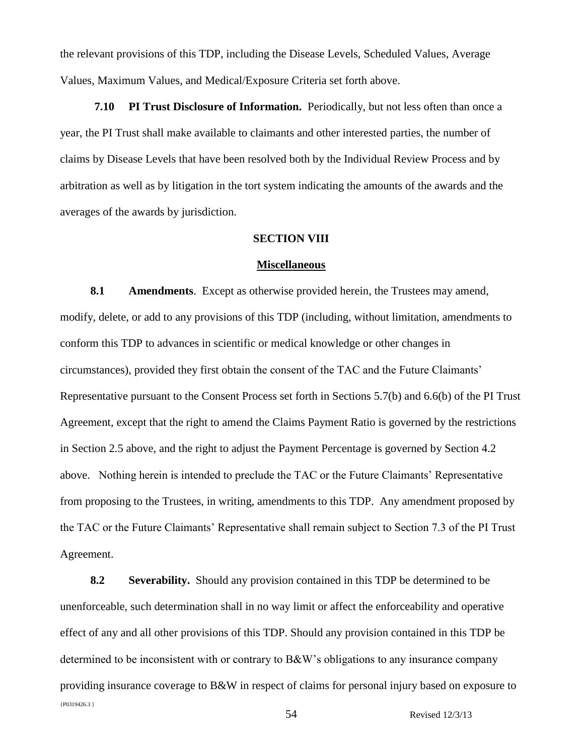the relevant provisions of this TDP, including the Disease Levels, Scheduled Values, Average Values, Maximum Values, and Medical/Exposure Criteria set forth above.

**7.10 PI Trust Disclosure of Information.** Periodically, but not less often than once a year, the PI Trust shall make available to claimants and other interested parties, the number of claims by Disease Levels that have been resolved both by the Individual Review Process and by arbitration as well as by litigation in the tort system indicating the amounts of the awards and the averages of the awards by jurisdiction.

## SECTION VIII

## Miscellaneous

**8.1 Amendments**. Except as otherwise provided herein, the Trustees may amend, modify, delete, or add to any provisions of this TDP (including, without limitation, amendments to conform this TDP to advances in scientific or medical knowledge or other changes in circumstances), provided they first obtain the consent of the TAC and the Future Claimants' Representative pursuant to the Consent Process set forth in Sections 5.7(b) and 6.6(b) of the PI Trust Agreement, except that the right to amend the Claims Payment Ratio is governed by the restrictions in Section 2.5 above, and the right to adjust the Payment Percentage is governed by Section 4.2 above. Nothing herein is intended to preclude the TAC or the Future Claimants' Representative from proposing to the Trustees, in writing, amendments to this TDP. Any amendment proposed by the TAC or the Future Claimants' Representative shall remain subject to Section 7.3 of the PI Trust Agreement.

**8.2 Severability.** Should any provision contained in this TDP be determined to be unenforceable, such determination shall in no way limit or affect the enforceability and operative effect of any and all other provisions of this TDP. Should any provision contained in this TDP be determined to be inconsistent with or contrary to B&W's obligations to any insurance company providing insurance coverage to B&W in respect of claims for personal injury based on exposure to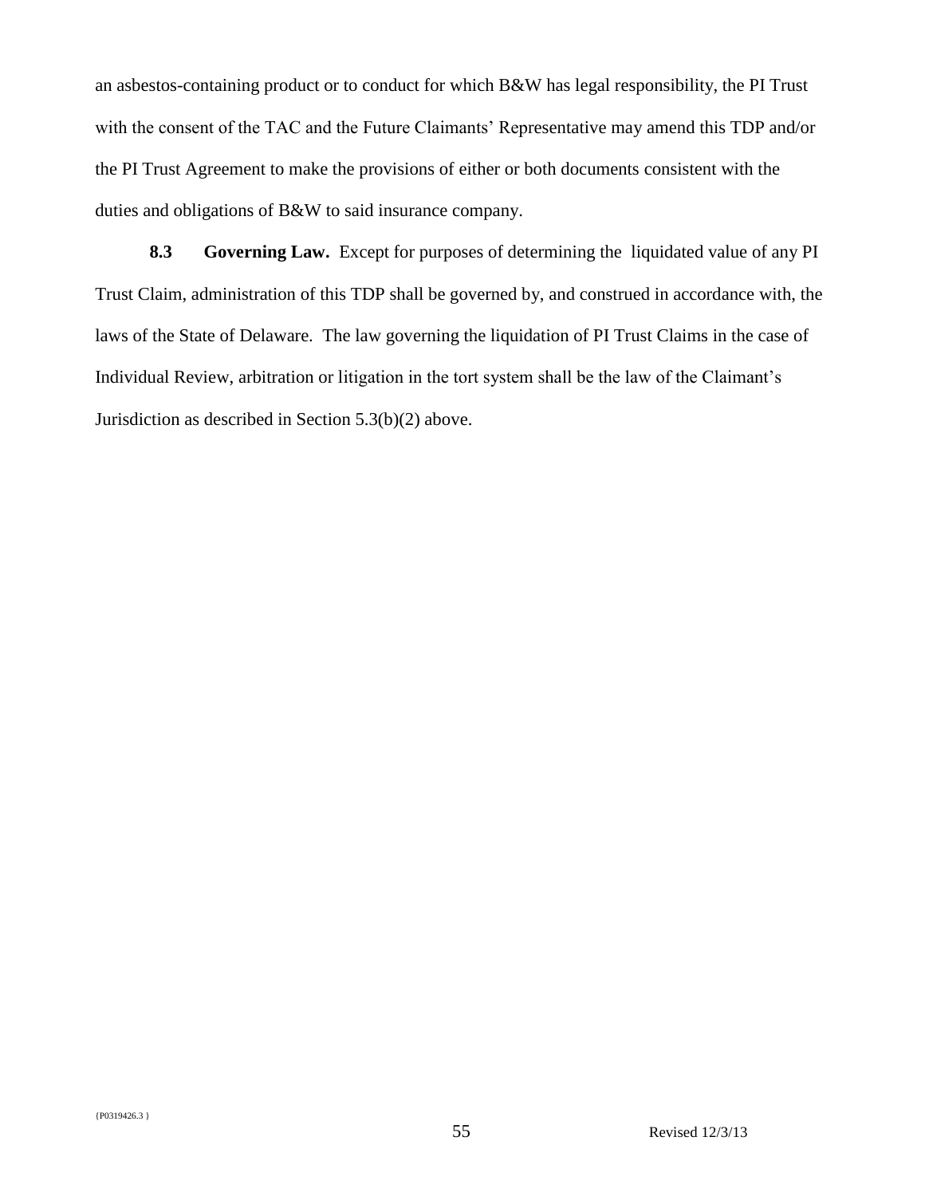an asbestos-containing product or to conduct for which B&W has legal responsibility, the PI Trust with the consent of the TAC and the Future Claimants' Representative may amend this TDP and/or the PI Trust Agreement to make the provisions of either or both documents consistent with the duties and obligations of B&W to said insurance company.

**8.3 Governing Law.** Except for purposes of determining the liquidated value of any PI Trust Claim, administration of this TDP shall be governed by, and construed in accordance with, the laws of the State of Delaware. The law governing the liquidation of PI Trust Claims in the case of Individual Review, arbitration or litigation in the tort system shall be the law of the Claimant's Jurisdiction as described in Section 5.3(b)(2) above.